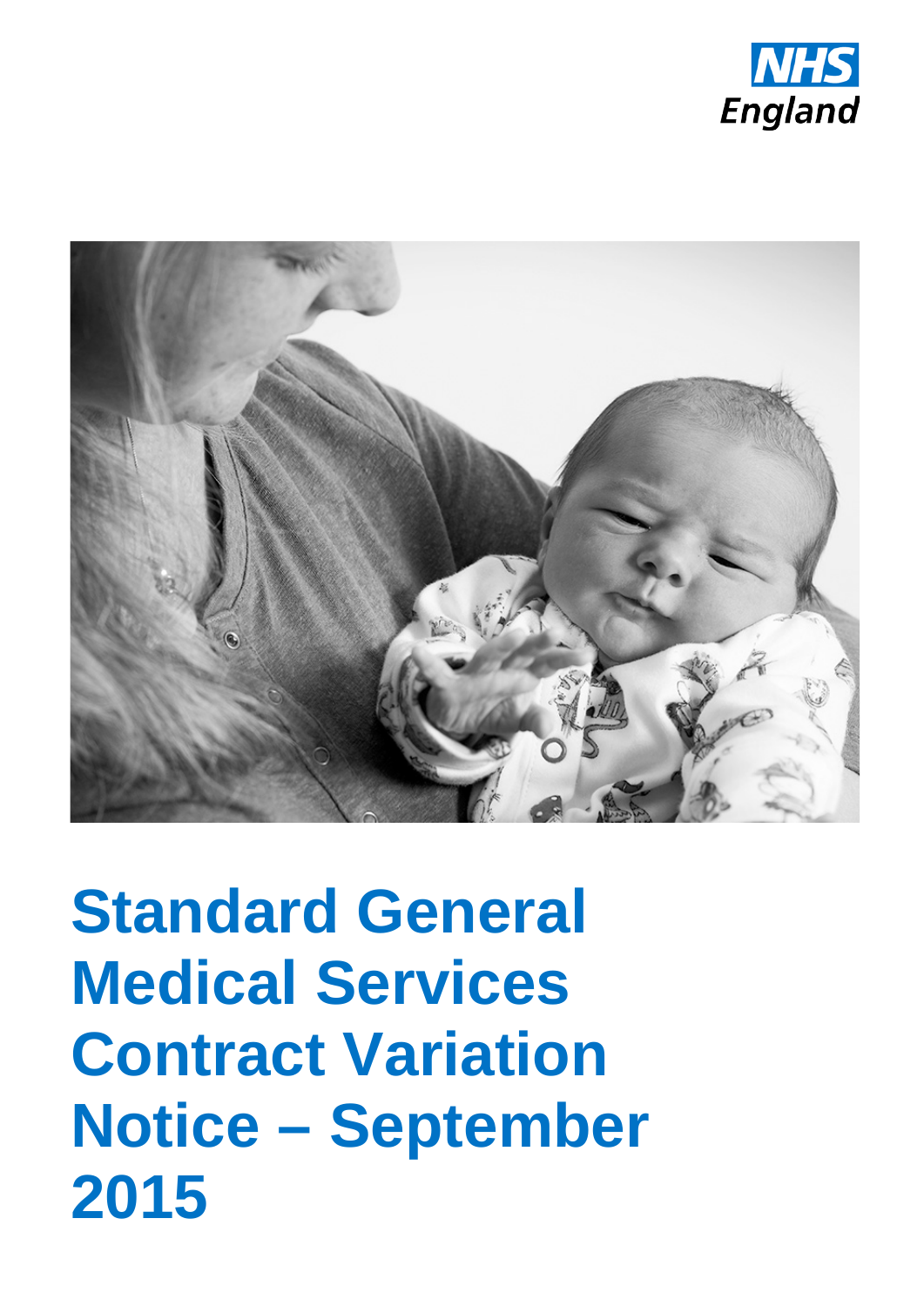NHS England

# Standard General Medical Services Contract Variation Notice – September 2015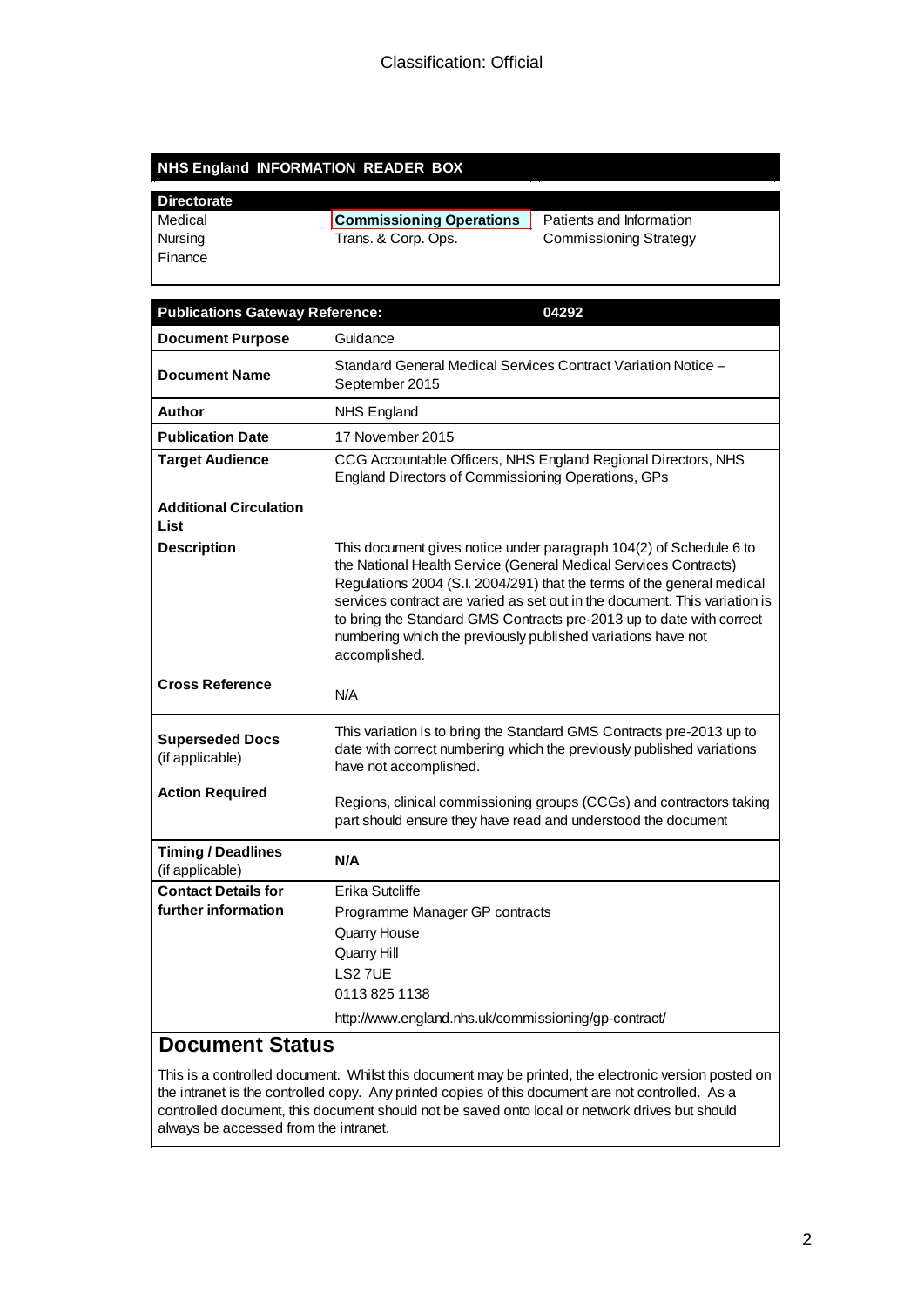Classification: Official

## NHS England INFORMATION READER BOX

| Directorate | | |
|---|---|---|
| Medical | **Commissioning Operations** | Patients and Information |
| Nursing | Trans. & Corp. Ops. | Commissioning Strategy |
| Finance | | |

| **Publications Gateway Reference:** | **04292** |
|---|---|
| **Document Purpose** | Guidance |
| **Document Name** | Standard General Medical Services Contract Variation Notice – September 2015 |
| **Author** | NHS England |
| **Publication Date** | 17 November 2015 |
| **Target Audience** | CCG Accountable Officers, NHS England Regional Directors, NHS England Directors of Commissioning Operations, GPs |
| **Additional Circulation List** | |
| **Description** | This document gives notice under paragraph 104(2) of Schedule 6 to the National Health Service (General Medical Services Contracts) Regulations 2004 (S.I. 2004/291) that the terms of the general medical services contract are varied as set out in the document. This variation is to bring the Standard GMS Contracts pre-2013 up to date with correct numbering which the previously published variations have not accomplished. |
| **Cross Reference** | N/A |
| **Superseded Docs** (if applicable) | This variation is to bring the Standard GMS Contracts pre-2013 up to date with correct numbering which the previously published variations have not accomplished. |
| **Action Required** | Regions, clinical commissioning groups (CCGs) and contractors taking part should ensure they have read and understood the document |
| **Timing / Deadlines** (if applicable) | **N/A** |
| **Contact Details for further information** | Erika Sutcliffe<br>Programme Manager GP contracts<br>Quarry House<br>Quarry Hill<br>LS2 7UE<br>0113 825 1138<br>http://www.england.nhs.uk/commissioning/gp-contract/ |

## Document Status

This is a controlled document. Whilst this document may be printed, the electronic version posted on the intranet is the controlled copy. Any printed copies of this document are not controlled. As a controlled document, this document should not be saved onto local or network drives but should always be accessed from the intranet.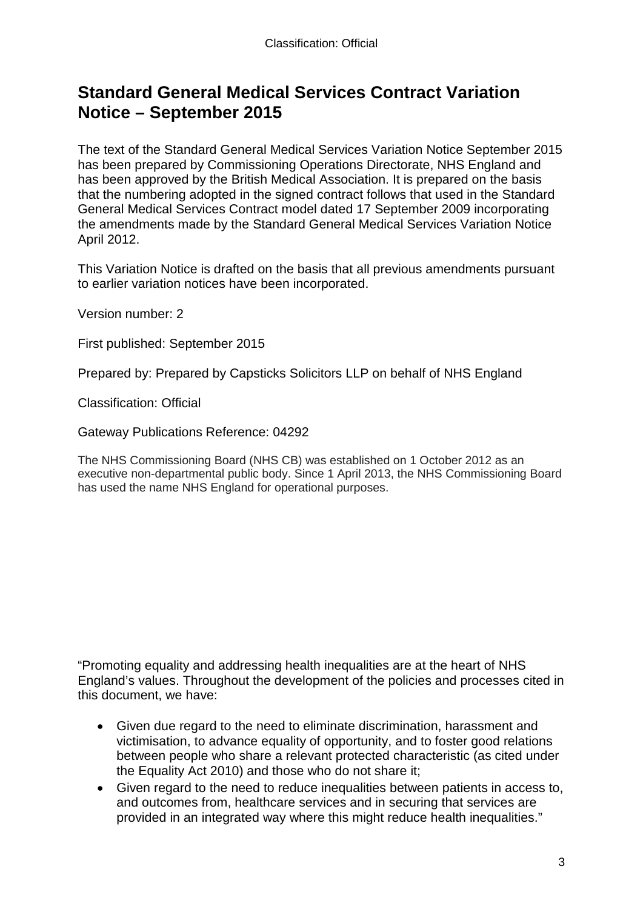# Standard General Medical Services Contract Variation Notice – September 2015

The text of the Standard General Medical Services Variation Notice September 2015 has been prepared by Commissioning Operations Directorate, NHS England and has been approved by the British Medical Association. It is prepared on the basis that the numbering adopted in the signed contract follows that used in the Standard General Medical Services Contract model dated 17 September 2009 incorporating the amendments made by the Standard General Medical Services Variation Notice April 2012.

This Variation Notice is drafted on the basis that all previous amendments pursuant to earlier variation notices have been incorporated.

Version number: 2

First published: September 2015

Prepared by: Prepared by Capsticks Solicitors LLP on behalf of NHS England

Classification: Official

Gateway Publications Reference: 04292

The NHS Commissioning Board (NHS CB) was established on 1 October 2012 as an executive non-departmental public body. Since 1 April 2013, the NHS Commissioning Board has used the name NHS England for operational purposes.

"Promoting equality and addressing health inequalities are at the heart of NHS England's values. Throughout the development of the policies and processes cited in this document, we have:

- Given due regard to the need to eliminate discrimination, harassment and victimisation, to advance equality of opportunity, and to foster good relations between people who share a relevant protected characteristic (as cited under the Equality Act 2010) and those who do not share it;
- Given regard to the need to reduce inequalities between patients in access to, and outcomes from, healthcare services and in securing that services are provided in an integrated way where this might reduce health inequalities."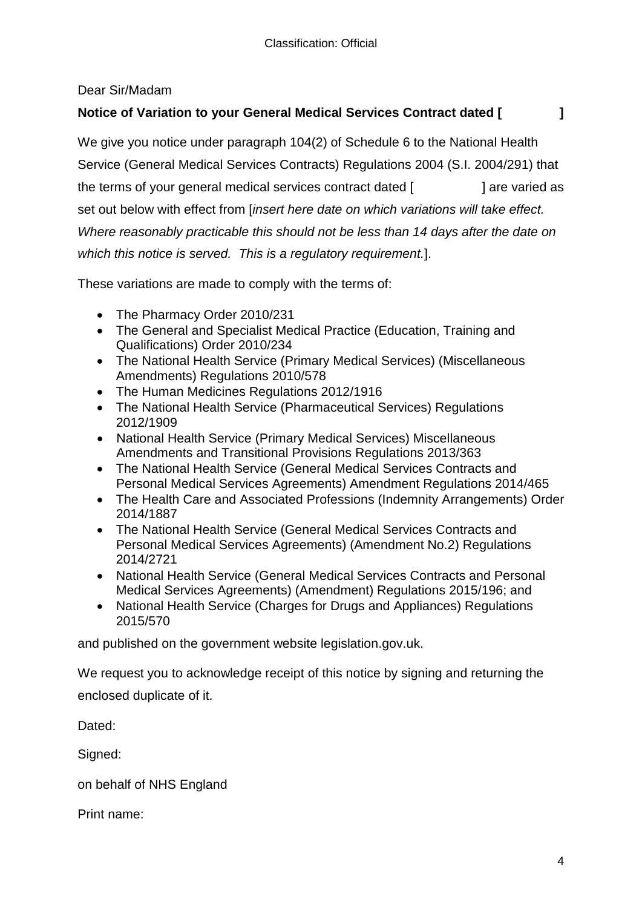Dear Sir/Madam

**Notice of Variation to your General Medical Services Contract dated [ ]**

We give you notice under paragraph 104(2) of Schedule 6 to the National Health Service (General Medical Services Contracts) Regulations 2004 (S.I. 2004/291) that the terms of your general medical services contract dated [ ] are varied as set out below with effect from [*insert here date on which variations will take effect. Where reasonably practicable this should not be less than 14 days after the date on which this notice is served. This is a regulatory requirement.*].

These variations are made to comply with the terms of:

- The Pharmacy Order 2010/231
- The General and Specialist Medical Practice (Education, Training and Qualifications) Order 2010/234
- The National Health Service (Primary Medical Services) (Miscellaneous Amendments) Regulations 2010/578
- The Human Medicines Regulations 2012/1916
- The National Health Service (Pharmaceutical Services) Regulations 2012/1909
- National Health Service (Primary Medical Services) Miscellaneous Amendments and Transitional Provisions Regulations 2013/363
- The National Health Service (General Medical Services Contracts and Personal Medical Services Agreements) Amendment Regulations 2014/465
- The Health Care and Associated Professions (Indemnity Arrangements) Order 2014/1887
- The National Health Service (General Medical Services Contracts and Personal Medical Services Agreements) (Amendment No.2) Regulations 2014/2721
- National Health Service (General Medical Services Contracts and Personal Medical Services Agreements) (Amendment) Regulations 2015/196; and
- National Health Service (Charges for Drugs and Appliances) Regulations 2015/570

and published on the government website legislation.gov.uk.

We request you to acknowledge receipt of this notice by signing and returning the enclosed duplicate of it.

Dated:

Signed:

on behalf of NHS England

Print name: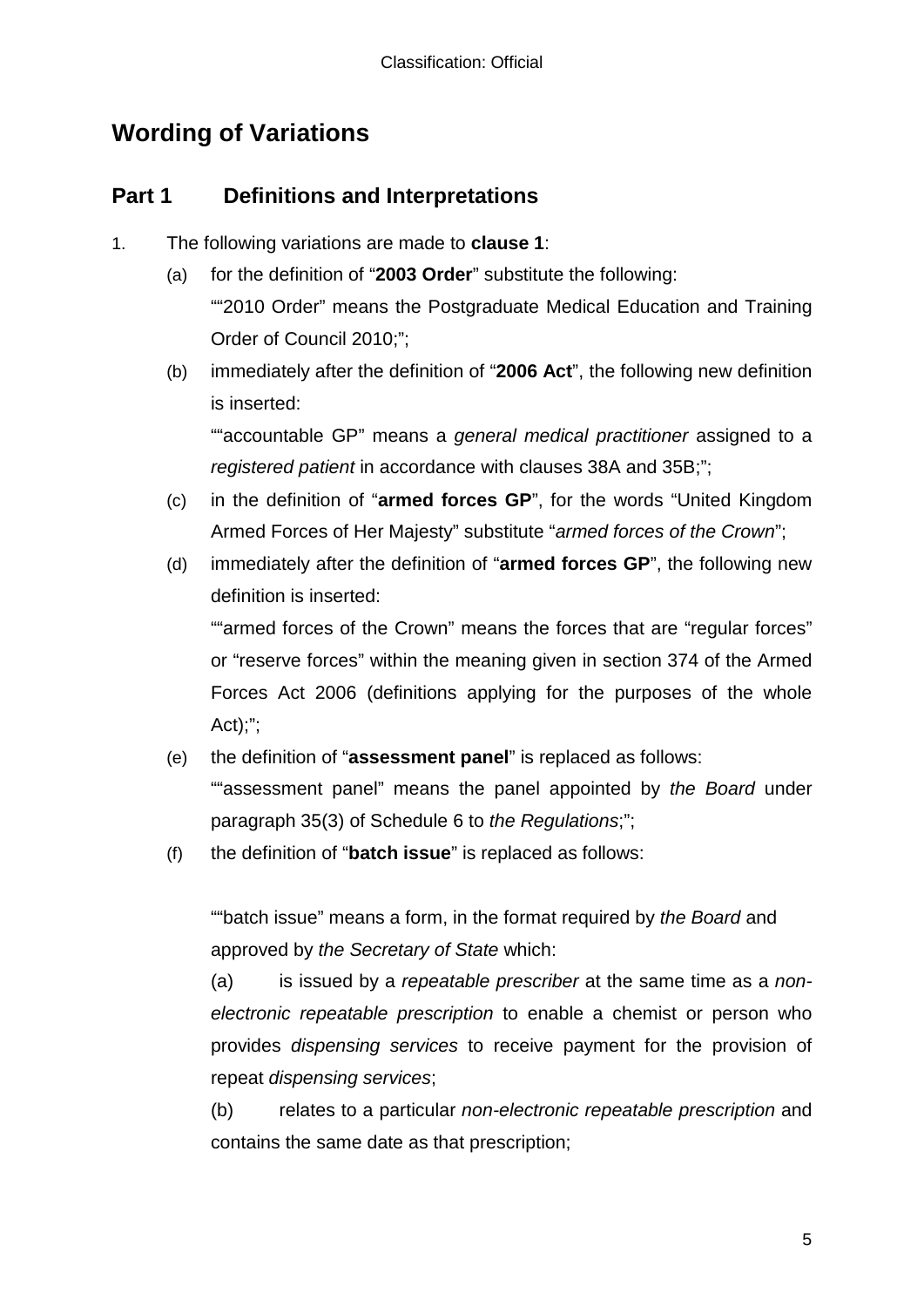# Wording of Variations

## Part 1 Definitions and Interpretations

1. The following variations are made to **clause 1**:

   (a) for the definition of "**2003 Order**" substitute the following:

   ""2010 Order" means the Postgraduate Medical Education and Training Order of Council 2010;";

   (b) immediately after the definition of "**2006 Act**", the following new definition is inserted:

   ""accountable GP" means a *general medical practitioner* assigned to a *registered patient* in accordance with clauses 38A and 35B;";

   (c) in the definition of "**armed forces GP**", for the words "United Kingdom Armed Forces of Her Majesty" substitute "*armed forces of the Crown*";

   (d) immediately after the definition of "**armed forces GP**", the following new definition is inserted:

   ""armed forces of the Crown" means the forces that are "regular forces" or "reserve forces" within the meaning given in section 374 of the Armed Forces Act 2006 (definitions applying for the purposes of the whole Act);";

   (e) the definition of "**assessment panel**" is replaced as follows:

   ""assessment panel" means the panel appointed by *the Board* under paragraph 35(3) of Schedule 6 to *the Regulations*;";

   (f) the definition of "**batch issue**" is replaced as follows:

   ""batch issue" means a form, in the format required by *the Board* and approved by *the Secretary of State* which:

   (a) is issued by a *repeatable prescriber* at the same time as a *non-electronic repeatable prescription* to enable a chemist or person who provides *dispensing services* to receive payment for the provision of repeat *dispensing services*;

   (b) relates to a particular *non-electronic repeatable prescription* and contains the same date as that prescription;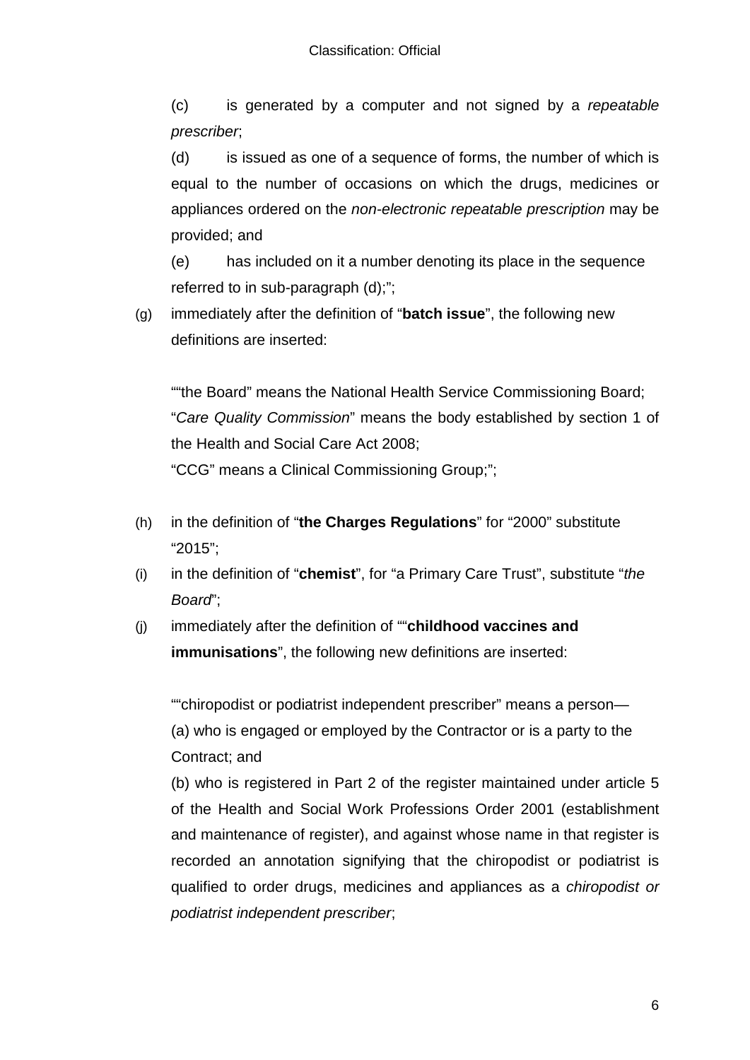(c) is generated by a computer and not signed by a *repeatable prescriber*;

(d) is issued as one of a sequence of forms, the number of which is equal to the number of occasions on which the drugs, medicines or appliances ordered on the *non-electronic repeatable prescription* may be provided; and

(e) has included on it a number denoting its place in the sequence referred to in sub-paragraph (d);";

(g) immediately after the definition of "**batch issue**", the following new definitions are inserted:

""the Board" means the National Health Service Commissioning Board;
"*Care Quality Commission*" means the body established by section 1 of the Health and Social Care Act 2008;
"CCG" means a Clinical Commissioning Group;";

(h) in the definition of "**the Charges Regulations**" for "2000" substitute "2015";

(i) in the definition of "**chemist**", for "a Primary Care Trust", substitute "*the Board*";

(j) immediately after the definition of ""**childhood vaccines and immunisations**", the following new definitions are inserted:

""chiropodist or podiatrist independent prescriber" means a person—
(a) who is engaged or employed by the Contractor or is a party to the Contract; and
(b) who is registered in Part 2 of the register maintained under article 5 of the Health and Social Work Professions Order 2001 (establishment and maintenance of register), and against whose name in that register is recorded an annotation signifying that the chiropodist or podiatrist is qualified to order drugs, medicines and appliances as a *chiropodist or podiatrist independent prescriber*;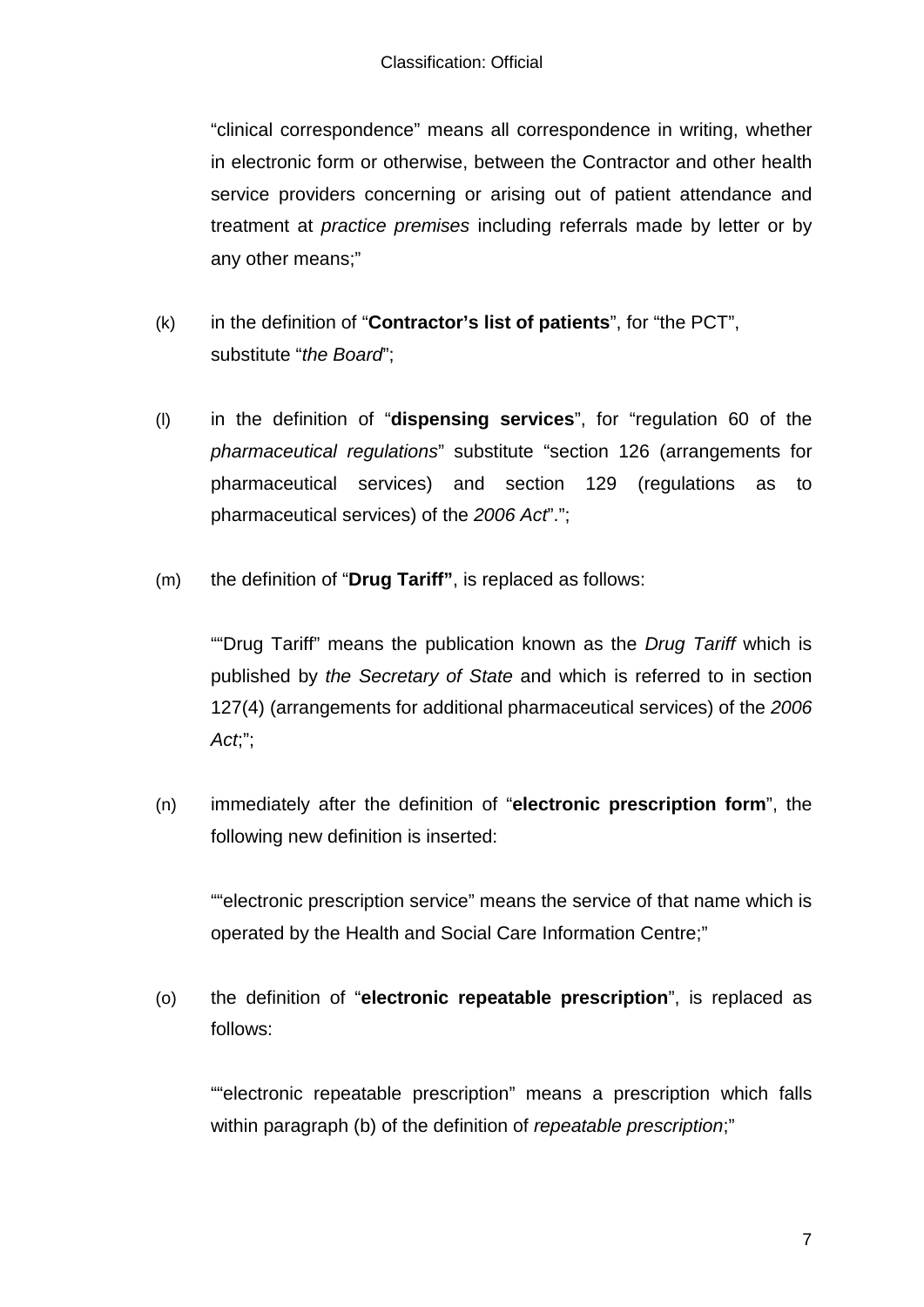"clinical correspondence" means all correspondence in writing, whether in electronic form or otherwise, between the Contractor and other health service providers concerning or arising out of patient attendance and treatment at *practice premises* including referrals made by letter or by any other means;"

(k) in the definition of "**Contractor's list of patients**", for "the PCT", substitute "*the Board*";

(l) in the definition of "**dispensing services**", for "regulation 60 of the *pharmaceutical regulations*" substitute "section 126 (arrangements for pharmaceutical services) and section 129 (regulations as to pharmaceutical services) of the *2006 Act*".";

(m) the definition of "**Drug Tariff"**, is replaced as follows:

""Drug Tariff" means the publication known as the *Drug Tariff* which is published by *the Secretary of State* and which is referred to in section 127(4) (arrangements for additional pharmaceutical services) of the *2006 Act*;";

(n) immediately after the definition of "**electronic prescription form**", the following new definition is inserted:

""electronic prescription service" means the service of that name which is operated by the Health and Social Care Information Centre;"

(o) the definition of "**electronic repeatable prescription**", is replaced as follows:

""electronic repeatable prescription" means a prescription which falls within paragraph (b) of the definition of *repeatable prescription*;"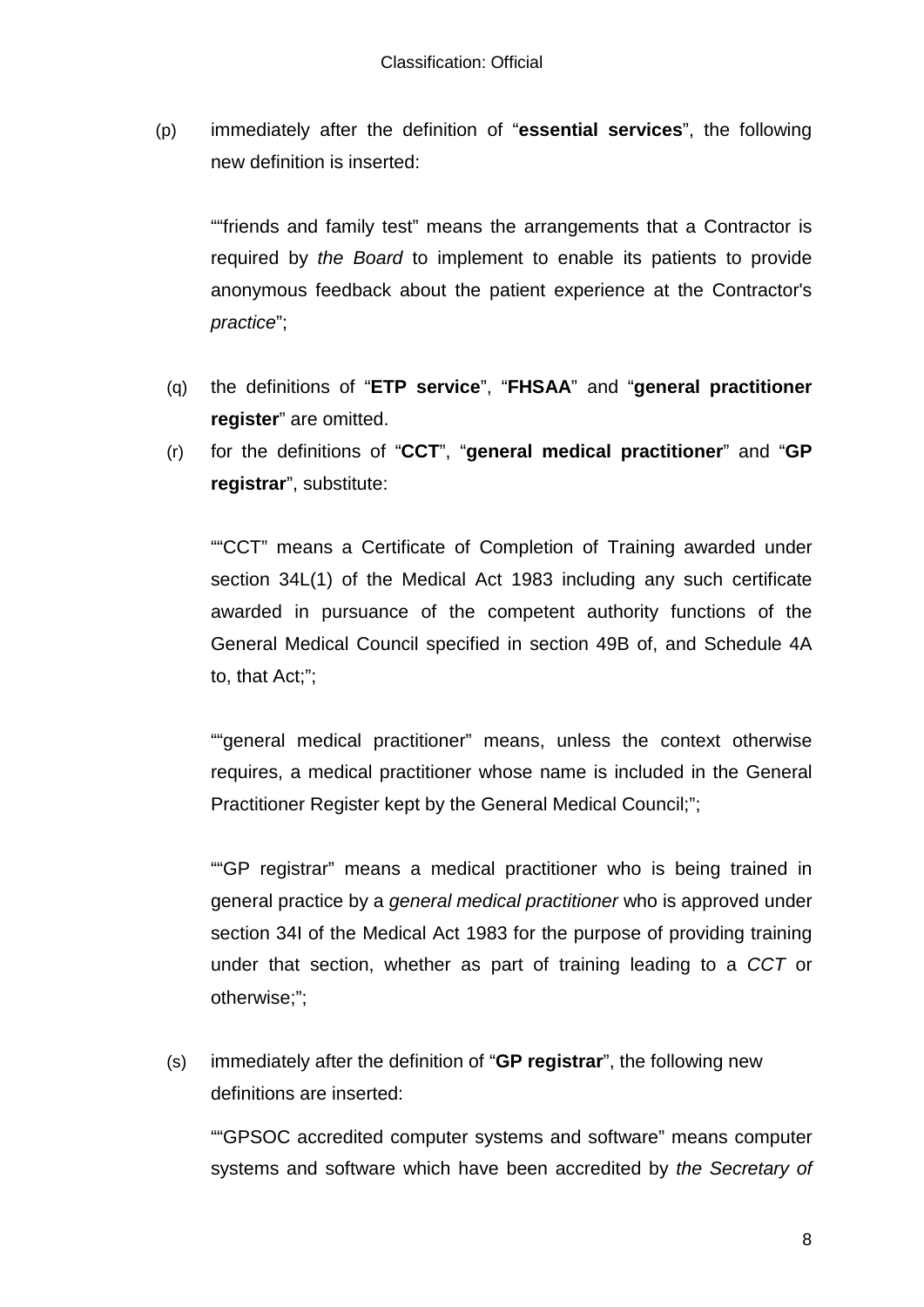(p) immediately after the definition of "**essential services**", the following new definition is inserted:

""friends and family test" means the arrangements that a Contractor is required by *the Board* to implement to enable its patients to provide anonymous feedback about the patient experience at the Contractor's *practice*";

(q) the definitions of "**ETP service**", "**FHSAA**" and "**general practitioner register**" are omitted.

(r) for the definitions of "**CCT**", "**general medical practitioner**" and "**GP registrar**", substitute:

""CCT" means a Certificate of Completion of Training awarded under section 34L(1) of the Medical Act 1983 including any such certificate awarded in pursuance of the competent authority functions of the General Medical Council specified in section 49B of, and Schedule 4A to, that Act;";

""general medical practitioner" means, unless the context otherwise requires, a medical practitioner whose name is included in the General Practitioner Register kept by the General Medical Council;";

""GP registrar" means a medical practitioner who is being trained in general practice by a *general medical practitioner* who is approved under section 34I of the Medical Act 1983 for the purpose of providing training under that section, whether as part of training leading to a *CCT* or otherwise;";

(s) immediately after the definition of "**GP registrar**", the following new definitions are inserted:

""GPSOC accredited computer systems and software" means computer systems and software which have been accredited by *the Secretary of*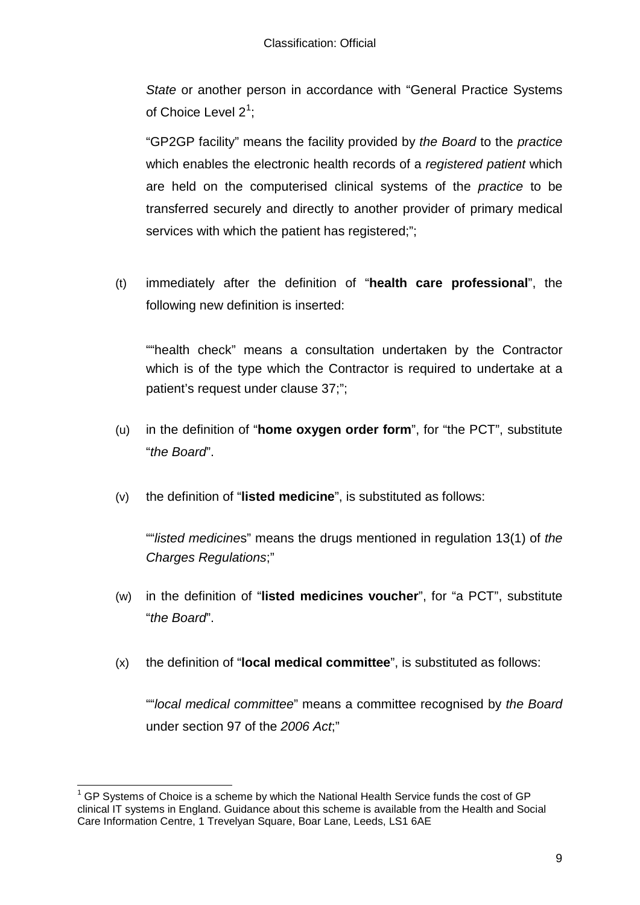*State* or another person in accordance with "General Practice Systems of Choice Level 2[1];

"GP2GP facility" means the facility provided by *the Board* to the *practice* which enables the electronic health records of a *registered patient* which are held on the computerised clinical systems of the *practice* to be transferred securely and directly to another provider of primary medical services with which the patient has registered;";

(t) immediately after the definition of "**health care professional**", the following new definition is inserted:

""health check" means a consultation undertaken by the Contractor which is of the type which the Contractor is required to undertake at a patient's request under clause 37;";

(u) in the definition of "**home oxygen order form**", for "the PCT", substitute "*the Board*".

(v) the definition of "**listed medicine**", is substituted as follows:

""*listed medicine*s" means the drugs mentioned in regulation 13(1) of *the Charges Regulations*;"

(w) in the definition of "**listed medicines voucher**", for "a PCT", substitute "*the Board*".

(x) the definition of "**local medical committee**", is substituted as follows:

""*local medical committee*" means a committee recognised by *the Board* under section 97 of the *2006 Act*;"

---

[1] GP Systems of Choice is a scheme by which the National Health Service funds the cost of GP clinical IT systems in England. Guidance about this scheme is available from the Health and Social Care Information Centre, 1 Trevelyan Square, Boar Lane, Leeds, LS1 6AE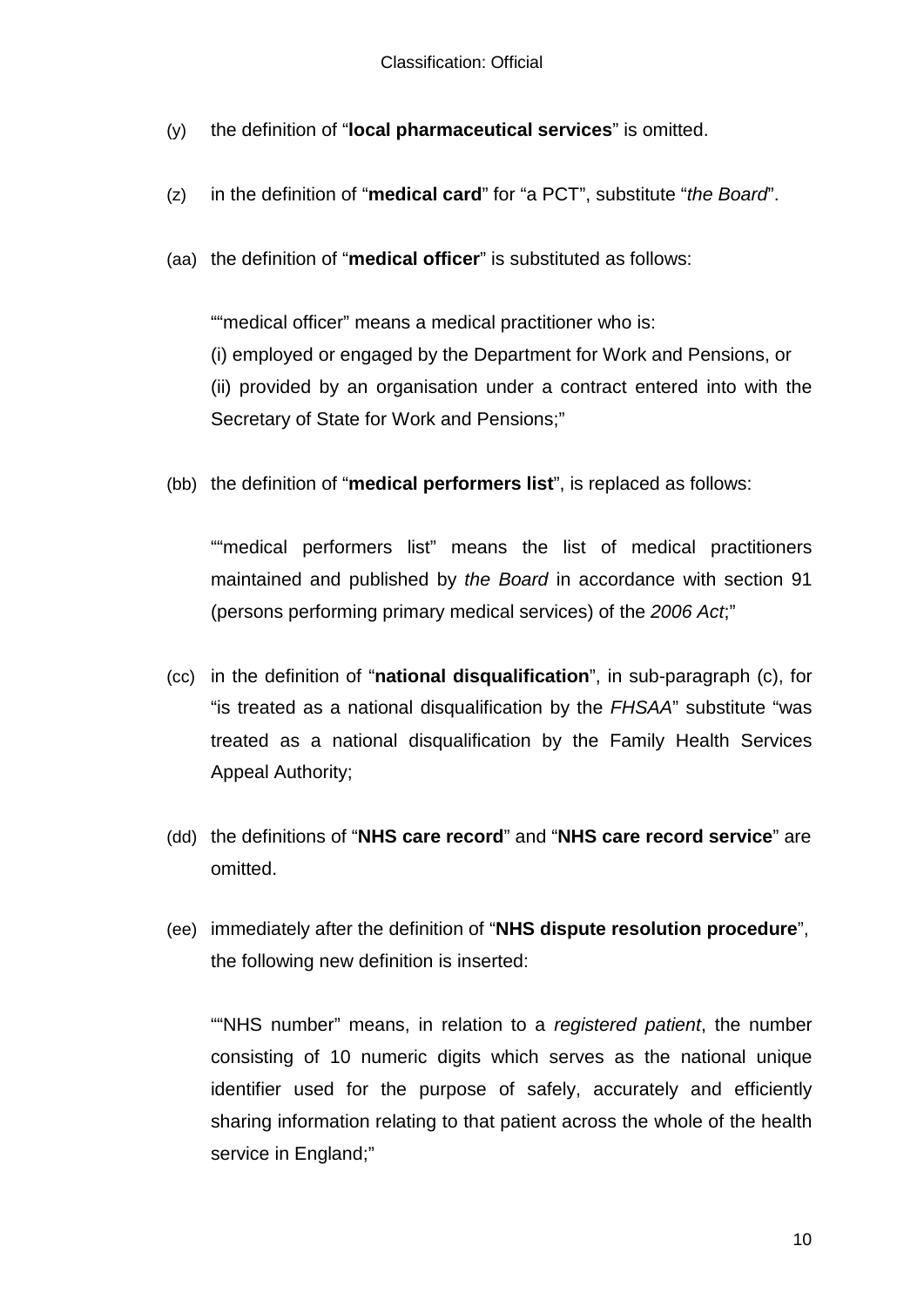(y) the definition of “**local pharmaceutical services**” is omitted.

(z) in the definition of “**medical card**” for “a PCT”, substitute “*the Board*”.

(aa) the definition of “**medical officer**” is substituted as follows:

““medical officer” means a medical practitioner who is:
(i) employed or engaged by the Department for Work and Pensions, or
(ii) provided by an organisation under a contract entered into with the Secretary of State for Work and Pensions;”

(bb) the definition of “**medical performers list**”, is replaced as follows:

““medical performers list” means the list of medical practitioners maintained and published by *the Board* in accordance with section 91 (persons performing primary medical services) of the *2006 Act*;”

(cc) in the definition of “**national disqualification**”, in sub-paragraph (c), for “is treated as a national disqualification by the *FHSAA*” substitute “was treated as a national disqualification by the Family Health Services Appeal Authority;

(dd) the definitions of “**NHS care record**” and “**NHS care record service**” are omitted.

(ee) immediately after the definition of “**NHS dispute resolution procedure**”, the following new definition is inserted:

““NHS number” means, in relation to a *registered patient*, the number consisting of 10 numeric digits which serves as the national unique identifier used for the purpose of safely, accurately and efficiently sharing information relating to that patient across the whole of the health service in England;”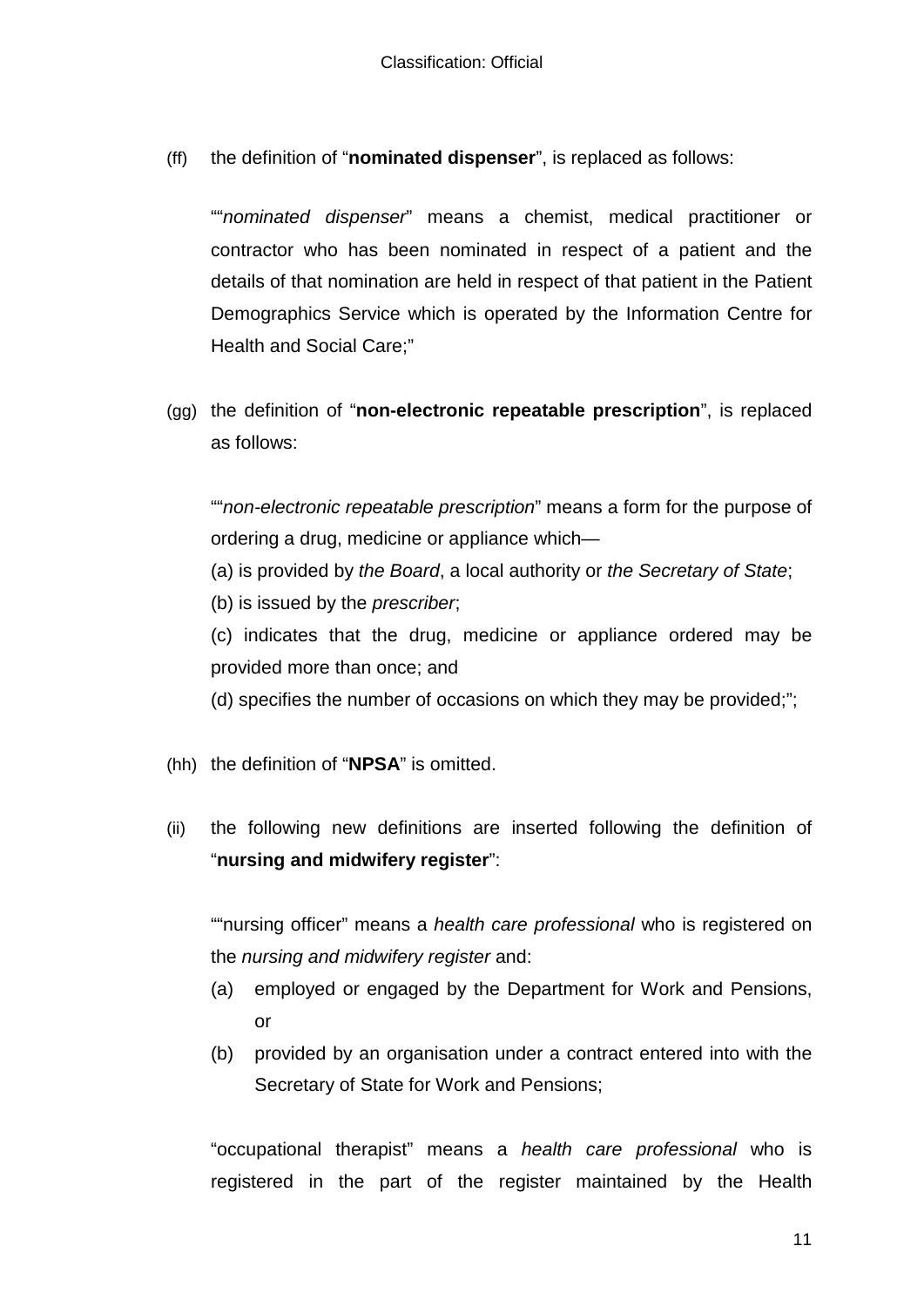(ff) the definition of "**nominated dispenser**", is replaced as follows:

""*nominated dispenser*" means a chemist, medical practitioner or contractor who has been nominated in respect of a patient and the details of that nomination are held in respect of that patient in the Patient Demographics Service which is operated by the Information Centre for Health and Social Care;"

(gg) the definition of "**non-electronic repeatable prescription**", is replaced as follows:

""*non-electronic repeatable prescription*" means a form for the purpose of ordering a drug, medicine or appliance which—

(a) is provided by *the Board*, a local authority or *the Secretary of State*;

(b) is issued by the *prescriber*;

(c) indicates that the drug, medicine or appliance ordered may be provided more than once; and

(d) specifies the number of occasions on which they may be provided;";

(hh) the definition of "**NPSA**" is omitted.

(ii) the following new definitions are inserted following the definition of "**nursing and midwifery register**":

""nursing officer" means a *health care professional* who is registered on the *nursing and midwifery register* and:

(a) employed or engaged by the Department for Work and Pensions, or

(b) provided by an organisation under a contract entered into with the Secretary of State for Work and Pensions;

"occupational therapist" means a *health care professional* who is registered in the part of the register maintained by the Health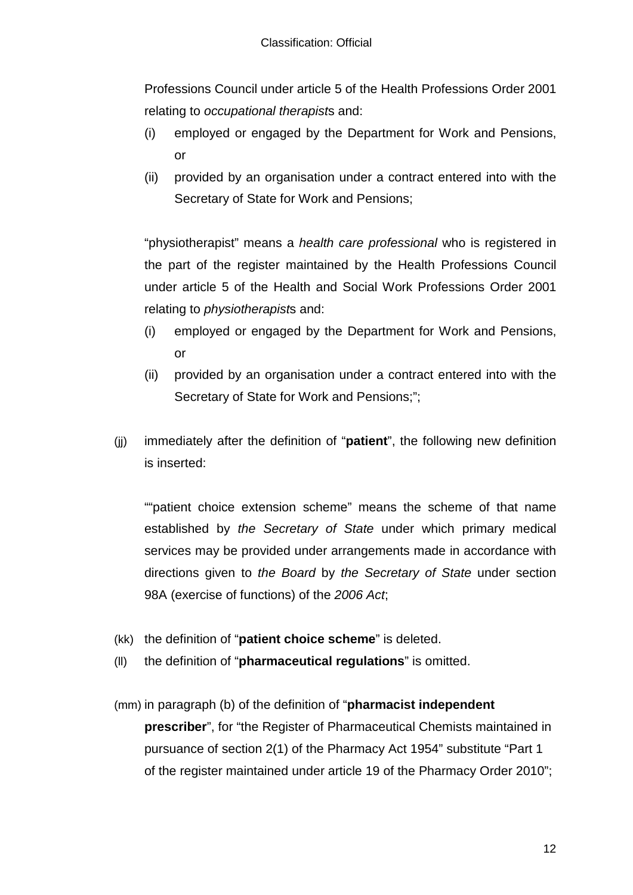Professions Council under article 5 of the Health Professions Order 2001 relating to *occupational therapist*s and:

(i) employed or engaged by the Department for Work and Pensions, or

(ii) provided by an organisation under a contract entered into with the Secretary of State for Work and Pensions;

"physiotherapist" means a *health care professional* who is registered in the part of the register maintained by the Health Professions Council under article 5 of the Health and Social Work Professions Order 2001 relating to *physiotherapist*s and:

(i) employed or engaged by the Department for Work and Pensions, or

(ii) provided by an organisation under a contract entered into with the Secretary of State for Work and Pensions;";

(jj) immediately after the definition of "**patient**", the following new definition is inserted:

""patient choice extension scheme" means the scheme of that name established by *the Secretary of State* under which primary medical services may be provided under arrangements made in accordance with directions given to *the Board* by *the Secretary of State* under section 98A (exercise of functions) of the *2006 Act*;

(kk) the definition of "**patient choice scheme**" is deleted.

(ll) the definition of "**pharmaceutical regulations**" is omitted.

(mm) in paragraph (b) of the definition of "**pharmacist independent prescriber**", for "the Register of Pharmaceutical Chemists maintained in pursuance of section 2(1) of the Pharmacy Act 1954" substitute "Part 1 of the register maintained under article 19 of the Pharmacy Order 2010";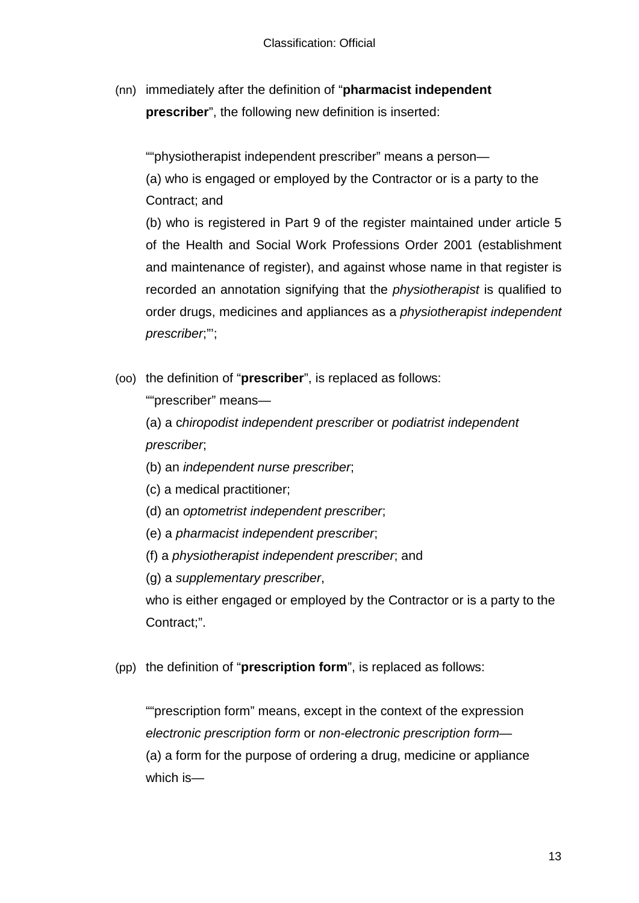(nn) immediately after the definition of "**pharmacist independent prescriber**", the following new definition is inserted:

""physiotherapist independent prescriber" means a person—

(a) who is engaged or employed by the Contractor or is a party to the Contract; and

(b) who is registered in Part 9 of the register maintained under article 5 of the Health and Social Work Professions Order 2001 (establishment and maintenance of register), and against whose name in that register is recorded an annotation signifying that the *physiotherapist* is qualified to order drugs, medicines and appliances as a *physiotherapist independent prescriber*;"';

(oo) the definition of "**prescriber**", is replaced as follows:

""prescriber" means—

(a) a c*hiropodist independent prescriber* or *podiatrist independent prescriber*;

(b) an *independent nurse prescriber*;

(c) a medical practitioner;

(d) an *optometrist independent prescriber*;

(e) a *pharmacist independent prescriber*;

(f) a *physiotherapist independent prescriber*; and

(g) a *supplementary prescriber*,

who is either engaged or employed by the Contractor or is a party to the Contract;".

(pp) the definition of "**prescription form**", is replaced as follows:

""prescription form" means, except in the context of the expression *electronic prescription form* or *non-electronic prescription form*—

(a) a form for the purpose of ordering a drug, medicine or appliance which is—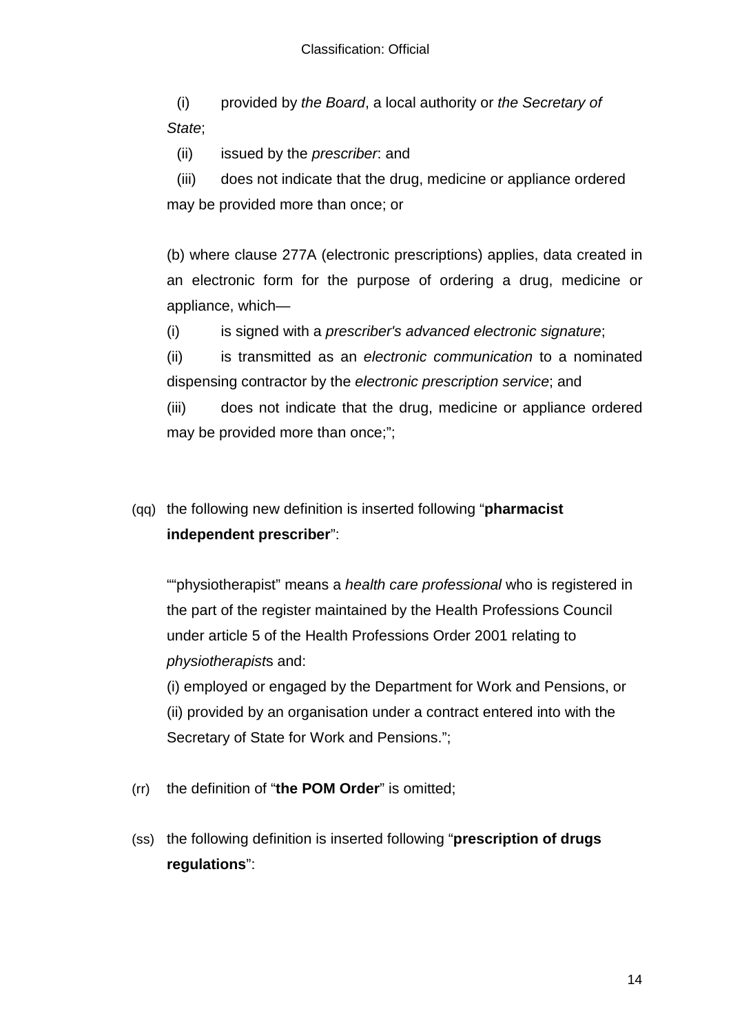(i) provided by *the Board*, a local authority or *the Secretary of State*;

(ii) issued by the *prescriber*: and

(iii) does not indicate that the drug, medicine or appliance ordered may be provided more than once; or

(b) where clause 277A (electronic prescriptions) applies, data created in an electronic form for the purpose of ordering a drug, medicine or appliance, which—

(i) is signed with a *prescriber's advanced electronic signature*;

(ii) is transmitted as an *electronic communication* to a nominated dispensing contractor by the *electronic prescription service*; and

(iii) does not indicate that the drug, medicine or appliance ordered may be provided more than once;";

(qq) the following new definition is inserted following "**pharmacist independent prescriber**":

""physiotherapist" means a *health care professional* who is registered in the part of the register maintained by the Health Professions Council under article 5 of the Health Professions Order 2001 relating to *physiotherapist*s and:

(i) employed or engaged by the Department for Work and Pensions, or

(ii) provided by an organisation under a contract entered into with the Secretary of State for Work and Pensions.";

(rr) the definition of "**the POM Order**" is omitted;

(ss) the following definition is inserted following "**prescription of drugs regulations**":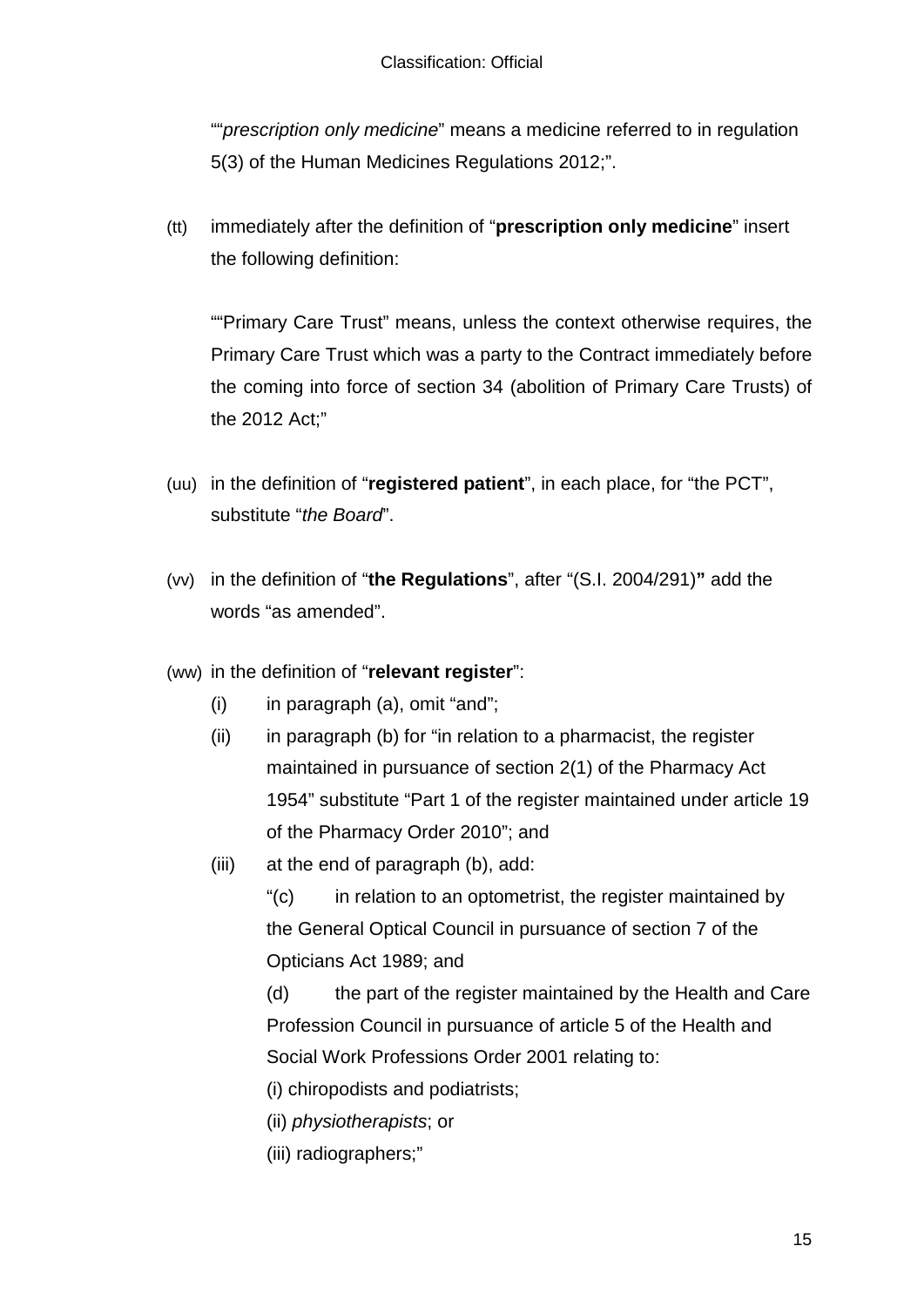""*prescription only medicine*" means a medicine referred to in regulation 5(3) of the Human Medicines Regulations 2012;".

(tt) immediately after the definition of "**prescription only medicine**" insert the following definition:

""Primary Care Trust" means, unless the context otherwise requires, the Primary Care Trust which was a party to the Contract immediately before the coming into force of section 34 (abolition of Primary Care Trusts) of the 2012 Act;"

(uu) in the definition of "**registered patient**", in each place, for "the PCT", substitute "*the Board*".

(vv) in the definition of "**the Regulations**", after "(S.I. 2004/291)**"** add the words "as amended".

(ww) in the definition of "**relevant register**":

- (i) in paragraph (a), omit "and";
- (ii) in paragraph (b) for "in relation to a pharmacist, the register maintained in pursuance of section 2(1) of the Pharmacy Act 1954" substitute "Part 1 of the register maintained under article 19 of the Pharmacy Order 2010"; and
- (iii) at the end of paragraph (b), add:

  "(c) in relation to an optometrist, the register maintained by the General Optical Council in pursuance of section 7 of the Opticians Act 1989; and

  (d) the part of the register maintained by the Health and Care Profession Council in pursuance of article 5 of the Health and Social Work Professions Order 2001 relating to:

  (i) chiropodists and podiatrists;

  (ii) *physiotherapists*; or

  (iii) radiographers;"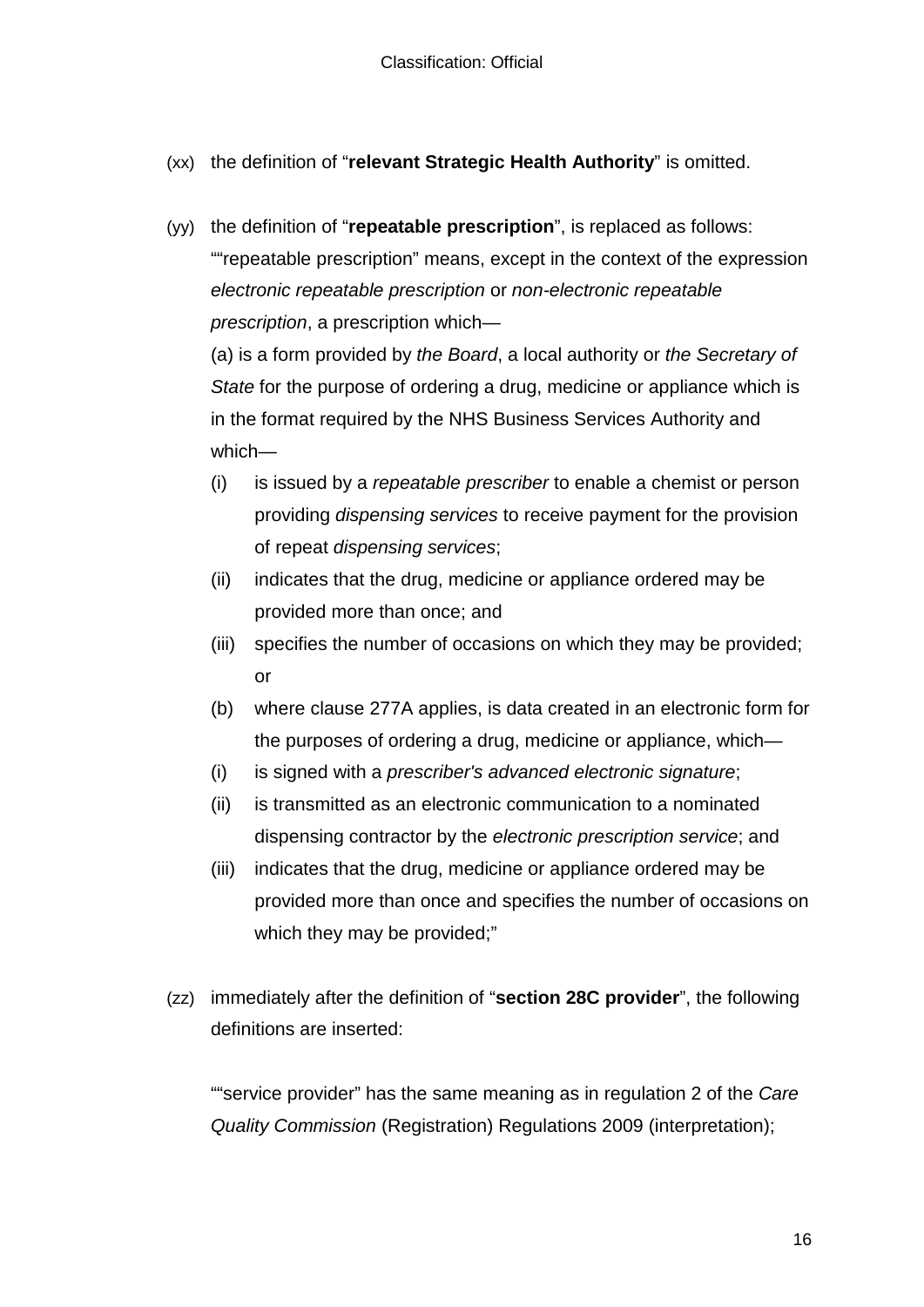(xx) the definition of "**relevant Strategic Health Authority**" is omitted.

(yy) the definition of "**repeatable prescription**", is replaced as follows: ""repeatable prescription" means, except in the context of the expression *electronic repeatable prescription* or *non-electronic repeatable prescription*, a prescription which—

(a) is a form provided by *the Board*, a local authority or *the Secretary of State* for the purpose of ordering a drug, medicine or appliance which is in the format required by the NHS Business Services Authority and which—

- (i) is issued by a *repeatable prescriber* to enable a chemist or person providing *dispensing services* to receive payment for the provision of repeat *dispensing services*;
- (ii) indicates that the drug, medicine or appliance ordered may be provided more than once; and
- (iii) specifies the number of occasions on which they may be provided; or

(b) where clause 277A applies, is data created in an electronic form for the purposes of ordering a drug, medicine or appliance, which—

- (i) is signed with a *prescriber's advanced electronic signature*;
- (ii) is transmitted as an electronic communication to a nominated dispensing contractor by the *electronic prescription service*; and
- (iii) indicates that the drug, medicine or appliance ordered may be provided more than once and specifies the number of occasions on which they may be provided;"

(zz) immediately after the definition of "**section 28C provider**", the following definitions are inserted:

""service provider" has the same meaning as in regulation 2 of the *Care Quality Commission* (Registration) Regulations 2009 (interpretation);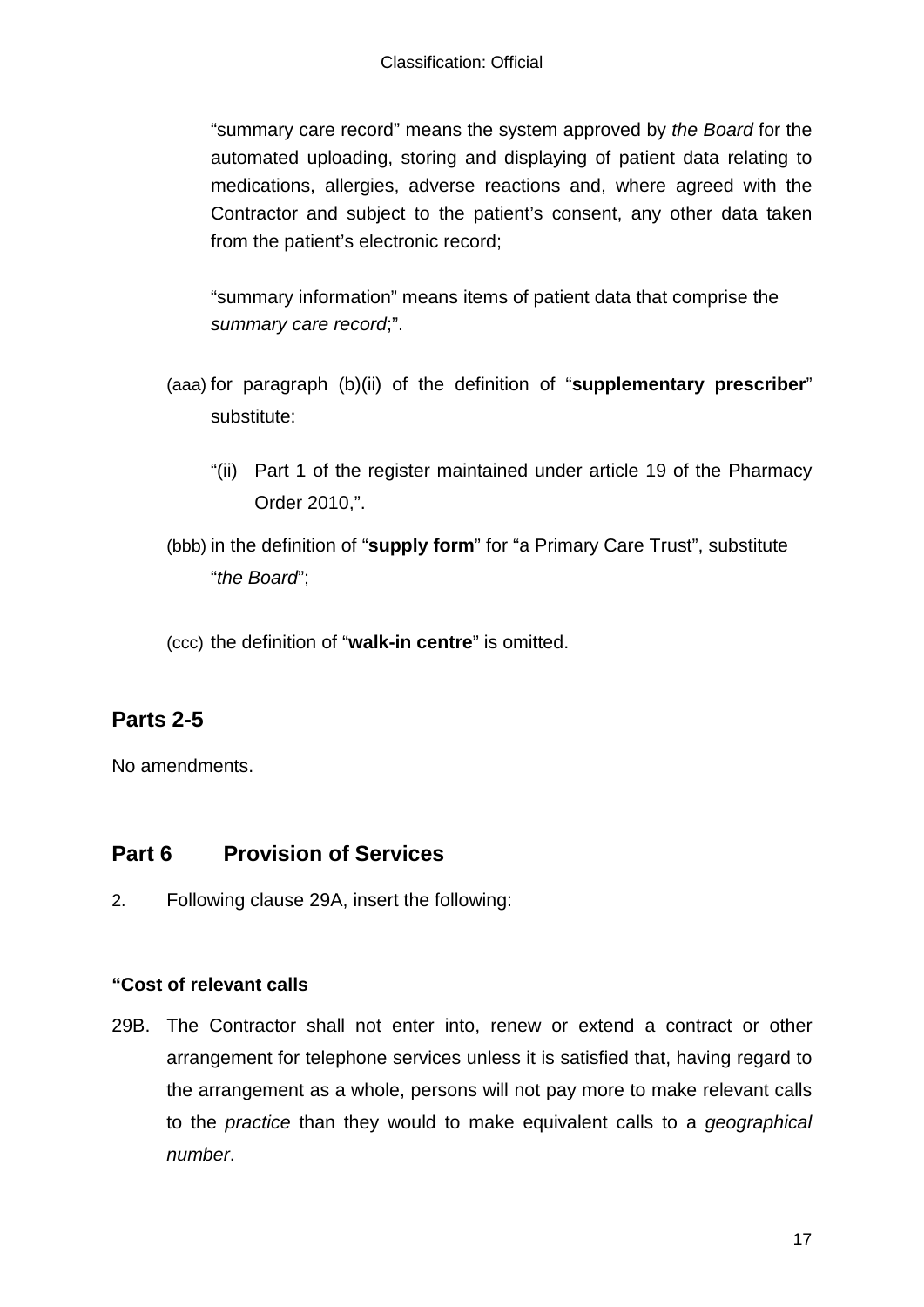"summary care record" means the system approved by *the Board* for the automated uploading, storing and displaying of patient data relating to medications, allergies, adverse reactions and, where agreed with the Contractor and subject to the patient's consent, any other data taken from the patient's electronic record;

"summary information" means items of patient data that comprise the *summary care record*;".

(aaa) for paragraph (b)(ii) of the definition of "**supplementary prescriber**" substitute:

"(ii) Part 1 of the register maintained under article 19 of the Pharmacy Order 2010,".

(bbb) in the definition of "**supply form**" for "a Primary Care Trust", substitute "*the Board*";

(ccc) the definition of "**walk-in centre**" is omitted.

## Parts 2-5

No amendments.

## Part 6 Provision of Services

2. Following clause 29A, insert the following:

**"Cost of relevant calls**

29B. The Contractor shall not enter into, renew or extend a contract or other arrangement for telephone services unless it is satisfied that, having regard to the arrangement as a whole, persons will not pay more to make relevant calls to the *practice* than they would to make equivalent calls to a *geographical number*.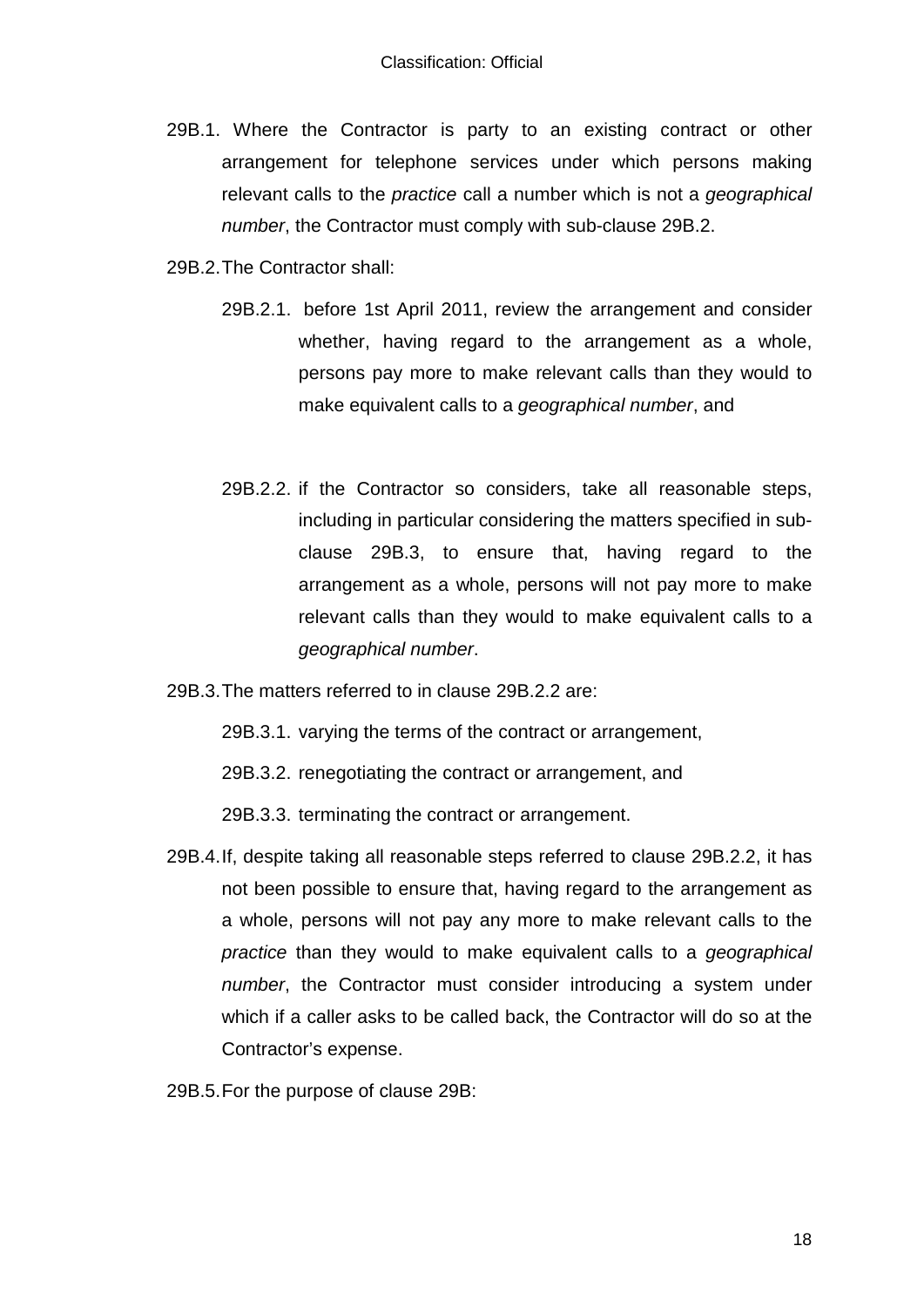29B.1. Where the Contractor is party to an existing contract or other arrangement for telephone services under which persons making relevant calls to the *practice* call a number which is not a *geographical number*, the Contractor must comply with sub-clause 29B.2.

29B.2. The Contractor shall:

29B.2.1. before 1st April 2011, review the arrangement and consider whether, having regard to the arrangement as a whole, persons pay more to make relevant calls than they would to make equivalent calls to a *geographical number*, and

29B.2.2. if the Contractor so considers, take all reasonable steps, including in particular considering the matters specified in sub-clause 29B.3, to ensure that, having regard to the arrangement as a whole, persons will not pay more to make relevant calls than they would to make equivalent calls to a *geographical number*.

29B.3. The matters referred to in clause 29B.2.2 are:

29B.3.1. varying the terms of the contract or arrangement,

29B.3.2. renegotiating the contract or arrangement, and

29B.3.3. terminating the contract or arrangement.

29B.4. If, despite taking all reasonable steps referred to clause 29B.2.2, it has not been possible to ensure that, having regard to the arrangement as a whole, persons will not pay any more to make relevant calls to the *practice* than they would to make equivalent calls to a *geographical number*, the Contractor must consider introducing a system under which if a caller asks to be called back, the Contractor will do so at the Contractor's expense.

29B.5. For the purpose of clause 29B: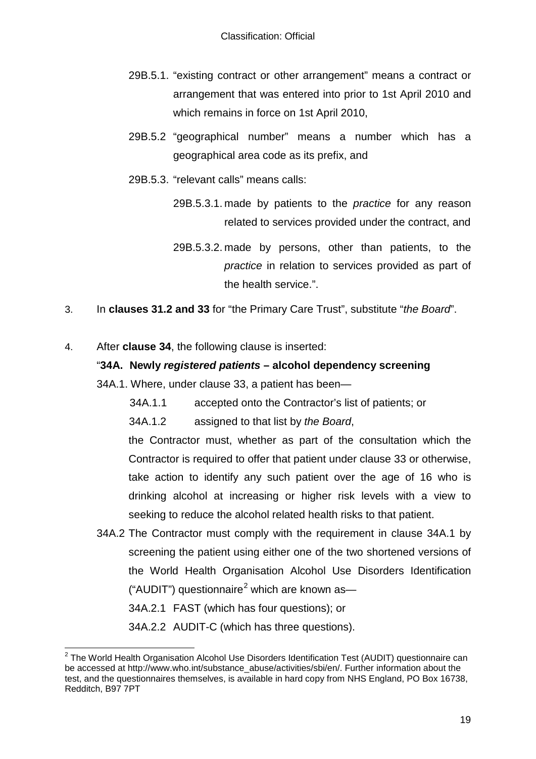29B.5.1. "existing contract or other arrangement" means a contract or arrangement that was entered into prior to 1st April 2010 and which remains in force on 1st April 2010,

29B.5.2 "geographical number" means a number which has a geographical area code as its prefix, and

29B.5.3. "relevant calls" means calls:

29B.5.3.1. made by patients to the *practice* for any reason related to services provided under the contract, and

29B.5.3.2. made by persons, other than patients, to the *practice* in relation to services provided as part of the health service.".

3. In **clauses 31.2 and 33** for "the Primary Care Trust", substitute "*the Board*".

4. After **clause 34**, the following clause is inserted:

"**34A. Newly *registered patients* – alcohol dependency screening**

34A.1. Where, under clause 33, a patient has been—

34A.1.1 accepted onto the Contractor's list of patients; or

34A.1.2 assigned to that list by *the Board*,

the Contractor must, whether as part of the consultation which the Contractor is required to offer that patient under clause 33 or otherwise, take action to identify any such patient over the age of 16 who is drinking alcohol at increasing or higher risk levels with a view to seeking to reduce the alcohol related health risks to that patient.

34A.2 The Contractor must comply with the requirement in clause 34A.1 by screening the patient using either one of the two shortened versions of the World Health Organisation Alcohol Use Disorders Identification ("AUDIT") questionnaire[2] which are known as—

34A.2.1 FAST (which has four questions); or

34A.2.2 AUDIT-C (which has three questions).

---

[2] The World Health Organisation Alcohol Use Disorders Identification Test (AUDIT) questionnaire can be accessed at http://www.who.int/substance_abuse/activities/sbi/en/. Further information about the test, and the questionnaires themselves, is available in hard copy from NHS England, PO Box 16738, Redditch, B97 7PT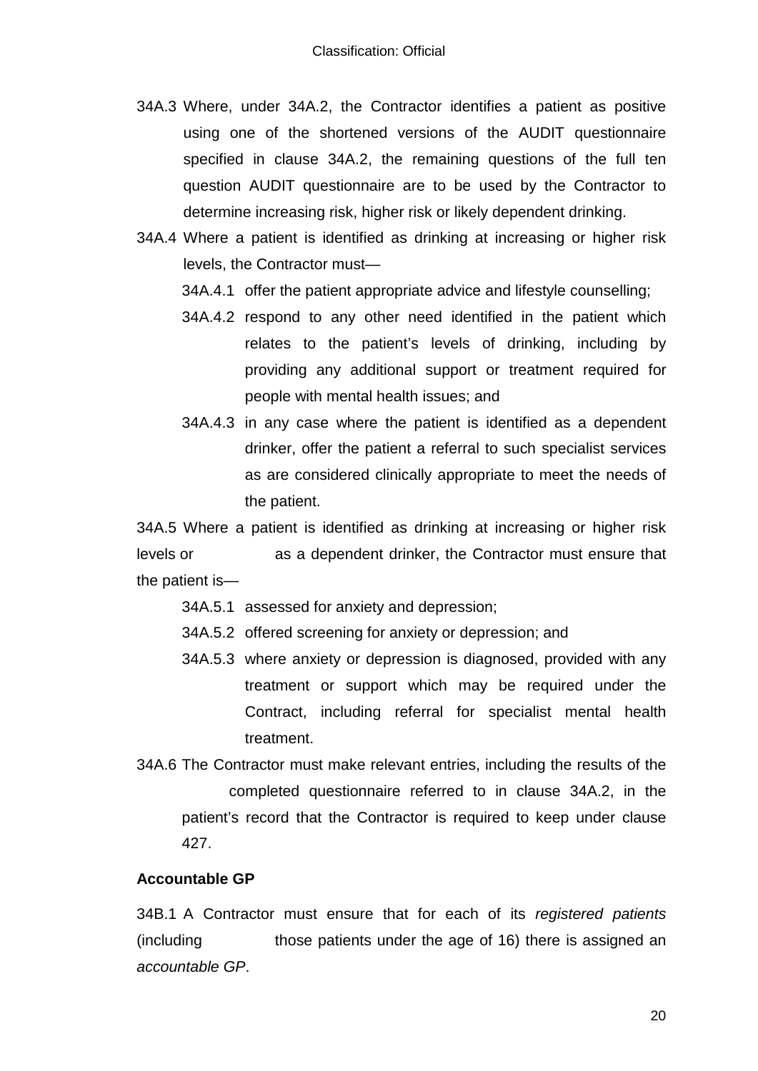34A.3 Where, under 34A.2, the Contractor identifies a patient as positive using one of the shortened versions of the AUDIT questionnaire specified in clause 34A.2, the remaining questions of the full ten question AUDIT questionnaire are to be used by the Contractor to determine increasing risk, higher risk or likely dependent drinking.

34A.4 Where a patient is identified as drinking at increasing or higher risk levels, the Contractor must—

34A.4.1 offer the patient appropriate advice and lifestyle counselling;

34A.4.2 respond to any other need identified in the patient which relates to the patient's levels of drinking, including by providing any additional support or treatment required for people with mental health issues; and

34A.4.3 in any case where the patient is identified as a dependent drinker, offer the patient a referral to such specialist services as are considered clinically appropriate to meet the needs of the patient.

34A.5 Where a patient is identified as drinking at increasing or higher risk levels or as a dependent drinker, the Contractor must ensure that the patient is—

34A.5.1 assessed for anxiety and depression;

34A.5.2 offered screening for anxiety or depression; and

34A.5.3 where anxiety or depression is diagnosed, provided with any treatment or support which may be required under the Contract, including referral for specialist mental health treatment.

34A.6 The Contractor must make relevant entries, including the results of the completed questionnaire referred to in clause 34A.2, in the patient's record that the Contractor is required to keep under clause 427.

**Accountable GP**

34B.1 A Contractor must ensure that for each of its *registered patients* (including those patients under the age of 16) there is assigned an *accountable GP*.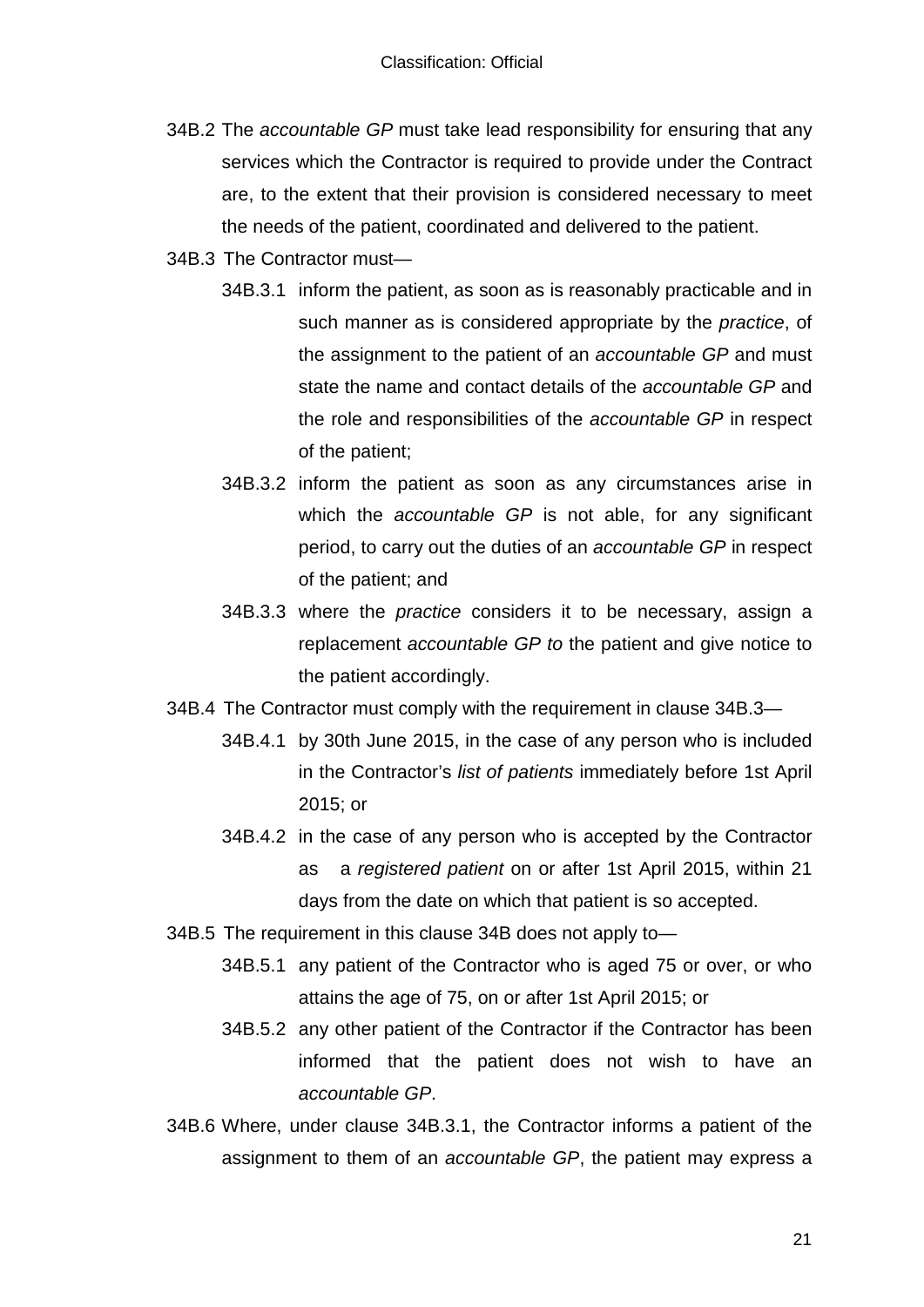34B.2 The *accountable GP* must take lead responsibility for ensuring that any services which the Contractor is required to provide under the Contract are, to the extent that their provision is considered necessary to meet the needs of the patient, coordinated and delivered to the patient.

34B.3 The Contractor must—

- 34B.3.1 inform the patient, as soon as is reasonably practicable and in such manner as is considered appropriate by the *practice*, of the assignment to the patient of an *accountable GP* and must state the name and contact details of the *accountable GP* and the role and responsibilities of the *accountable GP* in respect of the patient;
- 34B.3.2 inform the patient as soon as any circumstances arise in which the *accountable GP* is not able, for any significant period, to carry out the duties of an *accountable GP* in respect of the patient; and
- 34B.3.3 where the *practice* considers it to be necessary, assign a replacement *accountable GP to* the patient and give notice to the patient accordingly.

34B.4 The Contractor must comply with the requirement in clause 34B.3—

- 34B.4.1 by 30th June 2015, in the case of any person who is included in the Contractor's *list of patients* immediately before 1st April 2015; or
- 34B.4.2 in the case of any person who is accepted by the Contractor as a *registered patient* on or after 1st April 2015, within 21 days from the date on which that patient is so accepted.

34B.5 The requirement in this clause 34B does not apply to—

- 34B.5.1 any patient of the Contractor who is aged 75 or over, or who attains the age of 75, on or after 1st April 2015; or
- 34B.5.2 any other patient of the Contractor if the Contractor has been informed that the patient does not wish to have an *accountable GP*.

34B.6 Where, under clause 34B.3.1, the Contractor informs a patient of the assignment to them of an *accountable GP*, the patient may express a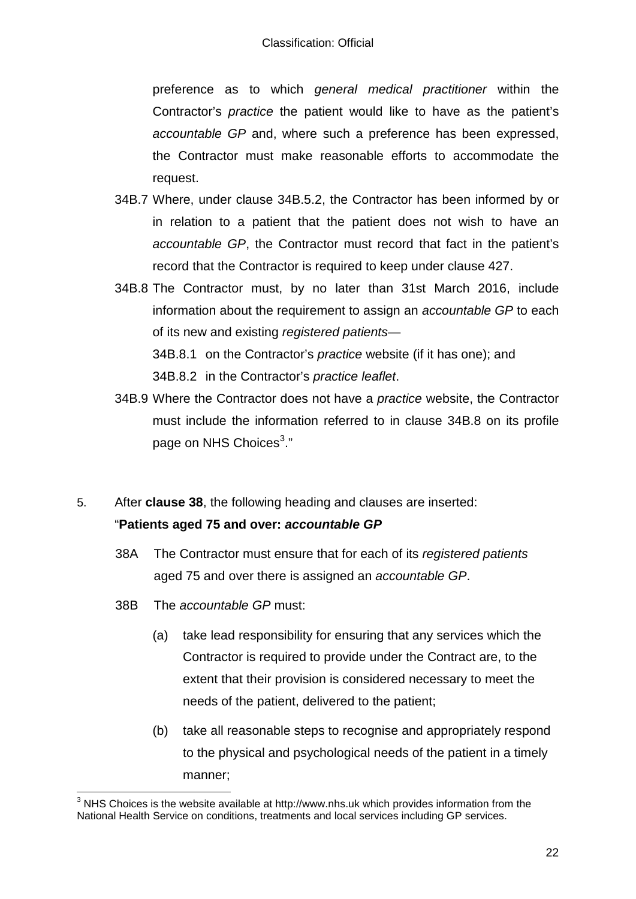preference as to which *general medical practitioner* within the Contractor's *practice* the patient would like to have as the patient's *accountable GP* and, where such a preference has been expressed, the Contractor must make reasonable efforts to accommodate the request.

34B.7 Where, under clause 34B.5.2, the Contractor has been informed by or in relation to a patient that the patient does not wish to have an *accountable GP*, the Contractor must record that fact in the patient's record that the Contractor is required to keep under clause 427.

34B.8 The Contractor must, by no later than 31st March 2016, include information about the requirement to assign an *accountable GP* to each of its new and existing *registered patients*—

34B.8.1 on the Contractor's *practice* website (if it has one); and

34B.8.2 in the Contractor's *practice leaflet*.

34B.9 Where the Contractor does not have a *practice* website, the Contractor must include the information referred to in clause 34B.8 on its profile page on NHS Choices[3]."

5. After **clause 38**, the following heading and clauses are inserted:

"**Patients aged 75 and over: *accountable GP***

38A The Contractor must ensure that for each of its *registered patients* aged 75 and over there is assigned an *accountable GP*.

38B The *accountable GP* must:

(a) take lead responsibility for ensuring that any services which the Contractor is required to provide under the Contract are, to the extent that their provision is considered necessary to meet the needs of the patient, delivered to the patient;

(b) take all reasonable steps to recognise and appropriately respond to the physical and psychological needs of the patient in a timely manner;

[3] NHS Choices is the website available at http://www.nhs.uk which provides information from the National Health Service on conditions, treatments and local services including GP services.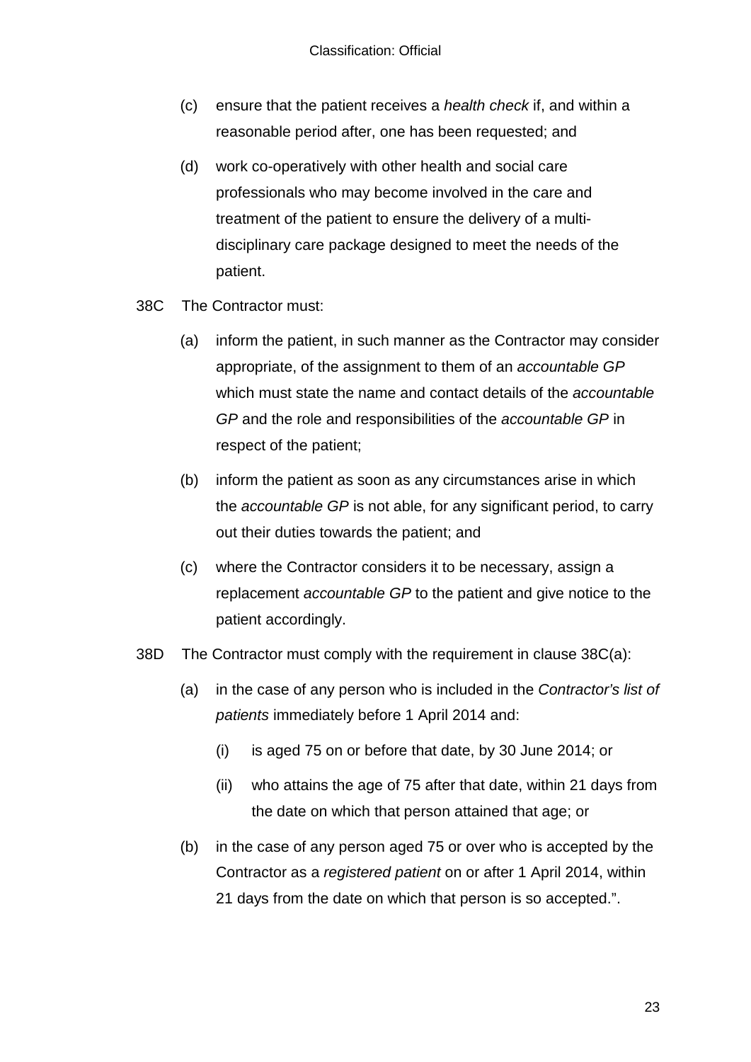(c) ensure that the patient receives a *health check* if, and within a reasonable period after, one has been requested; and

(d) work co-operatively with other health and social care professionals who may become involved in the care and treatment of the patient to ensure the delivery of a multi-disciplinary care package designed to meet the needs of the patient.

38C The Contractor must:

(a) inform the patient, in such manner as the Contractor may consider appropriate, of the assignment to them of an *accountable GP* which must state the name and contact details of the *accountable GP* and the role and responsibilities of the *accountable GP* in respect of the patient;

(b) inform the patient as soon as any circumstances arise in which the *accountable GP* is not able, for any significant period, to carry out their duties towards the patient; and

(c) where the Contractor considers it to be necessary, assign a replacement *accountable GP* to the patient and give notice to the patient accordingly.

38D The Contractor must comply with the requirement in clause 38C(a):

(a) in the case of any person who is included in the *Contractor's list of patients* immediately before 1 April 2014 and:

  (i) is aged 75 on or before that date, by 30 June 2014; or

  (ii) who attains the age of 75 after that date, within 21 days from the date on which that person attained that age; or

(b) in the case of any person aged 75 or over who is accepted by the Contractor as a *registered patient* on or after 1 April 2014, within 21 days from the date on which that person is so accepted.".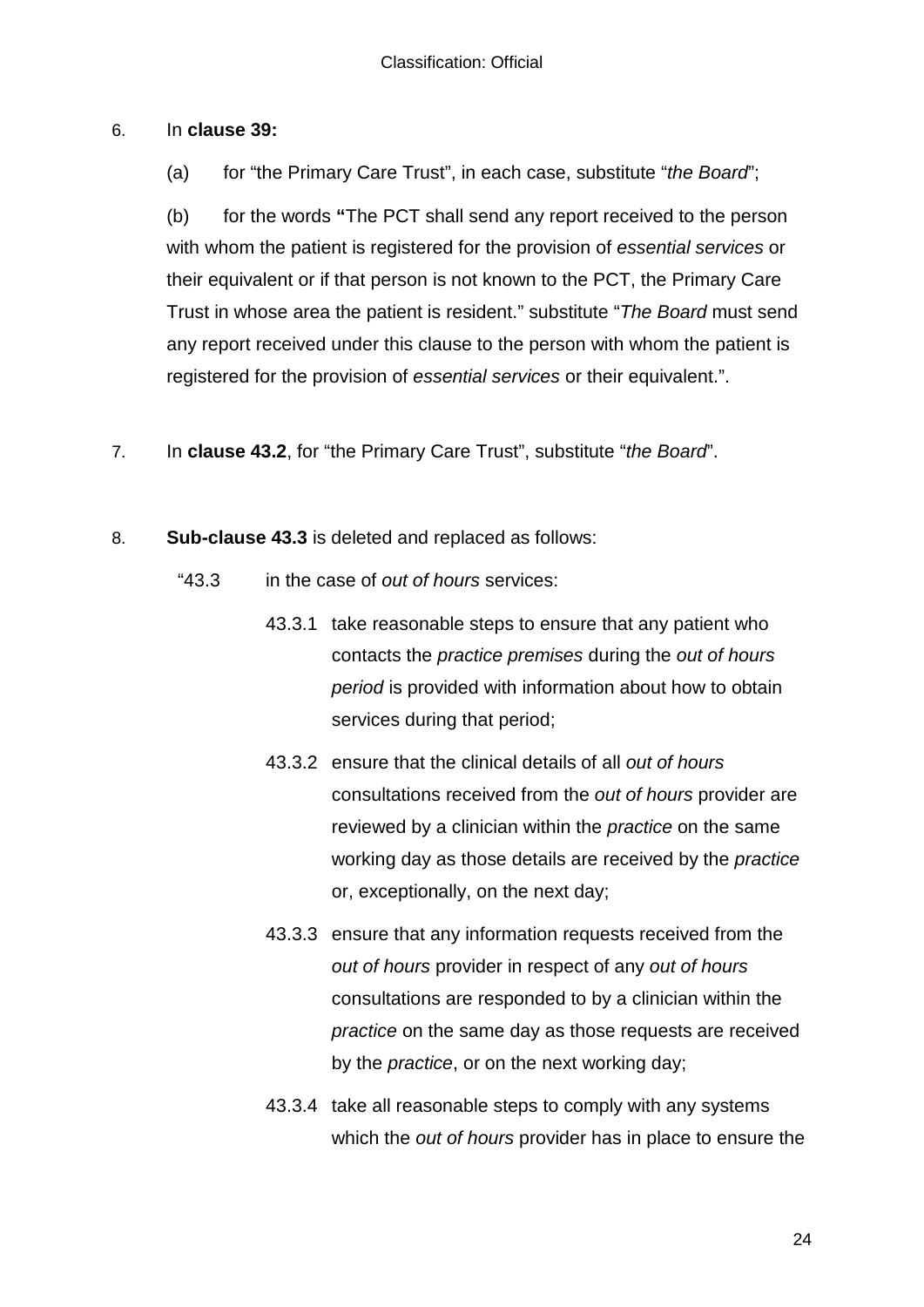6. In **clause 39:**

   (a) for "the Primary Care Trust", in each case, substitute "*the Board*";

   (b) for the words **"**The PCT shall send any report received to the person with whom the patient is registered for the provision of *essential services* or their equivalent or if that person is not known to the PCT, the Primary Care Trust in whose area the patient is resident." substitute "*The Board* must send any report received under this clause to the person with whom the patient is registered for the provision of *essential services* or their equivalent.".

7. In **clause 43.2**, for "the Primary Care Trust", substitute "*the Board*".

8. **Sub-clause 43.3** is deleted and replaced as follows:

   "43.3 in the case of *out of hours* services:

   43.3.1 take reasonable steps to ensure that any patient who contacts the *practice premises* during the *out of hours period* is provided with information about how to obtain services during that period;

   43.3.2 ensure that the clinical details of all *out of hours* consultations received from the *out of hours* provider are reviewed by a clinician within the *practice* on the same working day as those details are received by the *practice* or, exceptionally, on the next day;

   43.3.3 ensure that any information requests received from the *out of hours* provider in respect of any *out of hours* consultations are responded to by a clinician within the *practice* on the same day as those requests are received by the *practice*, or on the next working day;

   43.3.4 take all reasonable steps to comply with any systems which the *out of hours* provider has in place to ensure the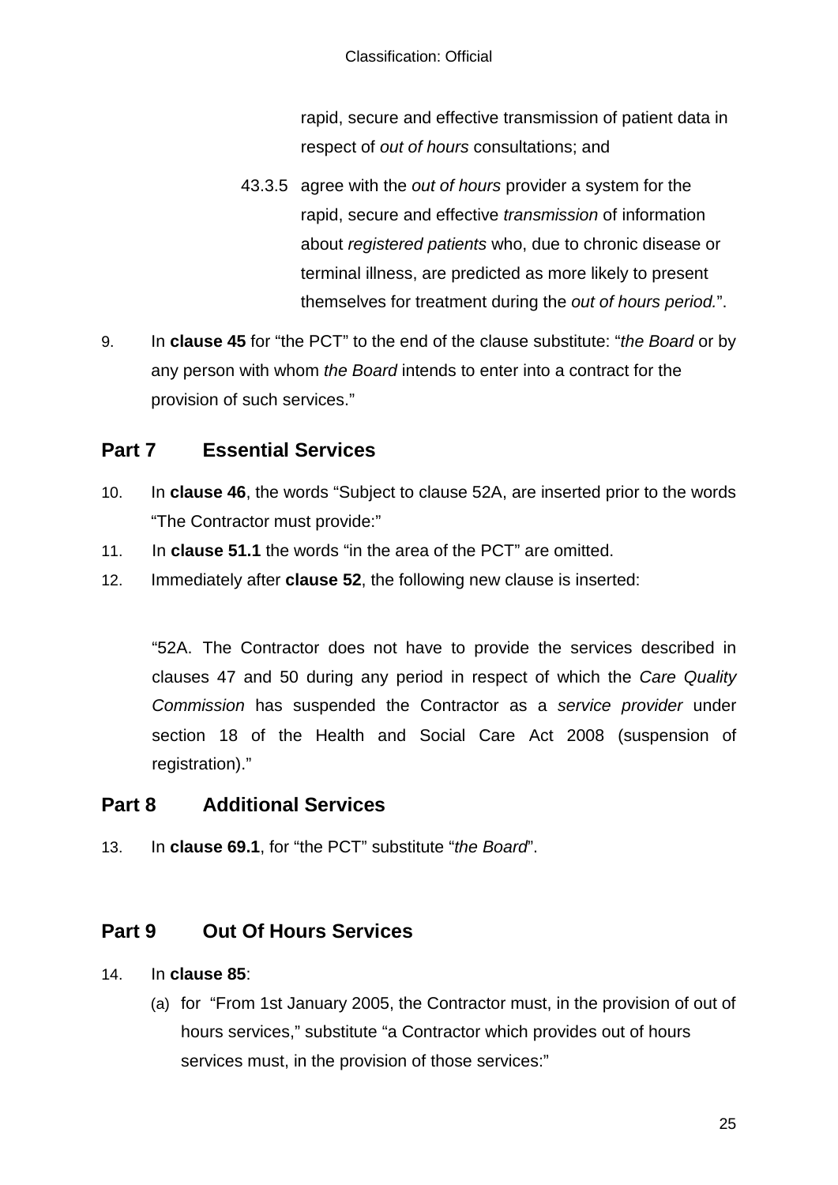rapid, secure and effective transmission of patient data in respect of *out of hours* consultations; and

43.3.5 agree with the *out of hours* provider a system for the rapid, secure and effective *transmission* of information about *registered patients* who, due to chronic disease or terminal illness, are predicted as more likely to present themselves for treatment during the *out of hours period.*".

9. In **clause 45** for "the PCT" to the end of the clause substitute: "*the Board* or by any person with whom *the Board* intends to enter into a contract for the provision of such services."

## Part 7 Essential Services

10. In **clause 46**, the words "Subject to clause 52A, are inserted prior to the words "The Contractor must provide:"
11. In **clause 51.1** the words "in the area of the PCT" are omitted.
12. Immediately after **clause 52**, the following new clause is inserted:

"52A. The Contractor does not have to provide the services described in clauses 47 and 50 during any period in respect of which the *Care Quality Commission* has suspended the Contractor as a *service provider* under section 18 of the Health and Social Care Act 2008 (suspension of registration)."

## Part 8 Additional Services

13. In **clause 69.1**, for "the PCT" substitute "*the Board*".

## Part 9 Out Of Hours Services

14. In **clause 85**:
    (a) for "From 1st January 2005, the Contractor must, in the provision of out of hours services," substitute "a Contractor which provides out of hours services must, in the provision of those services:"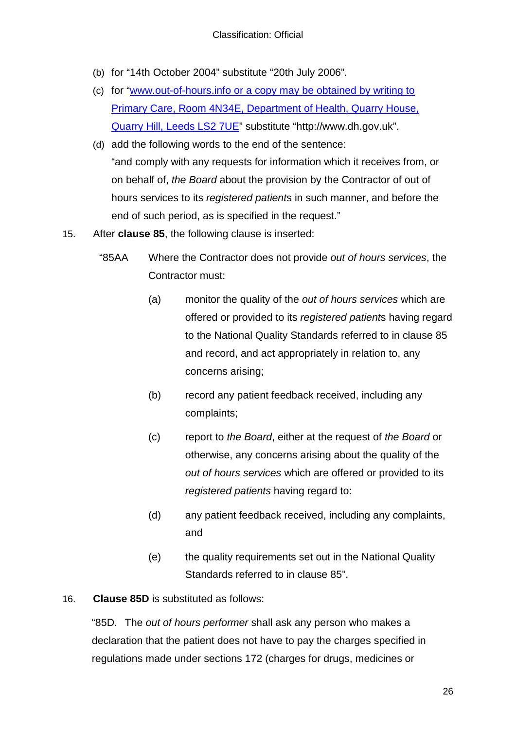(b) for "14th October 2004" substitute "20th July 2006".

(c) for "www.out-of-hours.info or a copy may be obtained by writing to Primary Care, Room 4N34E, Department of Health, Quarry House, Quarry Hill, Leeds LS2 7UE" substitute "http://www.dh.gov.uk".

(d) add the following words to the end of the sentence:
"and comply with any requests for information which it receives from, or on behalf of, *the Board* about the provision by the Contractor of out of hours services to its *registered patient*s in such manner, and before the end of such period, as is specified in the request."

15. After **clause 85**, the following clause is inserted:

"85AA Where the Contractor does not provide *out of hours services*, the Contractor must:

(a) monitor the quality of the *out of hours services* which are offered or provided to its *registered patient*s having regard to the National Quality Standards referred to in clause 85 and record, and act appropriately in relation to, any concerns arising;

(b) record any patient feedback received, including any complaints;

(c) report to *the Board*, either at the request of *the Board* or otherwise, any concerns arising about the quality of the *out of hours services* which are offered or provided to its *registered patients* having regard to:

(d) any patient feedback received, including any complaints, and

(e) the quality requirements set out in the National Quality Standards referred to in clause 85".

16. **Clause 85D** is substituted as follows:

"85D. The *out of hours performer* shall ask any person who makes a declaration that the patient does not have to pay the charges specified in regulations made under sections 172 (charges for drugs, medicines or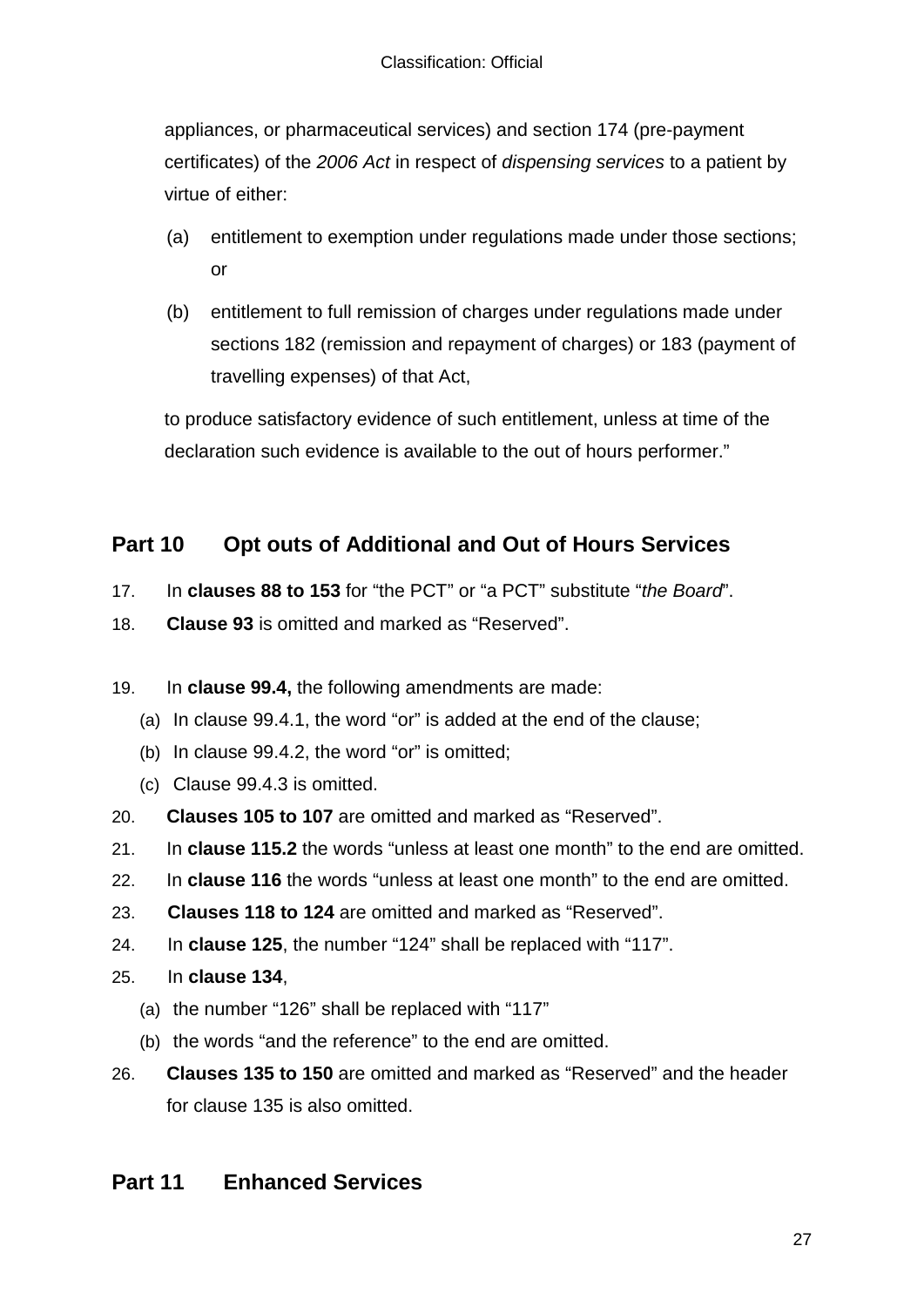appliances, or pharmaceutical services) and section 174 (pre-payment certificates) of the *2006 Act* in respect of *dispensing services* to a patient by virtue of either:

(a) entitlement to exemption under regulations made under those sections; or

(b) entitlement to full remission of charges under regulations made under sections 182 (remission and repayment of charges) or 183 (payment of travelling expenses) of that Act,

to produce satisfactory evidence of such entitlement, unless at time of the declaration such evidence is available to the out of hours performer."

## Part 10 Opt outs of Additional and Out of Hours Services

17. In **clauses 88 to 153** for "the PCT" or "a PCT" substitute "*the Board*".
18. **Clause 93** is omitted and marked as "Reserved".
19. In **clause 99.4,** the following amendments are made:
    (a) In clause 99.4.1, the word "or" is added at the end of the clause;
    (b) In clause 99.4.2, the word "or" is omitted;
    (c) Clause 99.4.3 is omitted.
20. **Clauses 105 to 107** are omitted and marked as "Reserved".
21. In **clause 115.2** the words "unless at least one month" to the end are omitted.
22. In **clause 116** the words "unless at least one month" to the end are omitted.
23. **Clauses 118 to 124** are omitted and marked as "Reserved".
24. In **clause 125**, the number "124" shall be replaced with "117".
25. In **clause 134**,
    (a) the number "126" shall be replaced with "117"
    (b) the words "and the reference" to the end are omitted.
26. **Clauses 135 to 150** are omitted and marked as "Reserved" and the header for clause 135 is also omitted.

## Part 11 Enhanced Services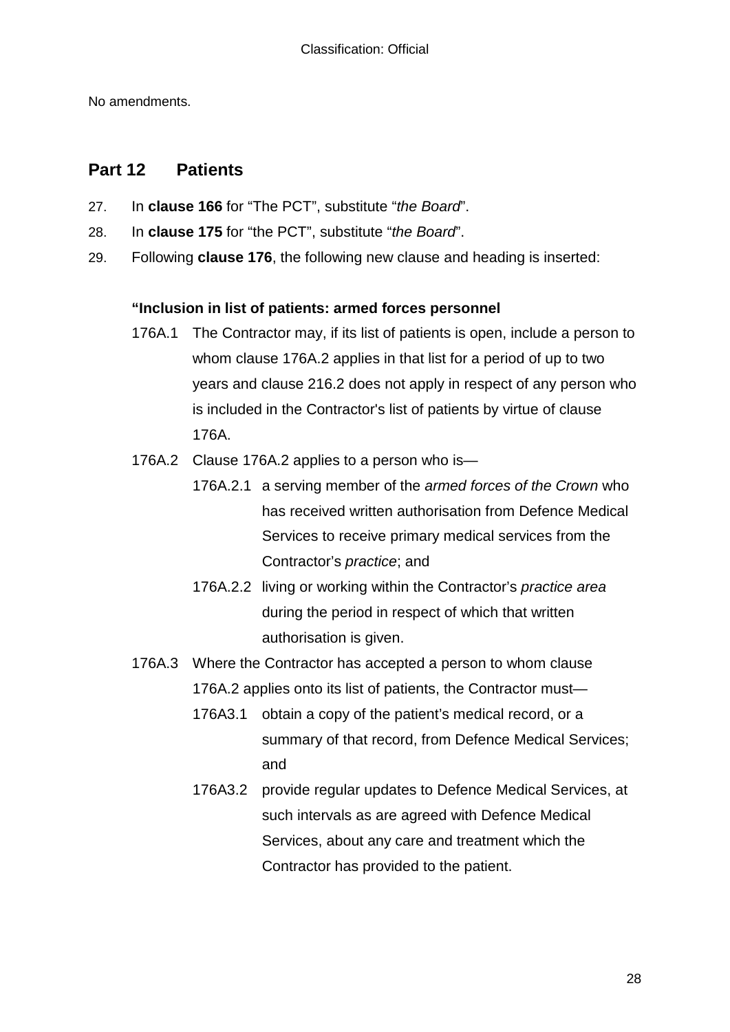No amendments.

## Part 12 Patients

27. In **clause 166** for "The PCT", substitute "*the Board*".
28. In **clause 175** for "the PCT", substitute "*the Board*".
29. Following **clause 176**, the following new clause and heading is inserted:

**"Inclusion in list of patients: armed forces personnel**

176A.1 The Contractor may, if its list of patients is open, include a person to whom clause 176A.2 applies in that list for a period of up to two years and clause 216.2 does not apply in respect of any person who is included in the Contractor's list of patients by virtue of clause 176A.

176A.2 Clause 176A.2 applies to a person who is—

176A.2.1 a serving member of the *armed forces of the Crown* who has received written authorisation from Defence Medical Services to receive primary medical services from the Contractor's *practice*; and

176A.2.2 living or working within the Contractor's *practice area* during the period in respect of which that written authorisation is given.

176A.3 Where the Contractor has accepted a person to whom clause 176A.2 applies onto its list of patients, the Contractor must—

176A3.1 obtain a copy of the patient's medical record, or a summary of that record, from Defence Medical Services; and

176A3.2 provide regular updates to Defence Medical Services, at such intervals as are agreed with Defence Medical Services, about any care and treatment which the Contractor has provided to the patient.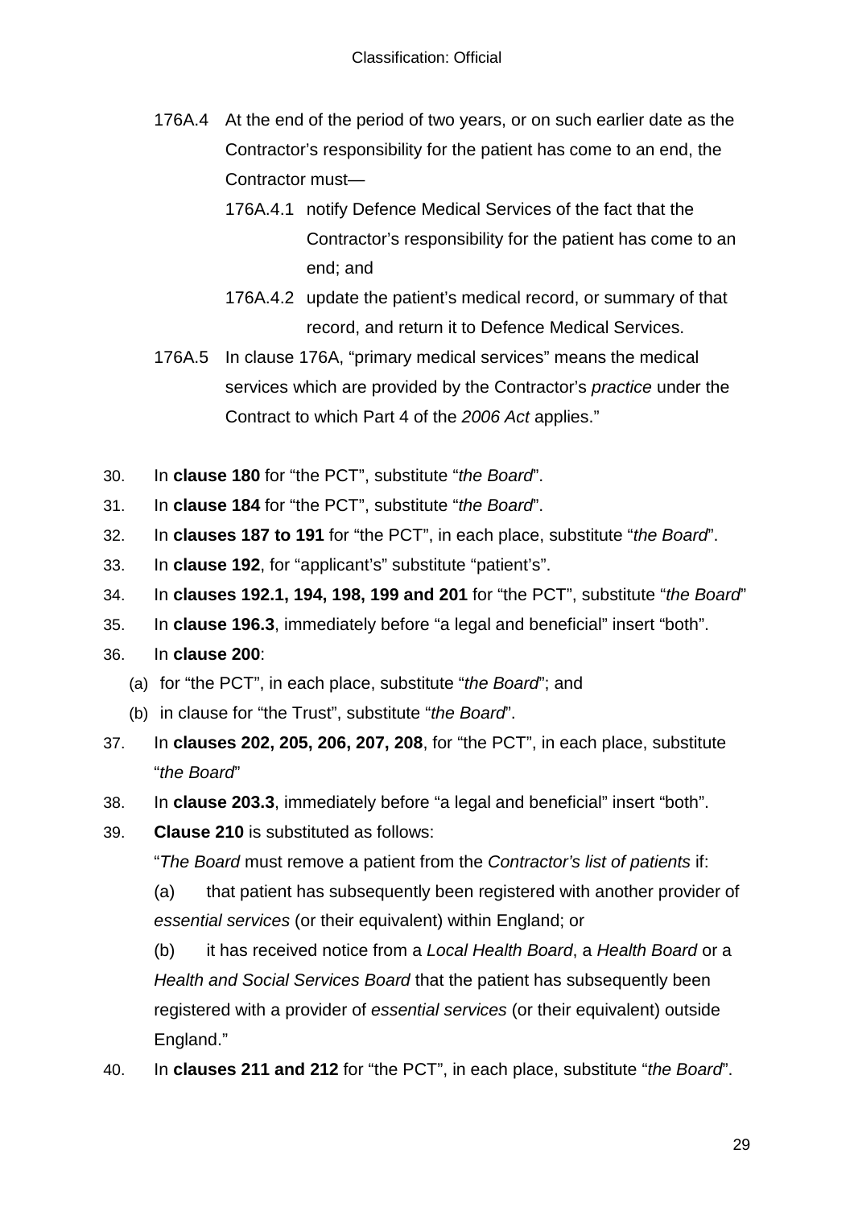176A.4 At the end of the period of two years, or on such earlier date as the Contractor's responsibility for the patient has come to an end, the Contractor must—

176A.4.1 notify Defence Medical Services of the fact that the Contractor's responsibility for the patient has come to an end; and

176A.4.2 update the patient's medical record, or summary of that record, and return it to Defence Medical Services.

176A.5 In clause 176A, "primary medical services" means the medical services which are provided by the Contractor's *practice* under the Contract to which Part 4 of the *2006 Act* applies."

30. In **clause 180** for "the PCT", substitute "*the Board*".

31. In **clause 184** for "the PCT", substitute "*the Board*".

32. In **clauses 187 to 191** for "the PCT", in each place, substitute "*the Board*".

33. In **clause 192**, for "applicant's" substitute "patient's".

34. In **clauses 192.1, 194, 198, 199 and 201** for "the PCT", substitute "*the Board*"

35. In **clause 196.3**, immediately before "a legal and beneficial" insert "both".

36. In **clause 200**:

(a) for "the PCT", in each place, substitute "*the Board*"; and

(b) in clause for "the Trust", substitute "*the Board*".

37. In **clauses 202, 205, 206, 207, 208**, for "the PCT", in each place, substitute "*the Board*"

38. In **clause 203.3**, immediately before "a legal and beneficial" insert "both".

39. **Clause 210** is substituted as follows:

"*The Board* must remove a patient from the *Contractor's list of patients* if:

(a) that patient has subsequently been registered with another provider of *essential services* (or their equivalent) within England; or

(b) it has received notice from a *Local Health Board*, a *Health Board* or a *Health and Social Services Board* that the patient has subsequently been registered with a provider of *essential services* (or their equivalent) outside England."

40. In **clauses 211 and 212** for "the PCT", in each place, substitute "*the Board*".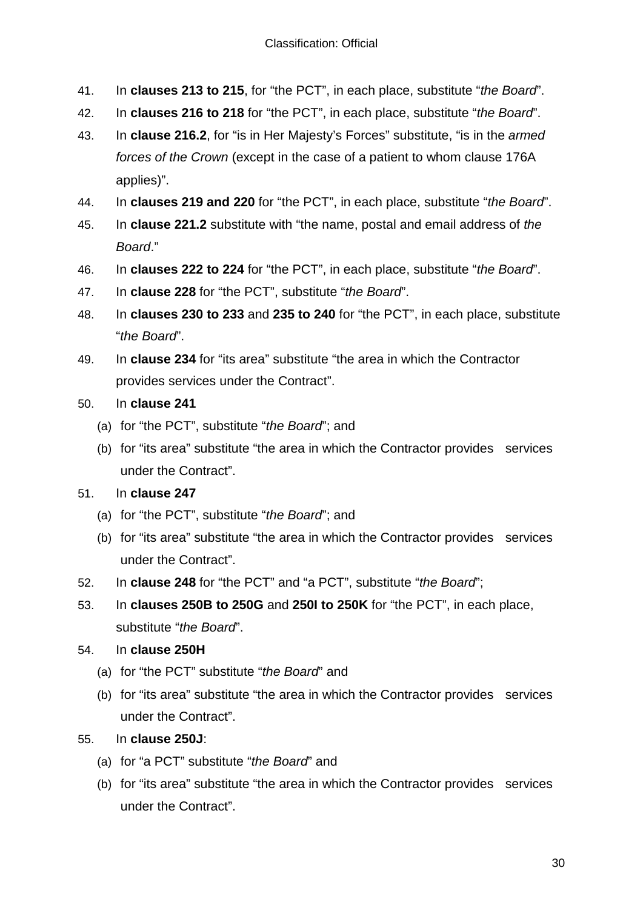41. In **clauses 213 to 215**, for “the PCT”, in each place, substitute “*the Board*”.
42. In **clauses 216 to 218** for “the PCT”, in each place, substitute “*the Board*”.
43. In **clause 216.2**, for “is in Her Majesty’s Forces” substitute, “is in the *armed forces of the Crown* (except in the case of a patient to whom clause 176A applies)”.
44. In **clauses 219 and 220** for “the PCT”, in each place, substitute “*the Board*”.
45. In **clause 221.2** substitute with “the name, postal and email address of *the Board*.”
46. In **clauses 222 to 224** for “the PCT”, in each place, substitute “*the Board*”.
47. In **clause 228** for “the PCT”, substitute “*the Board*”.
48. In **clauses 230 to 233** and **235 to 240** for “the PCT”, in each place, substitute “*the Board*”.
49. In **clause 234** for “its area” substitute “the area in which the Contractor provides services under the Contract”.
50. In **clause 241**
    (a) for “the PCT”, substitute “*the Board*”; and
    (b) for “its area” substitute “the area in which the Contractor provides services under the Contract”.
51. In **clause 247**
    (a) for “the PCT”, substitute “*the Board*”; and
    (b) for “its area” substitute “the area in which the Contractor provides services under the Contract”.
52. In **clause 248** for “the PCT” and “a PCT”, substitute “*the Board*”;
53. In **clauses 250B to 250G** and **250I to 250K** for “the PCT”, in each place, substitute “*the Board*”.
54. In **clause 250H**
    (a) for “the PCT” substitute “*the Board*” and
    (b) for “its area” substitute “the area in which the Contractor provides services under the Contract”.
55. In **clause 250J**:
    (a) for “a PCT” substitute “*the Board*” and
    (b) for “its area” substitute “the area in which the Contractor provides services under the Contract”.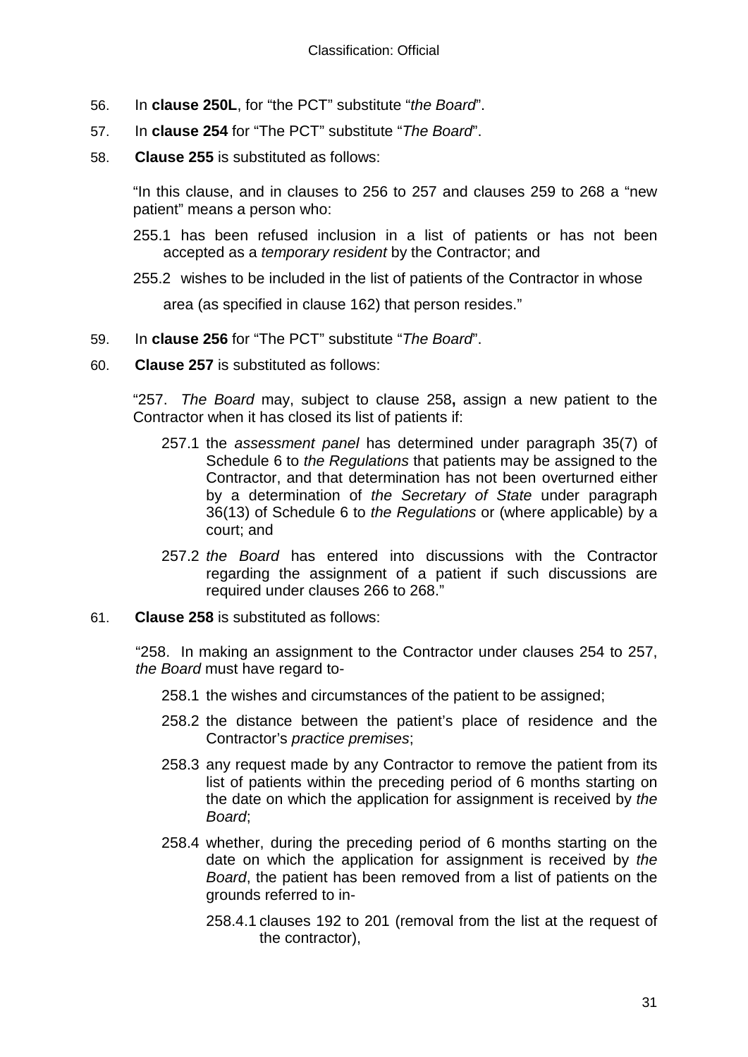56. In **clause 250L**, for "the PCT" substitute "*the Board*".

57. In **clause 254** for "The PCT" substitute "*The Board*".

58. **Clause 255** is substituted as follows:

"In this clause, and in clauses to 256 to 257 and clauses 259 to 268 a "new patient" means a person who:

255.1 has been refused inclusion in a list of patients or has not been accepted as a *temporary resident* by the Contractor; and

255.2 wishes to be included in the list of patients of the Contractor in whose area (as specified in clause 162) that person resides."

59. In **clause 256** for "The PCT" substitute "*The Board*".

60. **Clause 257** is substituted as follows:

"257. *The Board* may, subject to clause 258**,** assign a new patient to the Contractor when it has closed its list of patients if:

257.1 the *assessment panel* has determined under paragraph 35(7) of Schedule 6 to *the Regulations* that patients may be assigned to the Contractor, and that determination has not been overturned either by a determination of *the Secretary of State* under paragraph 36(13) of Schedule 6 to *the Regulations* or (where applicable) by a court; and

257.2 *the Board* has entered into discussions with the Contractor regarding the assignment of a patient if such discussions are required under clauses 266 to 268."

61. **Clause 258** is substituted as follows:

"258. In making an assignment to the Contractor under clauses 254 to 257, *the Board* must have regard to-

258.1 the wishes and circumstances of the patient to be assigned;

258.2 the distance between the patient's place of residence and the Contractor's *practice premises*;

258.3 any request made by any Contractor to remove the patient from its list of patients within the preceding period of 6 months starting on the date on which the application for assignment is received by *the Board*;

258.4 whether, during the preceding period of 6 months starting on the date on which the application for assignment is received by *the Board*, the patient has been removed from a list of patients on the grounds referred to in-

258.4.1 clauses 192 to 201 (removal from the list at the request of the contractor),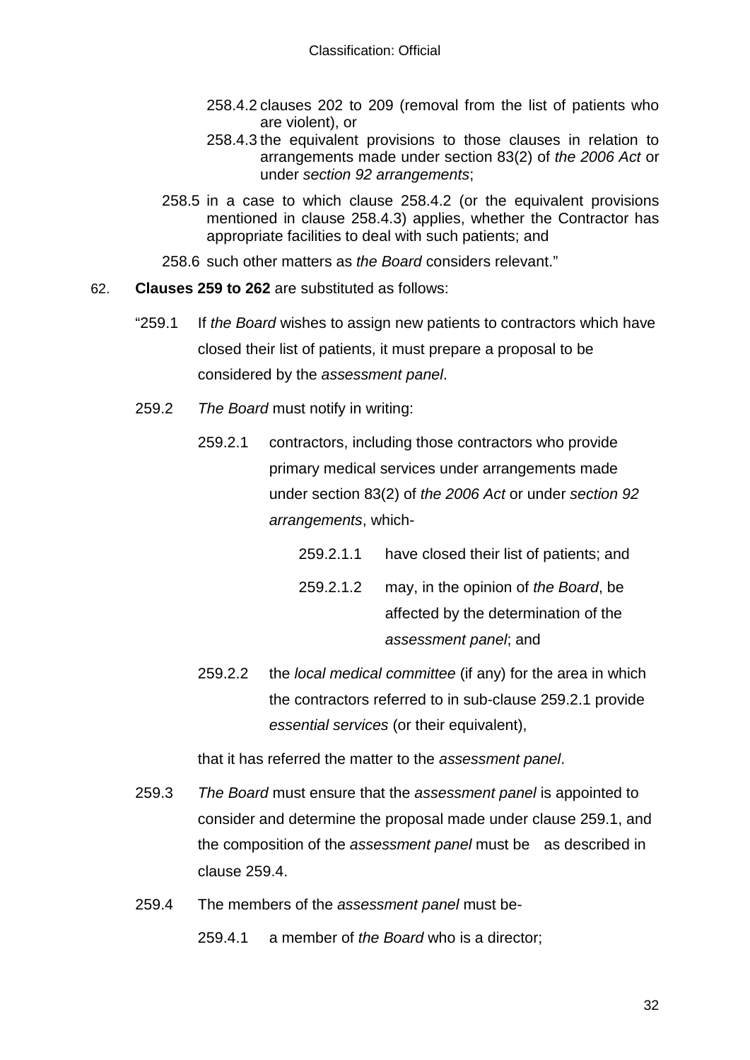258.4.2 clauses 202 to 209 (removal from the list of patients who are violent), or

258.4.3 the equivalent provisions to those clauses in relation to arrangements made under section 83(2) of *the 2006 Act* or under *section 92 arrangements*;

258.5 in a case to which clause 258.4.2 (or the equivalent provisions mentioned in clause 258.4.3) applies, whether the Contractor has appropriate facilities to deal with such patients; and

258.6 such other matters as *the Board* considers relevant."

62. **Clauses 259 to 262** are substituted as follows:

"259.1 If *the Board* wishes to assign new patients to contractors which have closed their list of patients, it must prepare a proposal to be considered by the *assessment panel*.

259.2 *The Board* must notify in writing:

259.2.1 contractors, including those contractors who provide primary medical services under arrangements made under section 83(2) of *the 2006 Act* or under *section 92 arrangements*, which-

259.2.1.1 have closed their list of patients; and

259.2.1.2 may, in the opinion of *the Board*, be affected by the determination of the *assessment panel*; and

259.2.2 the *local medical committee* (if any) for the area in which the contractors referred to in sub-clause 259.2.1 provide *essential services* (or their equivalent),

that it has referred the matter to the *assessment panel*.

259.3 *The Board* must ensure that the *assessment panel* is appointed to consider and determine the proposal made under clause 259.1, and the composition of the *assessment panel* must be as described in clause 259.4.

259.4 The members of the *assessment panel* must be-

259.4.1 a member of *the Board* who is a director;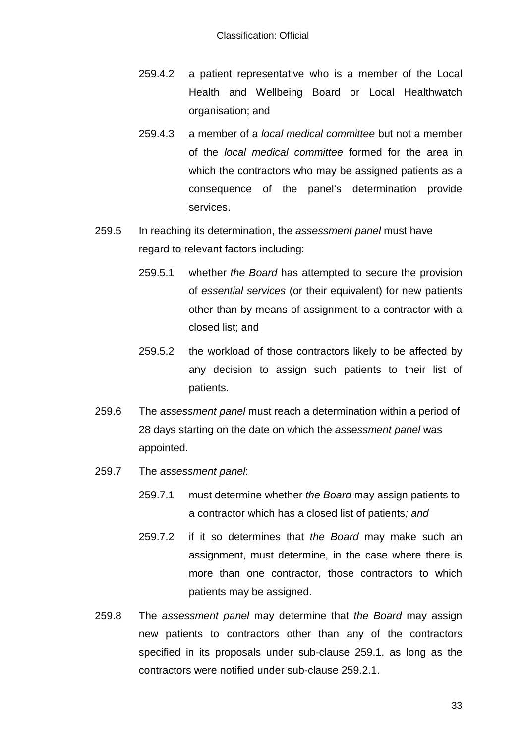259.4.2 a patient representative who is a member of the Local Health and Wellbeing Board or Local Healthwatch organisation; and

259.4.3 a member of a *local medical committee* but not a member of the *local medical committee* formed for the area in which the contractors who may be assigned patients as a consequence of the panel's determination provide services.

259.5 In reaching its determination, the *assessment panel* must have regard to relevant factors including:

259.5.1 whether *the Board* has attempted to secure the provision of *essential services* (or their equivalent) for new patients other than by means of assignment to a contractor with a closed list; and

259.5.2 the workload of those contractors likely to be affected by any decision to assign such patients to their list of patients.

259.6 The *assessment panel* must reach a determination within a period of 28 days starting on the date on which the *assessment panel* was appointed.

259.7 The *assessment panel*:

259.7.1 must determine whether *the Board* may assign patients to a contractor which has a closed list of patients*; and*

259.7.2 if it so determines that *the Board* may make such an assignment, must determine, in the case where there is more than one contractor, those contractors to which patients may be assigned.

259.8 The *assessment panel* may determine that *the Board* may assign new patients to contractors other than any of the contractors specified in its proposals under sub-clause 259.1, as long as the contractors were notified under sub-clause 259.2.1.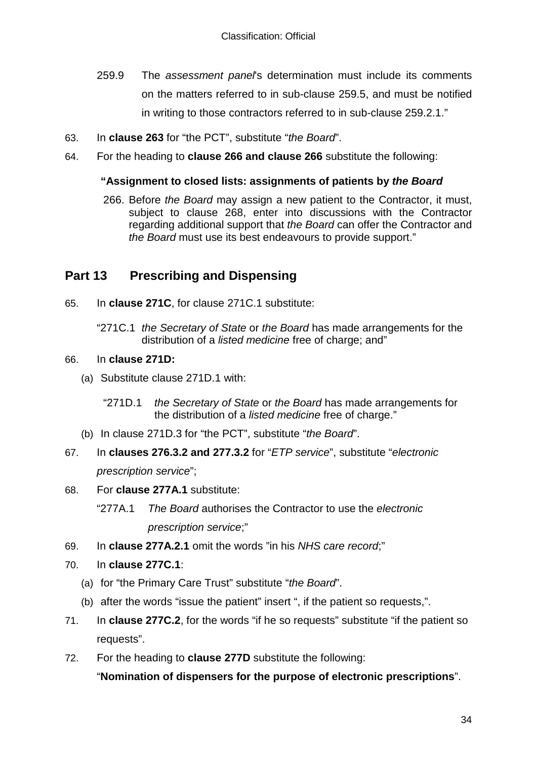259.9 The *assessment panel*'s determination must include its comments on the matters referred to in sub-clause 259.5, and must be notified in writing to those contractors referred to in sub-clause 259.2.1."

63. In **clause 263** for "the PCT", substitute "*the Board*".

64. For the heading to **clause 266 and clause 266** substitute the following:

**"Assignment to closed lists: assignments of patients by *the Board***

266. Before *the Board* may assign a new patient to the Contractor, it must, subject to clause 268, enter into discussions with the Contractor regarding additional support that *the Board* can offer the Contractor and *the Board* must use its best endeavours to provide support."

## Part 13 Prescribing and Dispensing

65. In **clause 271C**, for clause 271C.1 substitute:

"271C.1 *the Secretary of State* or *the Board* has made arrangements for the distribution of a *listed medicine* free of charge; and"

66. In **clause 271D:**

(a) Substitute clause 271D.1 with:

"271D.1 *the Secretary of State* or *the Board* has made arrangements for the distribution of a *listed medicine* free of charge."

(b) In clause 271D.3 for "the PCT", substitute "*the Board*".

67. In **clauses 276.3.2 and 277.3.2** for "*ETP service*", substitute "*electronic prescription service*";

68. For **clause 277A.1** substitute:

"277A.1 *The Board* authorises the Contractor to use the *electronic prescription service*;"

69. In **clause 277A.2.1** omit the words "in his *NHS care record*;"

70. In **clause 277C.1**:

(a) for "the Primary Care Trust" substitute "*the Board*".

(b) after the words "issue the patient" insert ", if the patient so requests,".

71. In **clause 277C.2**, for the words "if he so requests" substitute "if the patient so requests".

72. For the heading to **clause 277D** substitute the following:

"**Nomination of dispensers for the purpose of electronic prescriptions**".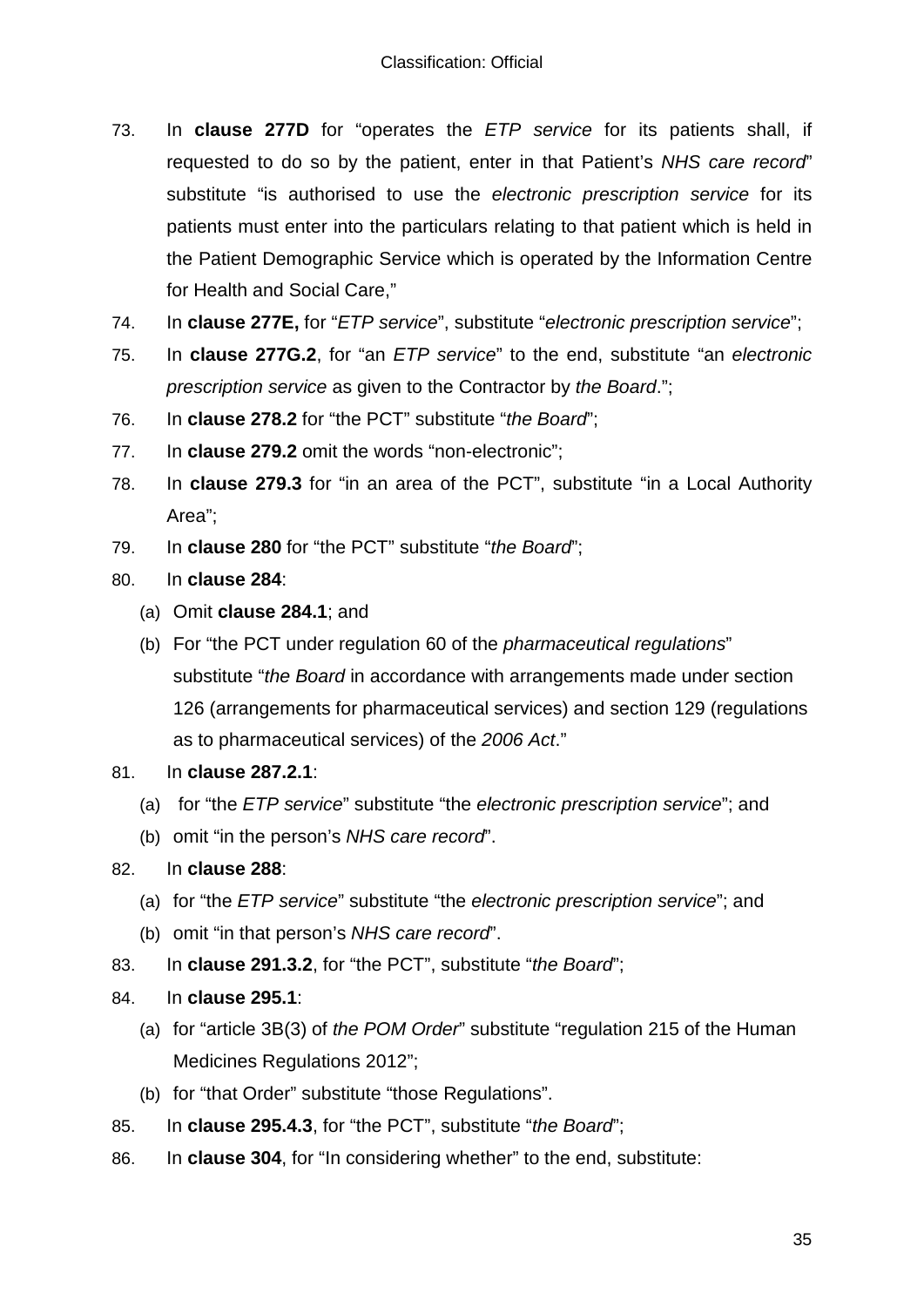73. In **clause 277D** for "operates the *ETP service* for its patients shall, if requested to do so by the patient, enter in that Patient's *NHS care record*" substitute "is authorised to use the *electronic prescription service* for its patients must enter into the particulars relating to that patient which is held in the Patient Demographic Service which is operated by the Information Centre for Health and Social Care,"

74. In **clause 277E,** for "*ETP service*", substitute "*electronic prescription service*";

75. In **clause 277G.2**, for "an *ETP service*" to the end, substitute "an *electronic prescription service* as given to the Contractor by *the Board*.";

76. In **clause 278.2** for "the PCT" substitute "*the Board*";

77. In **clause 279.2** omit the words "non-electronic";

78. In **clause 279.3** for "in an area of the PCT", substitute "in a Local Authority Area";

79. In **clause 280** for "the PCT" substitute "*the Board*";

80. In **clause 284**:
    - (a) Omit **clause 284.1**; and
    - (b) For "the PCT under regulation 60 of the *pharmaceutical regulations*" substitute "*the Board* in accordance with arrangements made under section 126 (arrangements for pharmaceutical services) and section 129 (regulations as to pharmaceutical services) of the *2006 Act*."

81. In **clause 287.2.1**:
    - (a) for "the *ETP service*" substitute "the *electronic prescription service*"; and
    - (b) omit "in the person's *NHS care record*".

82. In **clause 288**:
    - (a) for "the *ETP service*" substitute "the *electronic prescription service*"; and
    - (b) omit "in that person's *NHS care record*".

83. In **clause 291.3.2**, for "the PCT", substitute "*the Board*";

84. In **clause 295.1**:
    - (a) for "article 3B(3) of *the POM Order*" substitute "regulation 215 of the Human Medicines Regulations 2012";
    - (b) for "that Order" substitute "those Regulations".

85. In **clause 295.4.3**, for "the PCT", substitute "*the Board*";

86. In **clause 304**, for "In considering whether" to the end, substitute: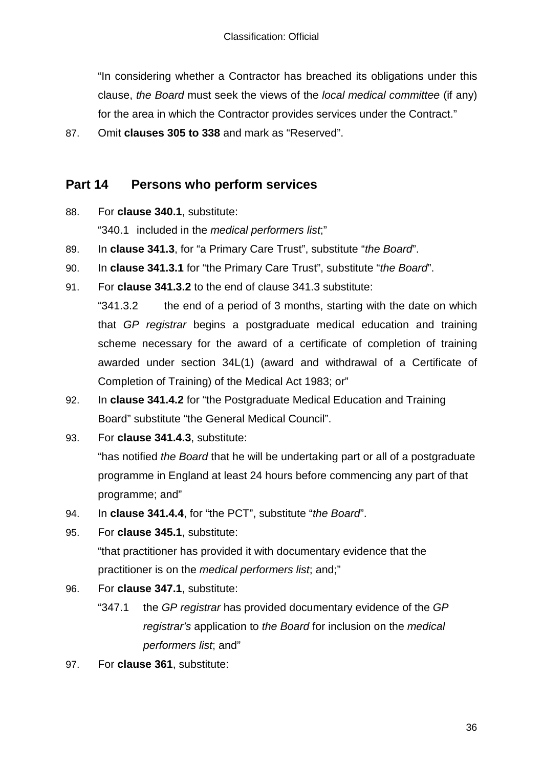"In considering whether a Contractor has breached its obligations under this clause, *the Board* must seek the views of the *local medical committee* (if any) for the area in which the Contractor provides services under the Contract."

87. Omit **clauses 305 to 338** and mark as "Reserved".

## Part 14 Persons who perform services

88. For **clause 340.1**, substitute:

    "340.1 included in the *medical performers list*;"

89. In **clause 341.3**, for "a Primary Care Trust", substitute "*the Board*".

90. In **clause 341.3.1** for "the Primary Care Trust", substitute "*the Board*".

91. For **clause 341.3.2** to the end of clause 341.3 substitute:

    "341.3.2 the end of a period of 3 months, starting with the date on which that *GP registrar* begins a postgraduate medical education and training scheme necessary for the award of a certificate of completion of training awarded under section 34L(1) (award and withdrawal of a Certificate of Completion of Training) of the Medical Act 1983; or"

92. In **clause 341.4.2** for "the Postgraduate Medical Education and Training Board" substitute "the General Medical Council".

93. For **clause 341.4.3**, substitute:

    "has notified *the Board* that he will be undertaking part or all of a postgraduate programme in England at least 24 hours before commencing any part of that programme; and"

94. In **clause 341.4.4**, for "the PCT", substitute "*the Board*".

95. For **clause 345.1**, substitute:

    "that practitioner has provided it with documentary evidence that the practitioner is on the *medical performers list*; and;"

96. For **clause 347.1**, substitute:

    "347.1 the *GP registrar* has provided documentary evidence of the *GP registrar's* application to *the Board* for inclusion on the *medical performers list*; and"

97. For **clause 361**, substitute: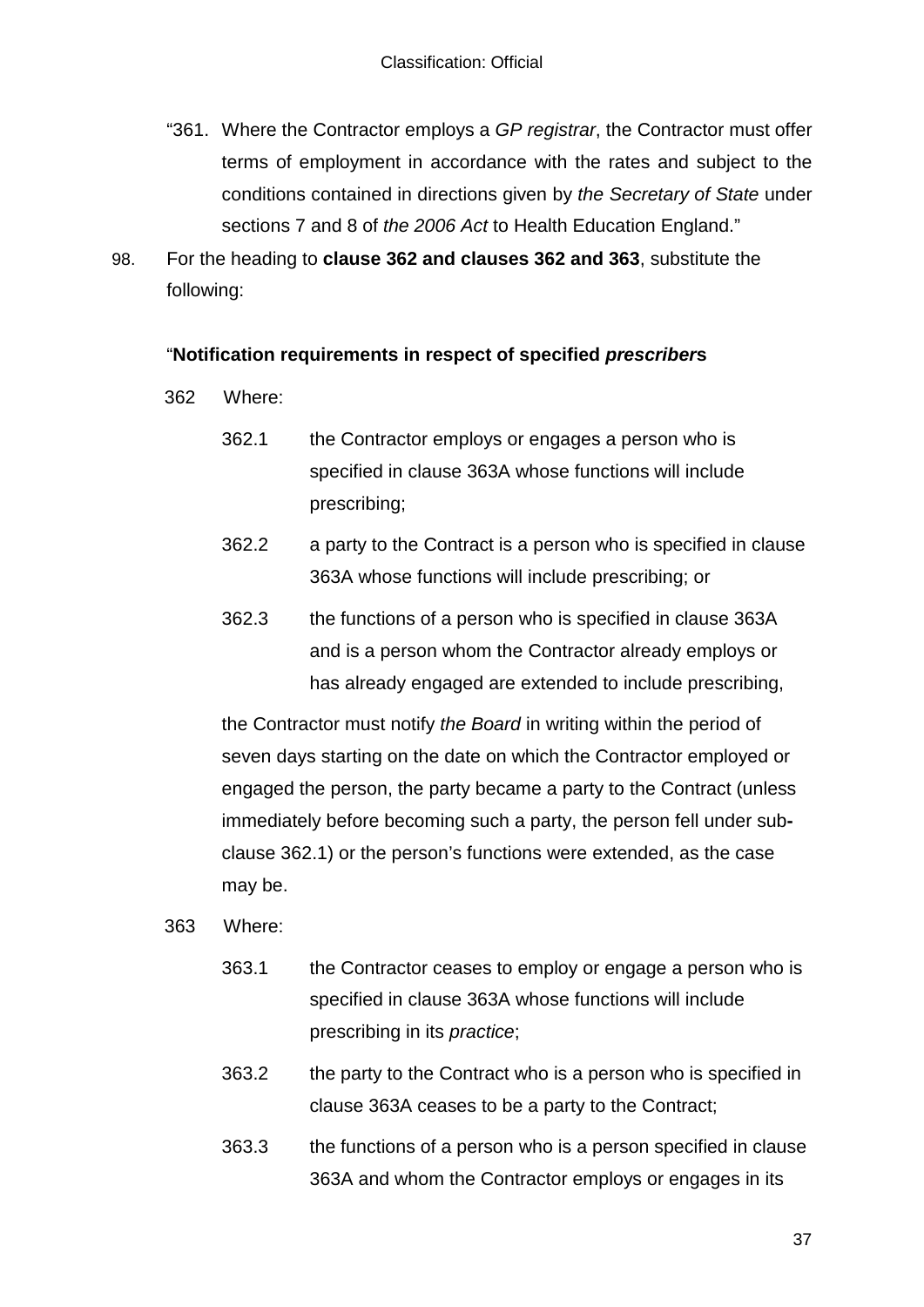"361. Where the Contractor employs a *GP registrar*, the Contractor must offer terms of employment in accordance with the rates and subject to the conditions contained in directions given by *the Secretary of State* under sections 7 and 8 of *the 2006 Act* to Health Education England."

98. For the heading to **clause 362 and clauses 362 and 363**, substitute the following:

"**Notification requirements in respect of specified *prescriber*s**

362 Where:

362.1 the Contractor employs or engages a person who is specified in clause 363A whose functions will include prescribing;

362.2 a party to the Contract is a person who is specified in clause 363A whose functions will include prescribing; or

362.3 the functions of a person who is specified in clause 363A and is a person whom the Contractor already employs or has already engaged are extended to include prescribing,

the Contractor must notify *the Board* in writing within the period of seven days starting on the date on which the Contractor employed or engaged the person, the party became a party to the Contract (unless immediately before becoming such a party, the person fell under sub-clause 362.1) or the person's functions were extended, as the case may be.

363 Where:

363.1 the Contractor ceases to employ or engage a person who is specified in clause 363A whose functions will include prescribing in its *practice*;

363.2 the party to the Contract who is a person who is specified in clause 363A ceases to be a party to the Contract;

363.3 the functions of a person who is a person specified in clause 363A and whom the Contractor employs or engages in its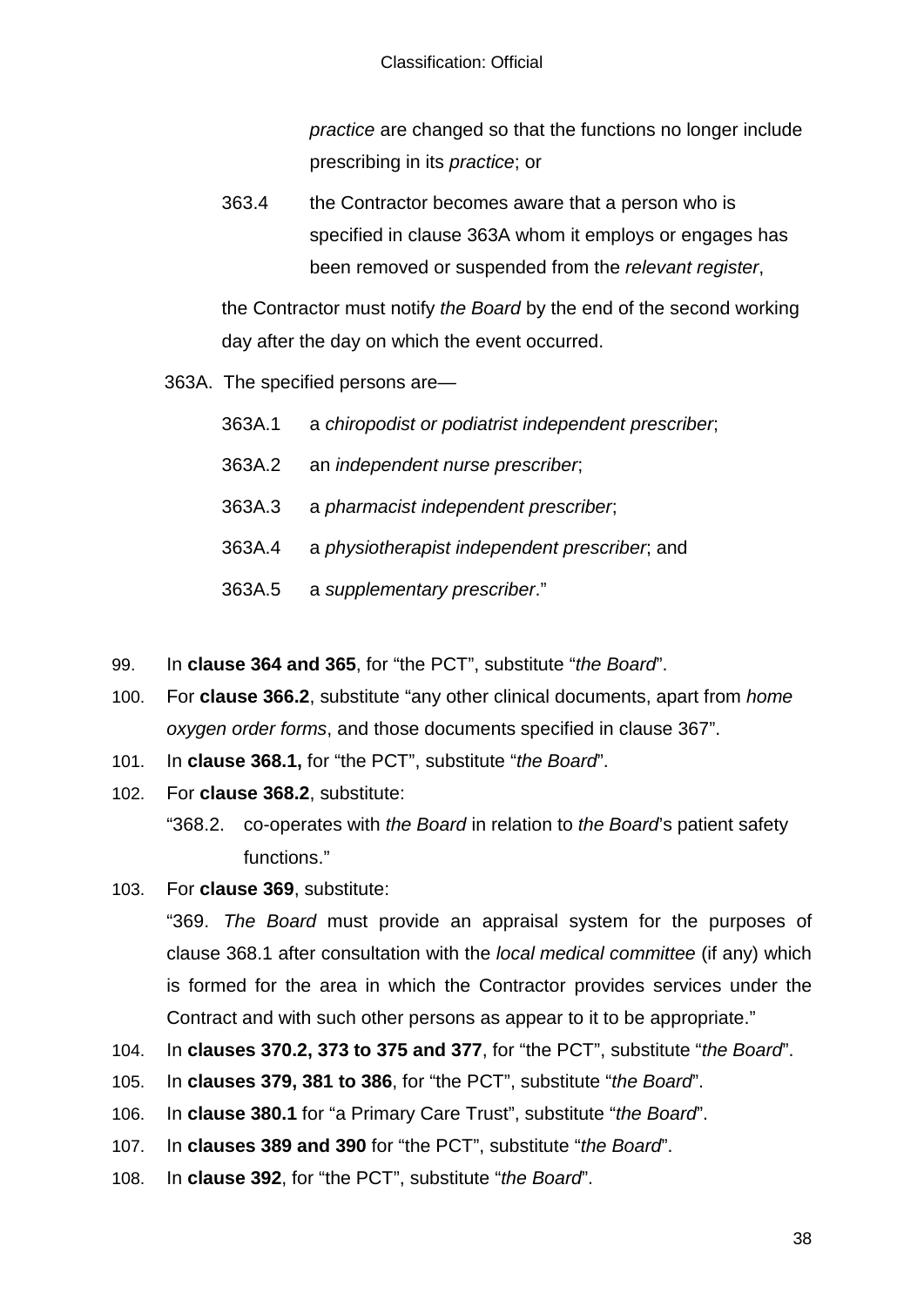*practice* are changed so that the functions no longer include prescribing in its *practice*; or

363.4 the Contractor becomes aware that a person who is specified in clause 363A whom it employs or engages has been removed or suspended from the *relevant register*,

the Contractor must notify *the Board* by the end of the second working day after the day on which the event occurred.

363A. The specified persons are—

363A.1 a *chiropodist or podiatrist independent prescriber*;

363A.2 an *independent nurse prescriber*;

363A.3 a *pharmacist independent prescriber*;

363A.4 a *physiotherapist independent prescriber*; and

363A.5 a *supplementary prescriber*."

99. In **clause 364 and 365**, for "the PCT", substitute "*the Board*".

100. For **clause 366.2**, substitute "any other clinical documents, apart from *home oxygen order forms*, and those documents specified in clause 367".

101. In **clause 368.1,** for "the PCT", substitute "*the Board*".

102. For **clause 368.2**, substitute:

 "368.2. co-operates with *the Board* in relation to *the Board*'s patient safety functions."

103. For **clause 369**, substitute:

 "369. *The Board* must provide an appraisal system for the purposes of clause 368.1 after consultation with the *local medical committee* (if any) which is formed for the area in which the Contractor provides services under the Contract and with such other persons as appear to it to be appropriate."

104. In **clauses 370.2, 373 to 375 and 377**, for "the PCT", substitute "*the Board*".

105. In **clauses 379, 381 to 386**, for "the PCT", substitute "*the Board*".

106. In **clause 380.1** for "a Primary Care Trust", substitute "*the Board*".

107. In **clauses 389 and 390** for "the PCT", substitute "*the Board*".

108. In **clause 392**, for "the PCT", substitute "*the Board*".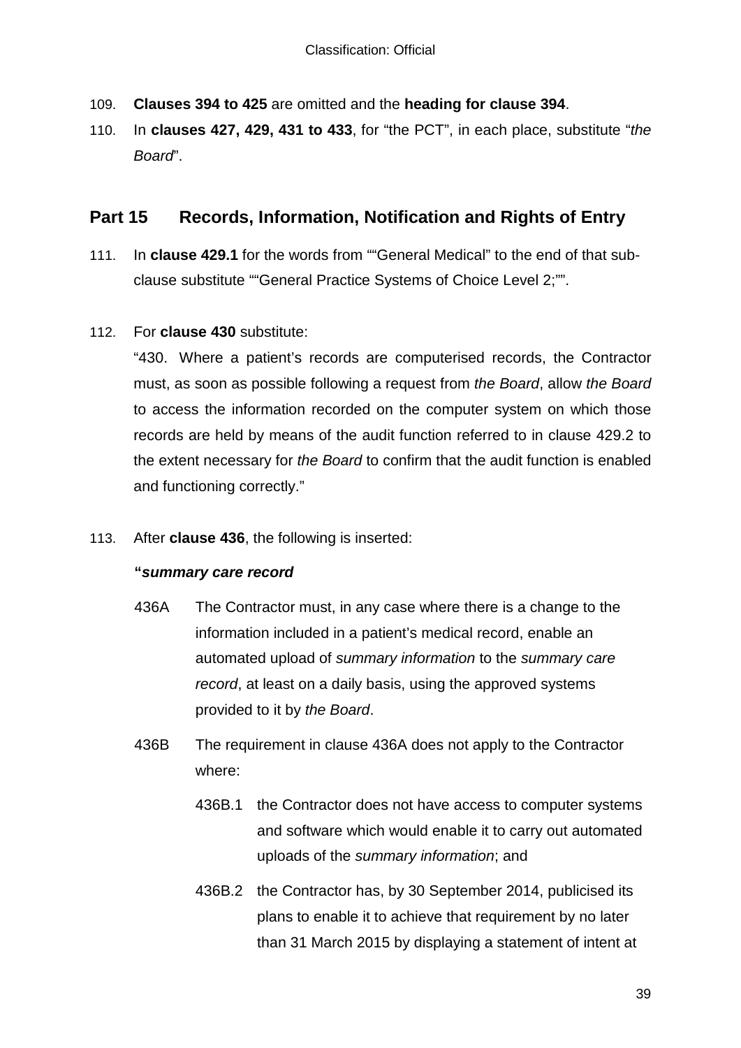109. **Clauses 394 to 425** are omitted and the **heading for clause 394**.

110. In **clauses 427, 429, 431 to 433**, for "the PCT", in each place, substitute "*the Board*".

## Part 15 Records, Information, Notification and Rights of Entry

111. In **clause 429.1** for the words from ""General Medical" to the end of that sub-clause substitute ""General Practice Systems of Choice Level 2;"".

112. For **clause 430** substitute:

"430. Where a patient's records are computerised records, the Contractor must, as soon as possible following a request from *the Board*, allow *the Board* to access the information recorded on the computer system on which those records are held by means of the audit function referred to in clause 429.2 to the extent necessary for *the Board* to confirm that the audit function is enabled and functioning correctly."

113. After **clause 436**, the following is inserted:

**"*summary care record***

436A The Contractor must, in any case where there is a change to the information included in a patient's medical record, enable an automated upload of *summary information* to the *summary care record*, at least on a daily basis, using the approved systems provided to it by *the Board*.

436B The requirement in clause 436A does not apply to the Contractor where:

436B.1 the Contractor does not have access to computer systems and software which would enable it to carry out automated uploads of the *summary information*; and

436B.2 the Contractor has, by 30 September 2014, publicised its plans to enable it to achieve that requirement by no later than 31 March 2015 by displaying a statement of intent at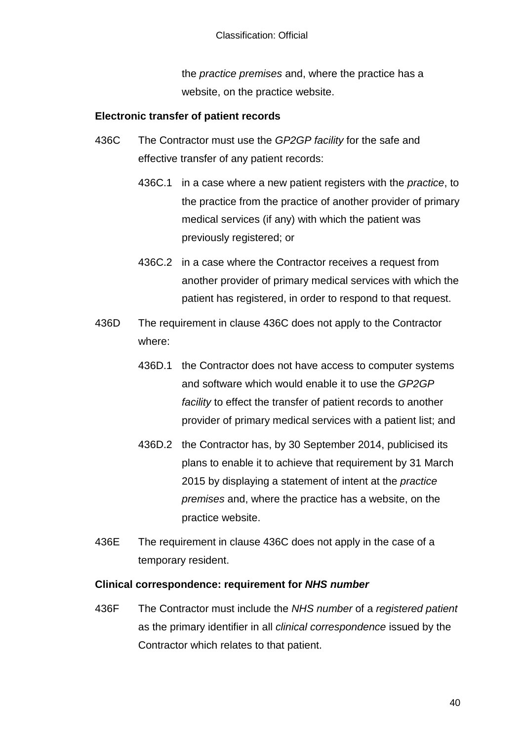the *practice premises* and, where the practice has a website, on the practice website.

**Electronic transfer of patient records**

436C The Contractor must use the *GP2GP facility* for the safe and effective transfer of any patient records:

436C.1 in a case where a new patient registers with the *practice*, to the practice from the practice of another provider of primary medical services (if any) with which the patient was previously registered; or

436C.2 in a case where the Contractor receives a request from another provider of primary medical services with which the patient has registered, in order to respond to that request.

436D The requirement in clause 436C does not apply to the Contractor where:

436D.1 the Contractor does not have access to computer systems and software which would enable it to use the *GP2GP facility* to effect the transfer of patient records to another provider of primary medical services with a patient list; and

436D.2 the Contractor has, by 30 September 2014, publicised its plans to enable it to achieve that requirement by 31 March 2015 by displaying a statement of intent at the *practice premises* and, where the practice has a website, on the practice website.

436E The requirement in clause 436C does not apply in the case of a temporary resident.

**Clinical correspondence: requirement for *NHS number***

436F The Contractor must include the *NHS number* of a *registered patient* as the primary identifier in all *clinical correspondence* issued by the Contractor which relates to that patient.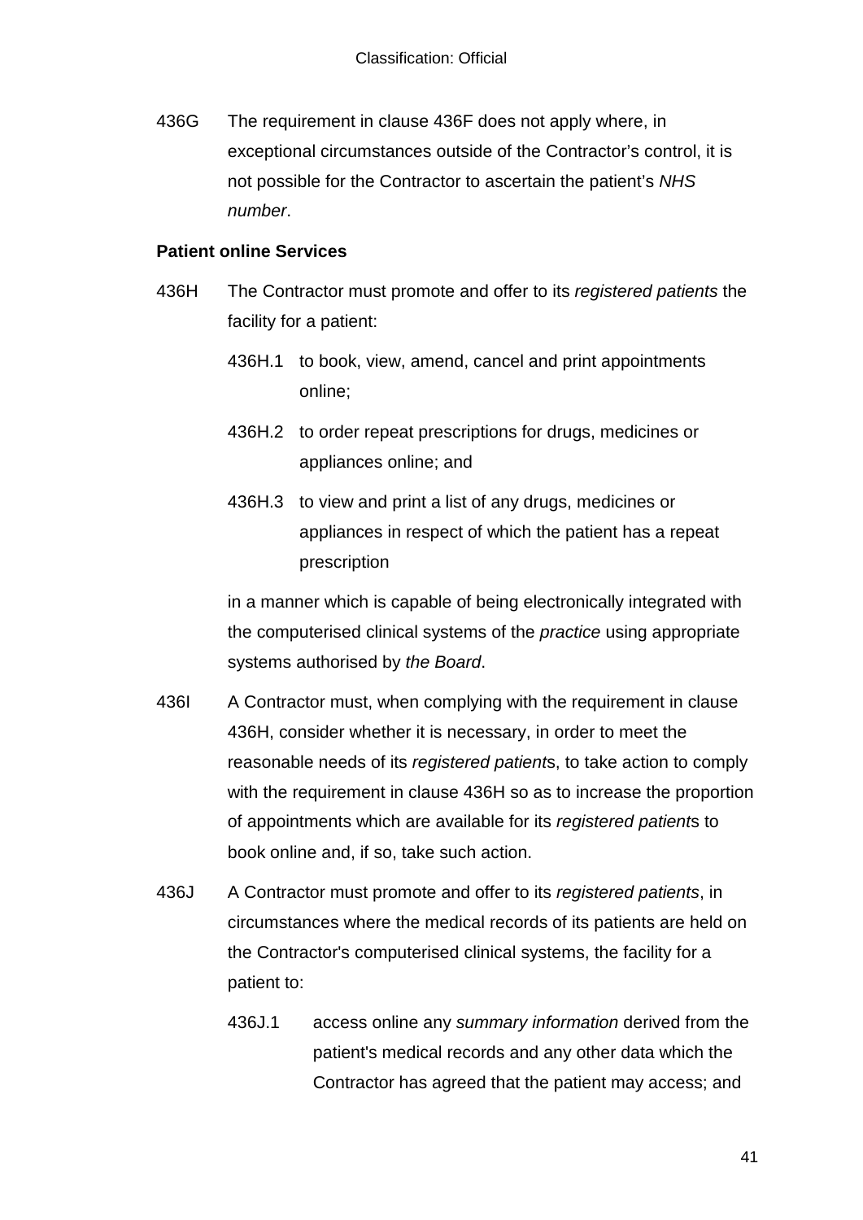436G The requirement in clause 436F does not apply where, in exceptional circumstances outside of the Contractor's control, it is not possible for the Contractor to ascertain the patient's *NHS number*.

**Patient online Services**

436H The Contractor must promote and offer to its *registered patients* the facility for a patient:

436H.1 to book, view, amend, cancel and print appointments online;

436H.2 to order repeat prescriptions for drugs, medicines or appliances online; and

436H.3 to view and print a list of any drugs, medicines or appliances in respect of which the patient has a repeat prescription

in a manner which is capable of being electronically integrated with the computerised clinical systems of the *practice* using appropriate systems authorised by *the Board*.

436I A Contractor must, when complying with the requirement in clause 436H, consider whether it is necessary, in order to meet the reasonable needs of its *registered patient*s, to take action to comply with the requirement in clause 436H so as to increase the proportion of appointments which are available for its *registered patient*s to book online and, if so, take such action.

436J A Contractor must promote and offer to its *registered patients*, in circumstances where the medical records of its patients are held on the Contractor's computerised clinical systems, the facility for a patient to:

436J.1 access online any *summary information* derived from the patient's medical records and any other data which the Contractor has agreed that the patient may access; and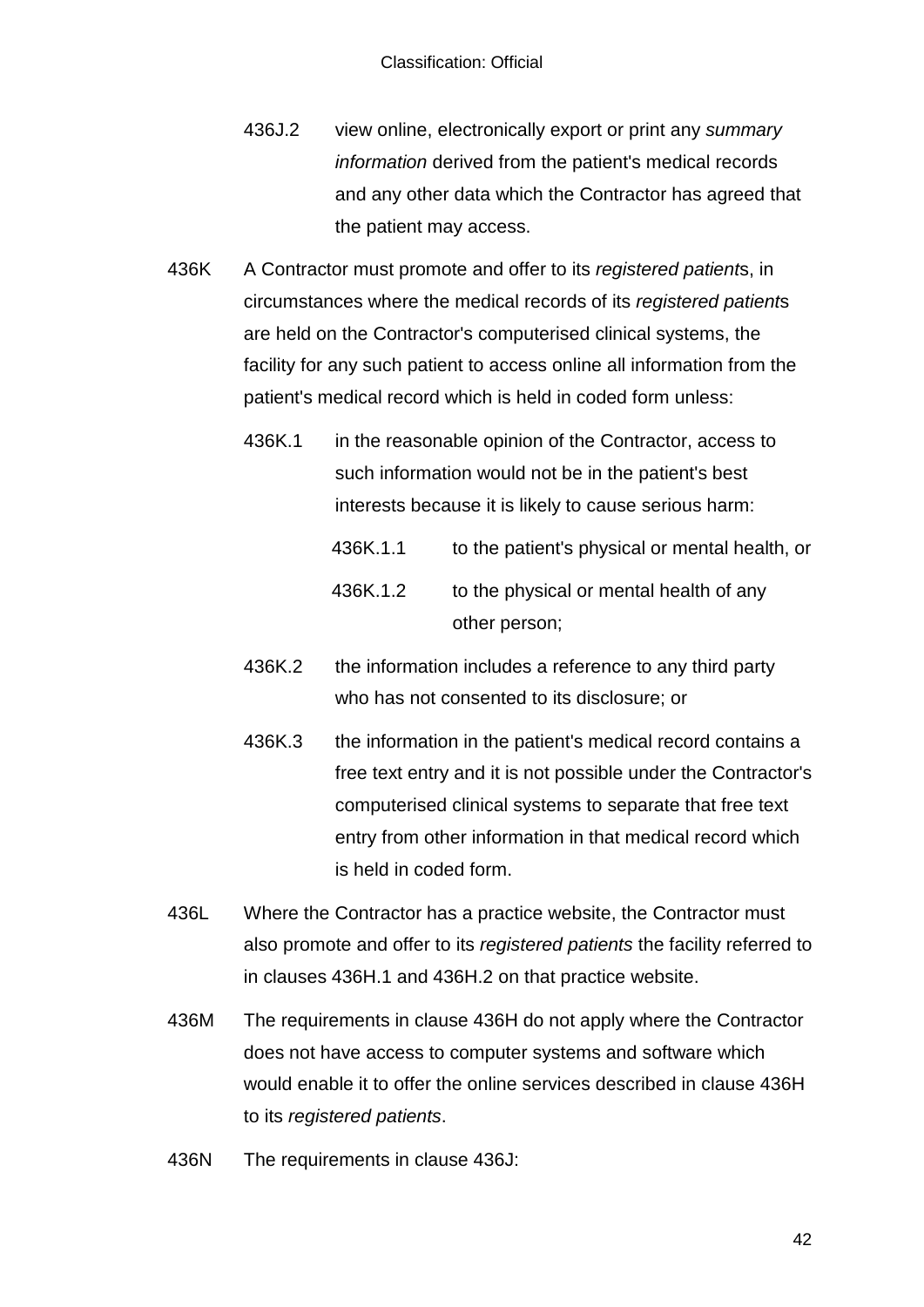436J.2 view online, electronically export or print any *summary information* derived from the patient's medical records and any other data which the Contractor has agreed that the patient may access.

436K A Contractor must promote and offer to its *registered patient*s, in circumstances where the medical records of its *registered patient*s are held on the Contractor's computerised clinical systems, the facility for any such patient to access online all information from the patient's medical record which is held in coded form unless:

436K.1 in the reasonable opinion of the Contractor, access to such information would not be in the patient's best interests because it is likely to cause serious harm:

436K.1.1 to the patient's physical or mental health, or

436K.1.2 to the physical or mental health of any other person;

436K.2 the information includes a reference to any third party who has not consented to its disclosure; or

436K.3 the information in the patient's medical record contains a free text entry and it is not possible under the Contractor's computerised clinical systems to separate that free text entry from other information in that medical record which is held in coded form.

436L Where the Contractor has a practice website, the Contractor must also promote and offer to its *registered patients* the facility referred to in clauses 436H.1 and 436H.2 on that practice website.

436M The requirements in clause 436H do not apply where the Contractor does not have access to computer systems and software which would enable it to offer the online services described in clause 436H to its *registered patients*.

436N The requirements in clause 436J: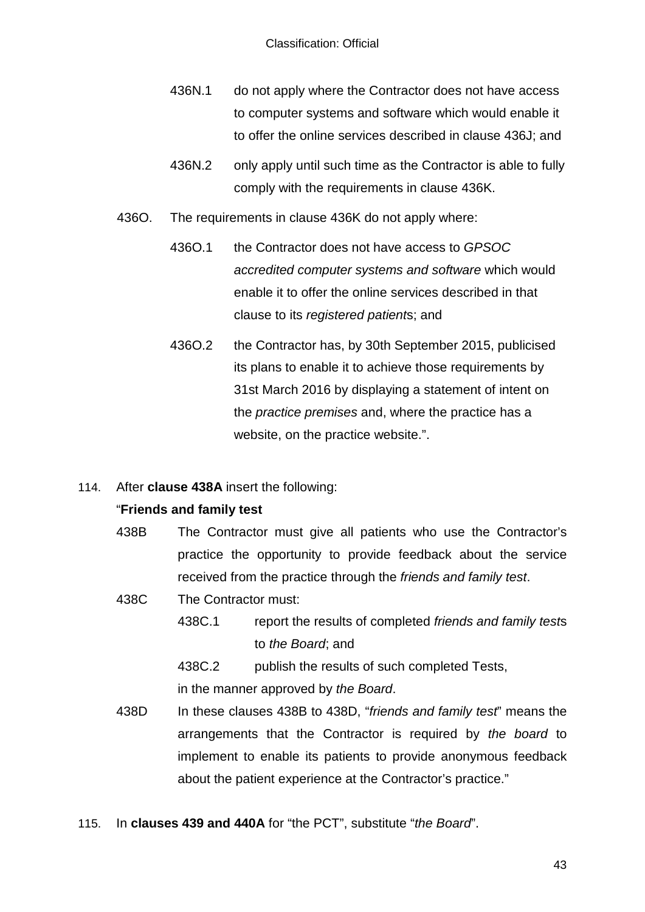436N.1 do not apply where the Contractor does not have access to computer systems and software which would enable it to offer the online services described in clause 436J; and

436N.2 only apply until such time as the Contractor is able to fully comply with the requirements in clause 436K.

436O. The requirements in clause 436K do not apply where:

436O.1 the Contractor does not have access to *GPSOC accredited computer systems and software* which would enable it to offer the online services described in that clause to its *registered patient*s; and

436O.2 the Contractor has, by 30th September 2015, publicised its plans to enable it to achieve those requirements by 31st March 2016 by displaying a statement of intent on the *practice premises* and, where the practice has a website, on the practice website.".

114. After **clause 438A** insert the following:

"**Friends and family test**

438B The Contractor must give all patients who use the Contractor's practice the opportunity to provide feedback about the service received from the practice through the *friends and family test*.

438C The Contractor must:

438C.1 report the results of completed *friends and family test*s to *the Board*; and

438C.2 publish the results of such completed Tests,

in the manner approved by *the Board*.

438D In these clauses 438B to 438D, "*friends and family test*" means the arrangements that the Contractor is required by *the board* to implement to enable its patients to provide anonymous feedback about the patient experience at the Contractor's practice."

115. In **clauses 439 and 440A** for "the PCT", substitute "*the Board*".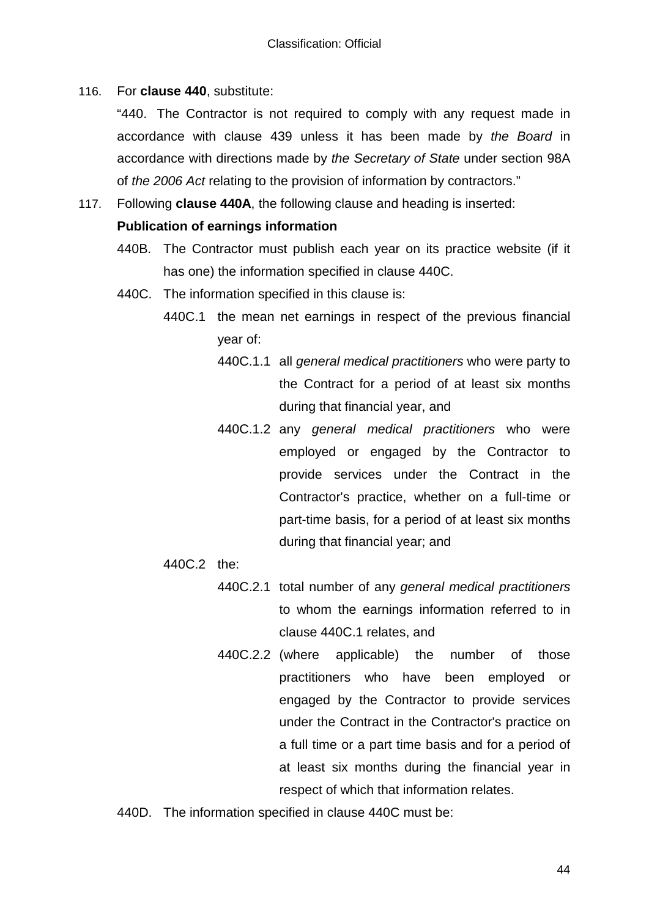116. For **clause 440**, substitute:

"440. The Contractor is not required to comply with any request made in accordance with clause 439 unless it has been made by *the Board* in accordance with directions made by *the Secretary of State* under section 98A of *the 2006 Act* relating to the provision of information by contractors."

117. Following **clause 440A**, the following clause and heading is inserted:

**Publication of earnings information**

440B. The Contractor must publish each year on its practice website (if it has one) the information specified in clause 440C.

440C. The information specified in this clause is:

440C.1 the mean net earnings in respect of the previous financial year of:

440C.1.1 all *general medical practitioners* who were party to the Contract for a period of at least six months during that financial year, and

440C.1.2 any *general medical practitioners* who were employed or engaged by the Contractor to provide services under the Contract in the Contractor's practice, whether on a full-time or part-time basis, for a period of at least six months during that financial year; and

440C.2 the:

440C.2.1 total number of any *general medical practitioners* to whom the earnings information referred to in clause 440C.1 relates, and

440C.2.2 (where applicable) the number of those practitioners who have been employed or engaged by the Contractor to provide services under the Contract in the Contractor's practice on a full time or a part time basis and for a period of at least six months during the financial year in respect of which that information relates.

440D. The information specified in clause 440C must be: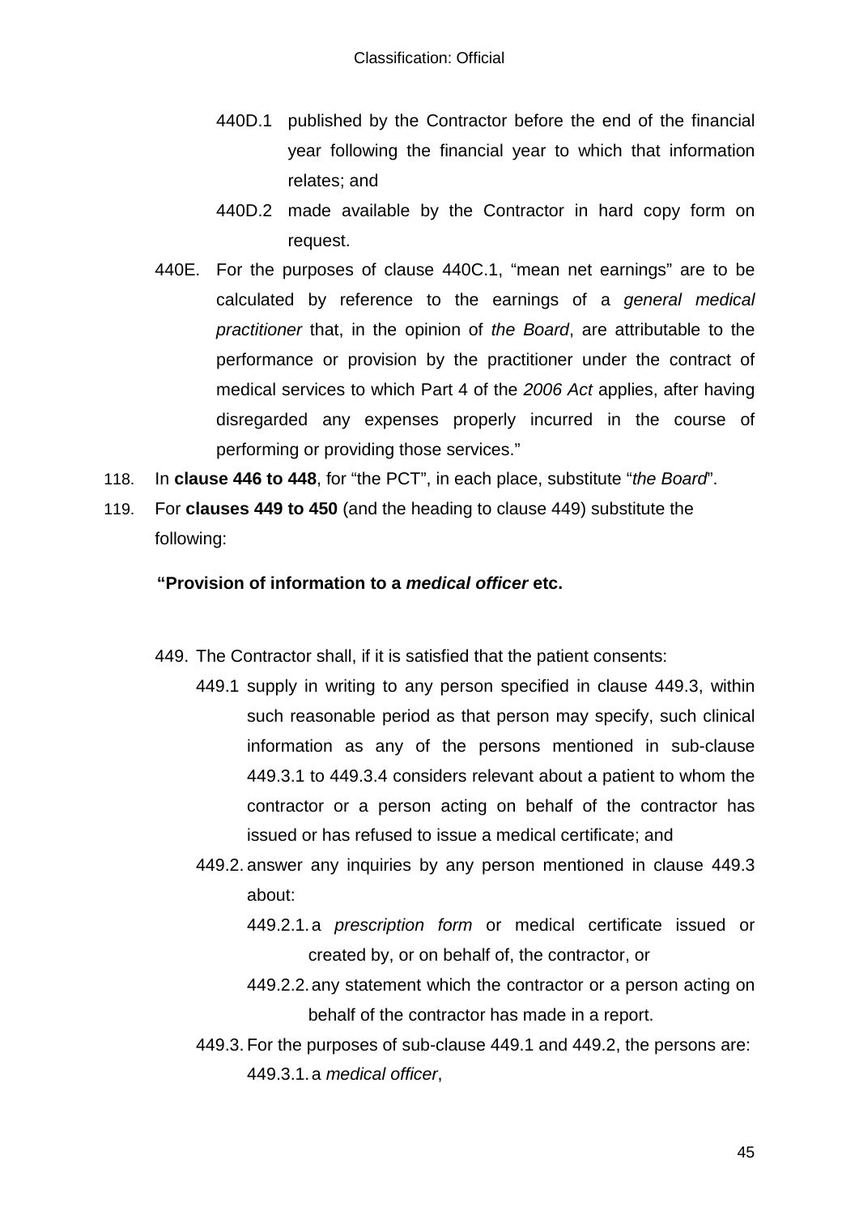440D.1 published by the Contractor before the end of the financial year following the financial year to which that information relates; and

440D.2 made available by the Contractor in hard copy form on request.

440E. For the purposes of clause 440C.1, "mean net earnings" are to be calculated by reference to the earnings of a *general medical practitioner* that, in the opinion of *the Board*, are attributable to the performance or provision by the practitioner under the contract of medical services to which Part 4 of the *2006 Act* applies, after having disregarded any expenses properly incurred in the course of performing or providing those services."

118. In **clause 446 to 448**, for "the PCT", in each place, substitute "*the Board*".

119. For **clauses 449 to 450** (and the heading to clause 449) substitute the following:

**"Provision of information to a *medical officer* etc.**

449. The Contractor shall, if it is satisfied that the patient consents:

449.1 supply in writing to any person specified in clause 449.3, within such reasonable period as that person may specify, such clinical information as any of the persons mentioned in sub-clause 449.3.1 to 449.3.4 considers relevant about a patient to whom the contractor or a person acting on behalf of the contractor has issued or has refused to issue a medical certificate; and

449.2. answer any inquiries by any person mentioned in clause 449.3 about:

449.2.1. a *prescription form* or medical certificate issued or created by, or on behalf of, the contractor, or

449.2.2. any statement which the contractor or a person acting on behalf of the contractor has made in a report.

449.3. For the purposes of sub-clause 449.1 and 449.2, the persons are:

449.3.1. a *medical officer*,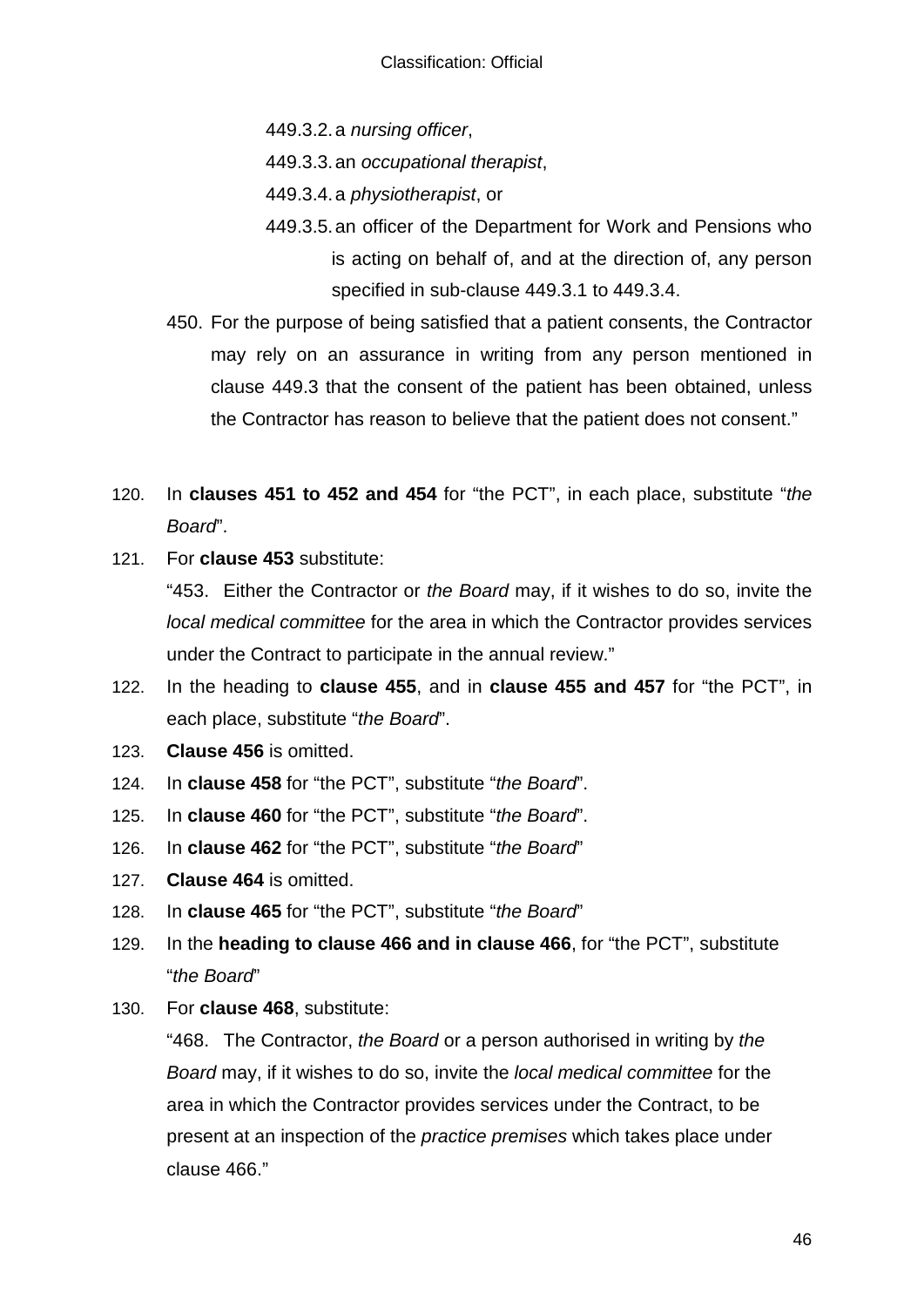449.3.2. a *nursing officer*,

449.3.3. an *occupational therapist*,

449.3.4. a *physiotherapist*, or

449.3.5. an officer of the Department for Work and Pensions who is acting on behalf of, and at the direction of, any person specified in sub-clause 449.3.1 to 449.3.4.

450. For the purpose of being satisfied that a patient consents, the Contractor may rely on an assurance in writing from any person mentioned in clause 449.3 that the consent of the patient has been obtained, unless the Contractor has reason to believe that the patient does not consent."

120. In **clauses 451 to 452 and 454** for "the PCT", in each place, substitute "*the Board*".

121. For **clause 453** substitute:

"453. Either the Contractor or *the Board* may, if it wishes to do so, invite the *local medical committee* for the area in which the Contractor provides services under the Contract to participate in the annual review."

122. In the heading to **clause 455**, and in **clause 455 and 457** for "the PCT", in each place, substitute "*the Board*".

123. **Clause 456** is omitted.

124. In **clause 458** for "the PCT", substitute "*the Board*".

125. In **clause 460** for "the PCT", substitute "*the Board*".

126. In **clause 462** for "the PCT", substitute "*the Board*"

127. **Clause 464** is omitted.

128. In **clause 465** for "the PCT", substitute "*the Board*"

129. In the **heading to clause 466 and in clause 466**, for "the PCT", substitute "*the Board*"

130. For **clause 468**, substitute:

"468. The Contractor, *the Board* or a person authorised in writing by *the Board* may, if it wishes to do so, invite the *local medical committee* for the area in which the Contractor provides services under the Contract, to be present at an inspection of the *practice premises* which takes place under clause 466."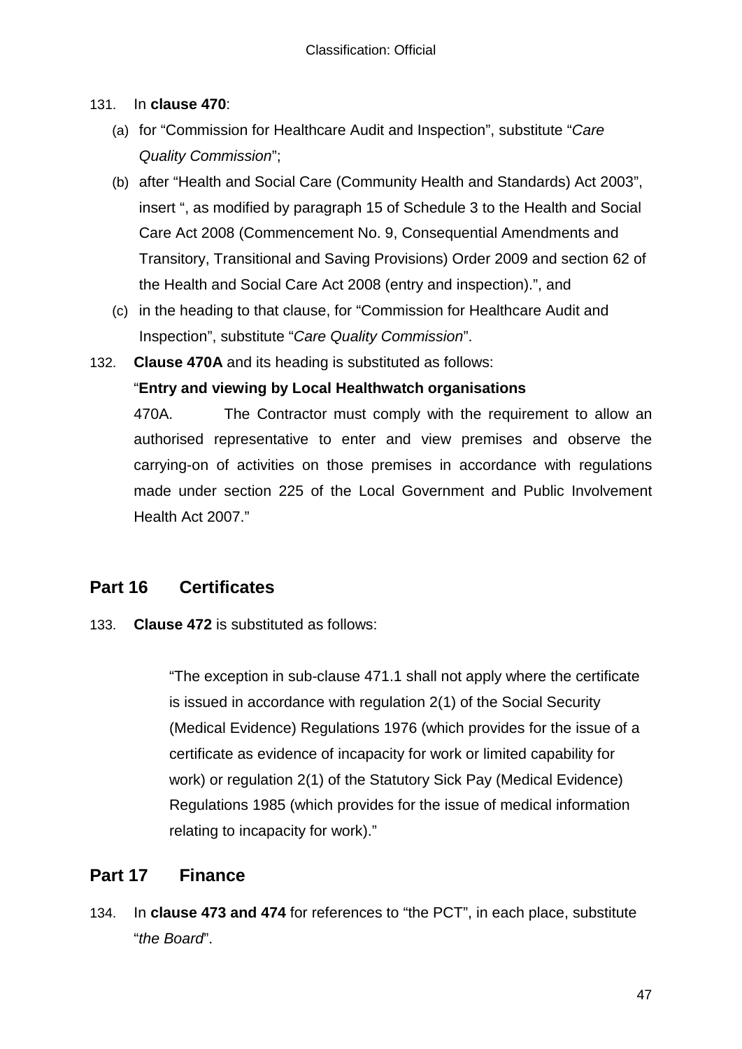131. In **clause 470**:

   (a) for "Commission for Healthcare Audit and Inspection", substitute "*Care Quality Commission*";

   (b) after "Health and Social Care (Community Health and Standards) Act 2003", insert ", as modified by paragraph 15 of Schedule 3 to the Health and Social Care Act 2008 (Commencement No. 9, Consequential Amendments and Transitory, Transitional and Saving Provisions) Order 2009 and section 62 of the Health and Social Care Act 2008 (entry and inspection).", and

   (c) in the heading to that clause, for "Commission for Healthcare Audit and Inspection", substitute "*Care Quality Commission*".

132. **Clause 470A** and its heading is substituted as follows:

   "**Entry and viewing by Local Healthwatch organisations**

   470A. The Contractor must comply with the requirement to allow an authorised representative to enter and view premises and observe the carrying-on of activities on those premises in accordance with regulations made under section 225 of the Local Government and Public Involvement Health Act 2007."

## Part 16 Certificates

133. **Clause 472** is substituted as follows:

   "The exception in sub-clause 471.1 shall not apply where the certificate is issued in accordance with regulation 2(1) of the Social Security (Medical Evidence) Regulations 1976 (which provides for the issue of a certificate as evidence of incapacity for work or limited capability for work) or regulation 2(1) of the Statutory Sick Pay (Medical Evidence) Regulations 1985 (which provides for the issue of medical information relating to incapacity for work)."

## Part 17 Finance

134. In **clause 473 and 474** for references to "the PCT", in each place, substitute "*the Board*".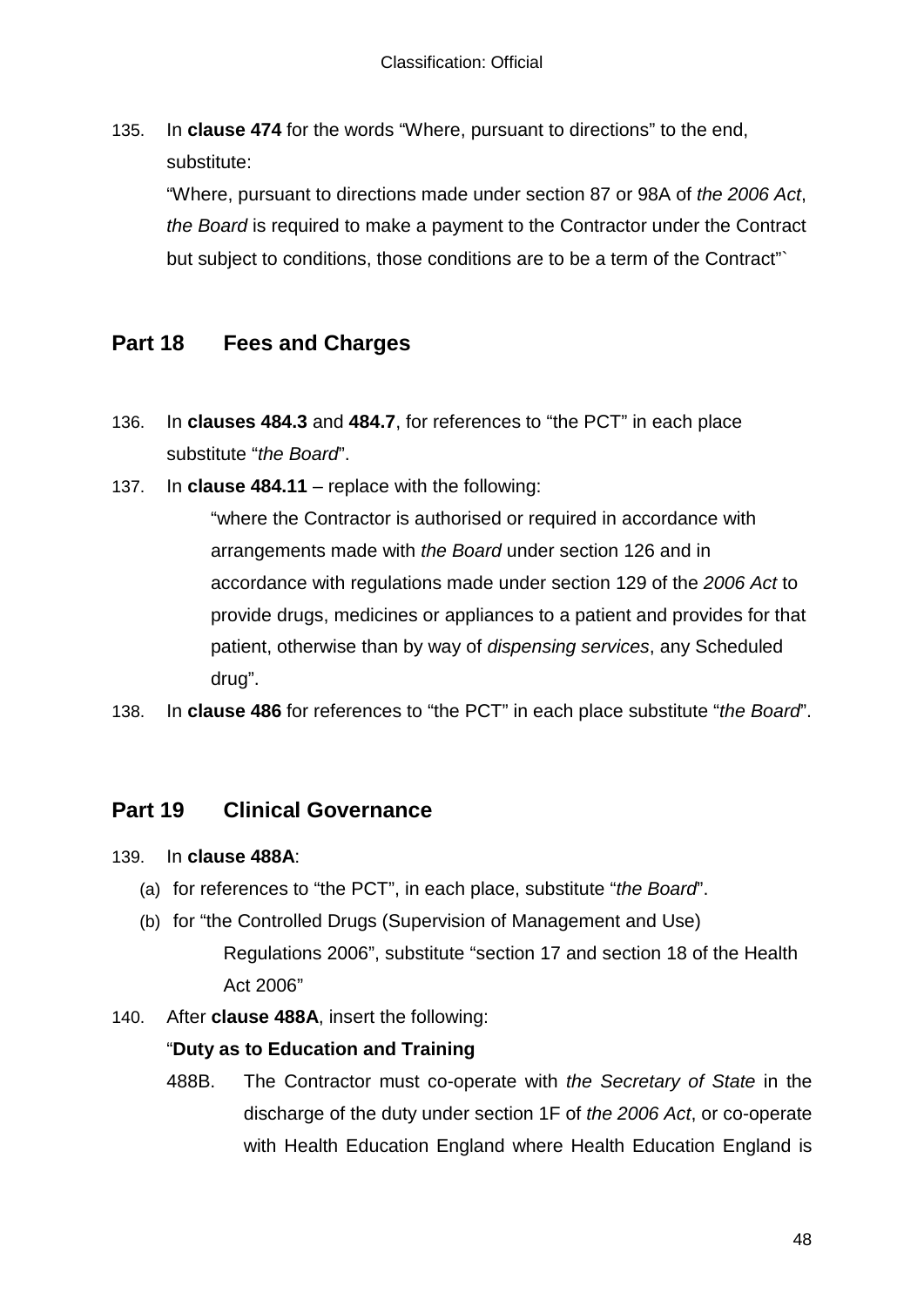135. In **clause 474** for the words "Where, pursuant to directions" to the end, substitute:

"Where, pursuant to directions made under section 87 or 98A of *the 2006 Act*, *the Board* is required to make a payment to the Contractor under the Contract but subject to conditions, those conditions are to be a term of the Contract"`

## Part 18 Fees and Charges

136. In **clauses 484.3** and **484.7**, for references to "the PCT" in each place substitute "*the Board*".

137. In **clause 484.11** – replace with the following:

   "where the Contractor is authorised or required in accordance with arrangements made with *the Board* under section 126 and in accordance with regulations made under section 129 of the *2006 Act* to provide drugs, medicines or appliances to a patient and provides for that patient, otherwise than by way of *dispensing services*, any Scheduled drug".

138. In **clause 486** for references to "the PCT" in each place substitute "*the Board*".

## Part 19 Clinical Governance

139. In **clause 488A**:

   (a) for references to "the PCT", in each place, substitute "*the Board*".

   (b) for "the Controlled Drugs (Supervision of Management and Use) Regulations 2006", substitute "section 17 and section 18 of the Health Act 2006"

140. After **clause 488A**, insert the following:

   "**Duty as to Education and Training**

   488B. The Contractor must co-operate with *the Secretary of State* in the discharge of the duty under section 1F of *the 2006 Act*, or co-operate with Health Education England where Health Education England is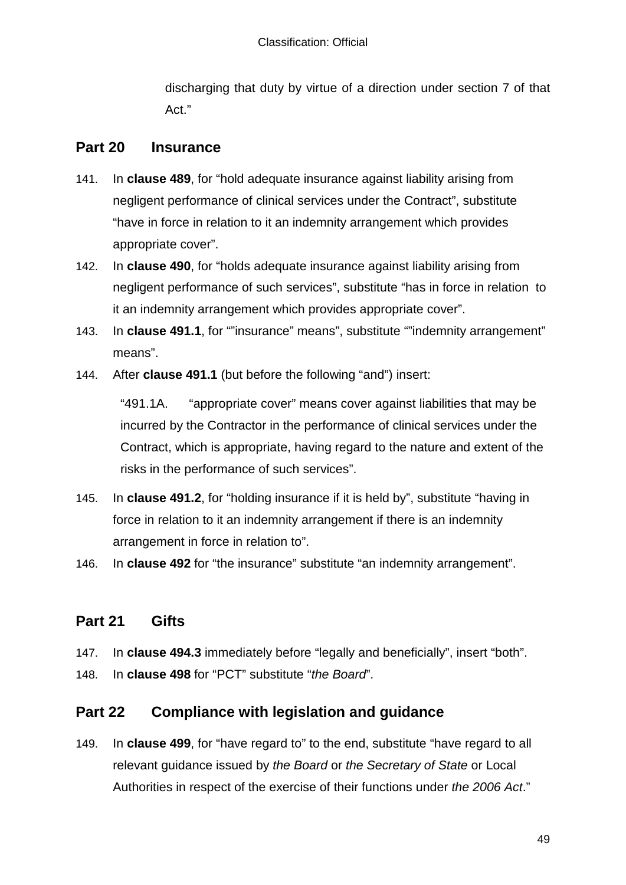discharging that duty by virtue of a direction under section 7 of that Act."

## Part 20 Insurance

141. In **clause 489**, for "hold adequate insurance against liability arising from negligent performance of clinical services under the Contract", substitute "have in force in relation to it an indemnity arrangement which provides appropriate cover".

142. In **clause 490**, for "holds adequate insurance against liability arising from negligent performance of such services", substitute "has in force in relation to it an indemnity arrangement which provides appropriate cover".

143. In **clause 491.1**, for ""insurance" means", substitute ""indemnity arrangement" means".

144. After **clause 491.1** (but before the following "and") insert:

 "491.1A. "appropriate cover" means cover against liabilities that may be incurred by the Contractor in the performance of clinical services under the Contract, which is appropriate, having regard to the nature and extent of the risks in the performance of such services".

145. In **clause 491.2**, for "holding insurance if it is held by", substitute "having in force in relation to it an indemnity arrangement if there is an indemnity arrangement in force in relation to".

146. In **clause 492** for "the insurance" substitute "an indemnity arrangement".

## Part 21 Gifts

147. In **clause 494.3** immediately before "legally and beneficially", insert "both".

148. In **clause 498** for "PCT" substitute "*the Board*".

## Part 22 Compliance with legislation and guidance

149. In **clause 499**, for "have regard to" to the end, substitute "have regard to all relevant guidance issued by *the Board* or *the Secretary of State* or Local Authorities in respect of the exercise of their functions under *the 2006 Act*."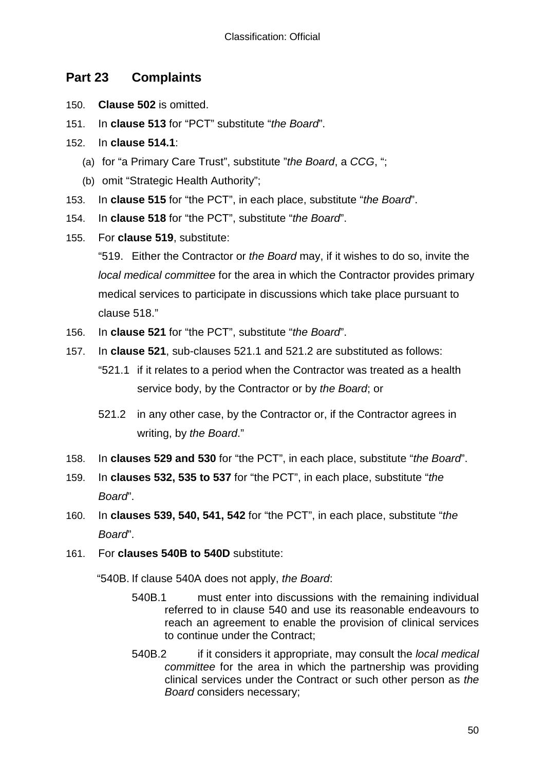## Part 23 Complaints

150. **Clause 502** is omitted.

151. In **clause 513** for "PCT" substitute "*the Board*".

152. In **clause 514.1**:

    (a) for "a Primary Care Trust", substitute "*the Board*, a *CCG*, ";

    (b) omit "Strategic Health Authority";

153. In **clause 515** for "the PCT", in each place, substitute "*the Board*".

154. In **clause 518** for "the PCT", substitute "*the Board*".

155. For **clause 519**, substitute:

    "519. Either the Contractor or *the Board* may, if it wishes to do so, invite the *local medical committee* for the area in which the Contractor provides primary medical services to participate in discussions which take place pursuant to clause 518."

156. In **clause 521** for "the PCT", substitute "*the Board*".

157. In **clause 521**, sub-clauses 521.1 and 521.2 are substituted as follows:

    "521.1 if it relates to a period when the Contractor was treated as a health service body, by the Contractor or by *the Board*; or

    521.2 in any other case, by the Contractor or, if the Contractor agrees in writing, by *the Board*."

158. In **clauses 529 and 530** for "the PCT", in each place, substitute "*the Board*".

159. In **clauses 532, 535 to 537** for "the PCT", in each place, substitute "*the Board*".

160. In **clauses 539, 540, 541, 542** for "the PCT", in each place, substitute "*the Board*".

161. For **clauses 540B to 540D** substitute:

    "540B. If clause 540A does not apply, *the Board*:

    540B.1 must enter into discussions with the remaining individual referred to in clause 540 and use its reasonable endeavours to reach an agreement to enable the provision of clinical services to continue under the Contract;

    540B.2 if it considers it appropriate, may consult the *local medical committee* for the area in which the partnership was providing clinical services under the Contract or such other person as *the Board* considers necessary;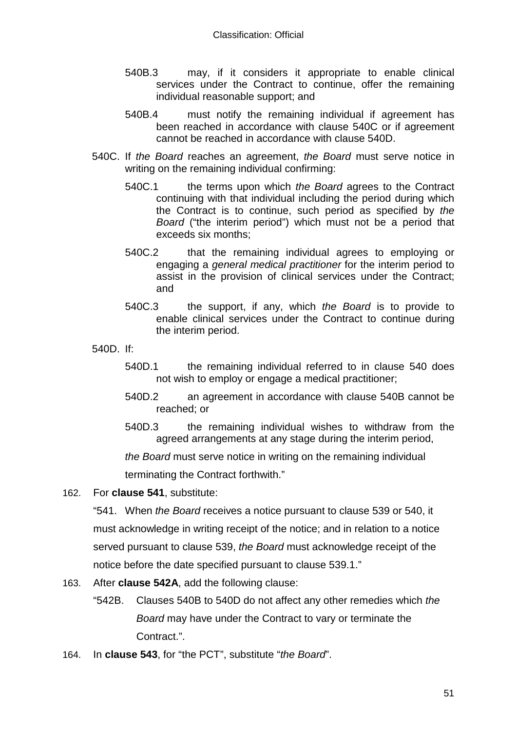540B.3 may, if it considers it appropriate to enable clinical services under the Contract to continue, offer the remaining individual reasonable support; and

540B.4 must notify the remaining individual if agreement has been reached in accordance with clause 540C or if agreement cannot be reached in accordance with clause 540D.

540C. If *the Board* reaches an agreement, *the Board* must serve notice in writing on the remaining individual confirming:

540C.1 the terms upon which *the Board* agrees to the Contract continuing with that individual including the period during which the Contract is to continue, such period as specified by *the Board* ("the interim period") which must not be a period that exceeds six months;

540C.2 that the remaining individual agrees to employing or engaging a *general medical practitioner* for the interim period to assist in the provision of clinical services under the Contract; and

540C.3 the support, if any, which *the Board* is to provide to enable clinical services under the Contract to continue during the interim period.

540D. If:

540D.1 the remaining individual referred to in clause 540 does not wish to employ or engage a medical practitioner;

540D.2 an agreement in accordance with clause 540B cannot be reached; or

540D.3 the remaining individual wishes to withdraw from the agreed arrangements at any stage during the interim period,

*the Board* must serve notice in writing on the remaining individual terminating the Contract forthwith."

162. For **clause 541**, substitute:

"541. When *the Board* receives a notice pursuant to clause 539 or 540, it must acknowledge in writing receipt of the notice; and in relation to a notice served pursuant to clause 539, *the Board* must acknowledge receipt of the notice before the date specified pursuant to clause 539.1."

163. After **clause 542A**, add the following clause:

"542B. Clauses 540B to 540D do not affect any other remedies which *the Board* may have under the Contract to vary or terminate the Contract.".

164. In **clause 543**, for "the PCT", substitute "*the Board*".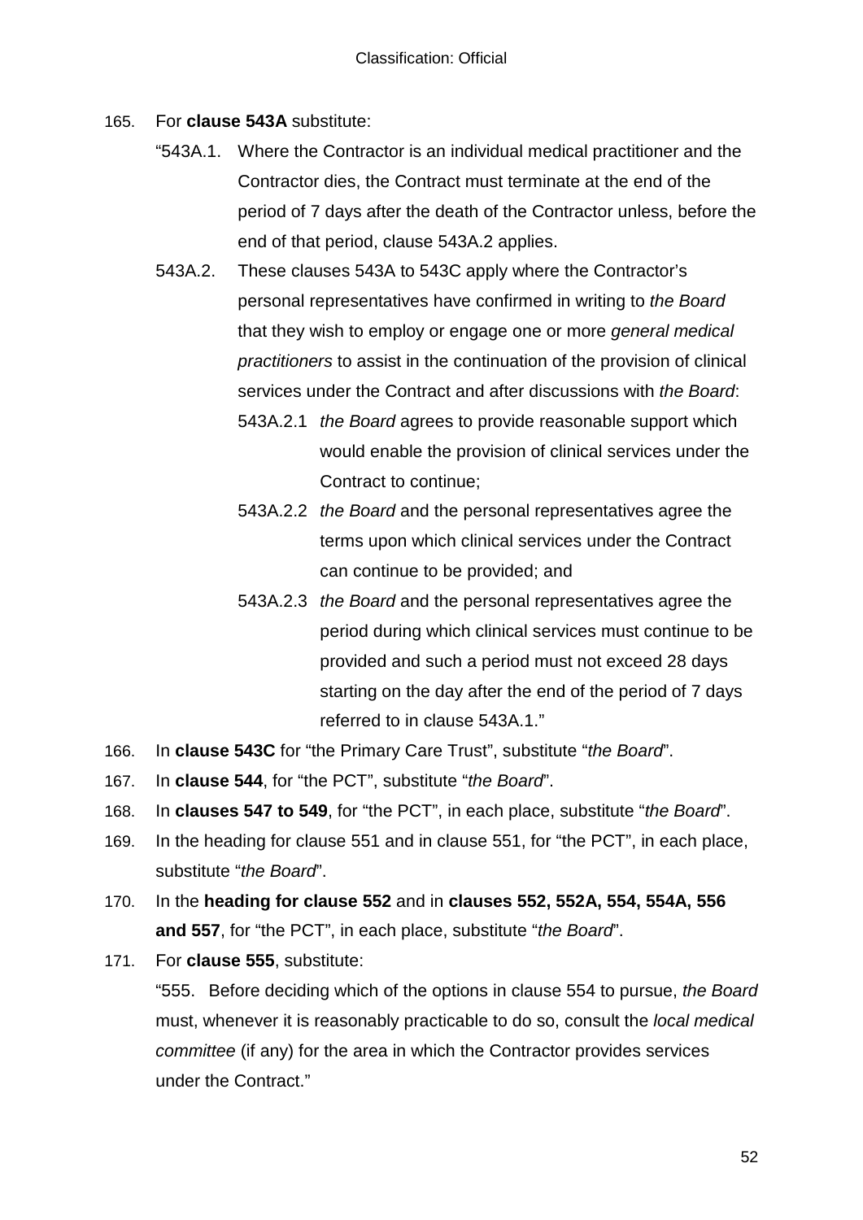165. For **clause 543A** substitute:

"543A.1. Where the Contractor is an individual medical practitioner and the Contractor dies, the Contract must terminate at the end of the period of 7 days after the death of the Contractor unless, before the end of that period, clause 543A.2 applies.

543A.2. These clauses 543A to 543C apply where the Contractor's personal representatives have confirmed in writing to *the Board* that they wish to employ or engage one or more *general medical practitioners* to assist in the continuation of the provision of clinical services under the Contract and after discussions with *the Board*:

543A.2.1 *the Board* agrees to provide reasonable support which would enable the provision of clinical services under the Contract to continue;

543A.2.2 *the Board* and the personal representatives agree the terms upon which clinical services under the Contract can continue to be provided; and

543A.2.3 *the Board* and the personal representatives agree the period during which clinical services must continue to be provided and such a period must not exceed 28 days starting on the day after the end of the period of 7 days referred to in clause 543A.1."

166. In **clause 543C** for "the Primary Care Trust", substitute "*the Board*".

167. In **clause 544**, for "the PCT", substitute "*the Board*".

168. In **clauses 547 to 549**, for "the PCT", in each place, substitute "*the Board*".

169. In the heading for clause 551 and in clause 551, for "the PCT", in each place, substitute "*the Board*".

170. In the **heading for clause 552** and in **clauses 552, 552A, 554, 554A, 556 and 557**, for "the PCT", in each place, substitute "*the Board*".

171. For **clause 555**, substitute:

"555. Before deciding which of the options in clause 554 to pursue, *the Board* must, whenever it is reasonably practicable to do so, consult the *local medical committee* (if any) for the area in which the Contractor provides services under the Contract."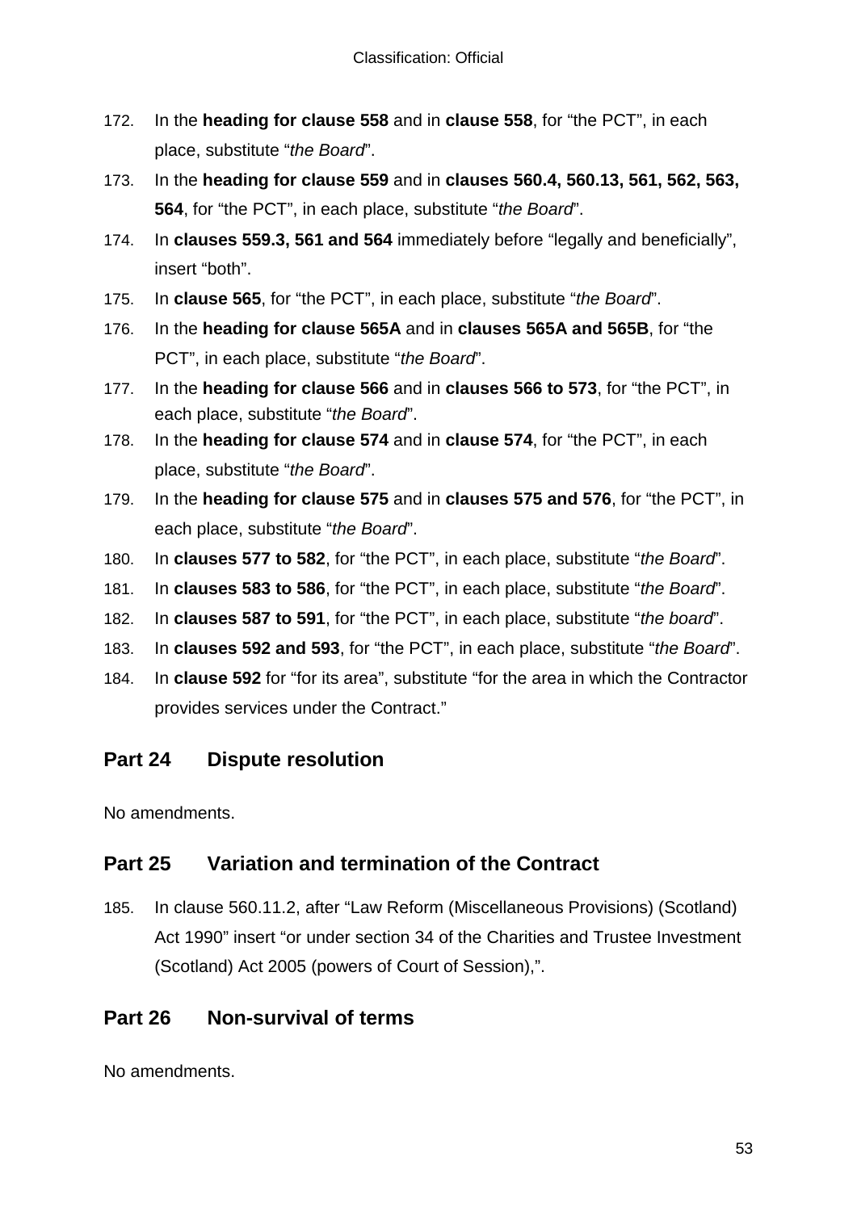172. In the **heading for clause 558** and in **clause 558**, for "the PCT", in each place, substitute "*the Board*".
173. In the **heading for clause 559** and in **clauses 560.4, 560.13, 561, 562, 563, 564**, for "the PCT", in each place, substitute "*the Board*".
174. In **clauses 559.3, 561 and 564** immediately before "legally and beneficially", insert "both".
175. In **clause 565**, for "the PCT", in each place, substitute "*the Board*".
176. In the **heading for clause 565A** and in **clauses 565A and 565B**, for "the PCT", in each place, substitute "*the Board*".
177. In the **heading for clause 566** and in **clauses 566 to 573**, for "the PCT", in each place, substitute "*the Board*".
178. In the **heading for clause 574** and in **clause 574**, for "the PCT", in each place, substitute "*the Board*".
179. In the **heading for clause 575** and in **clauses 575 and 576**, for "the PCT", in each place, substitute "*the Board*".
180. In **clauses 577 to 582**, for "the PCT", in each place, substitute "*the Board*".
181. In **clauses 583 to 586**, for "the PCT", in each place, substitute "*the Board*".
182. In **clauses 587 to 591**, for "the PCT", in each place, substitute "*the board*".
183. In **clauses 592 and 593**, for "the PCT", in each place, substitute "*the Board*".
184. In **clause 592** for "for its area", substitute "for the area in which the Contractor provides services under the Contract."

## Part 24 Dispute resolution

No amendments.

## Part 25 Variation and termination of the Contract

185. In clause 560.11.2, after "Law Reform (Miscellaneous Provisions) (Scotland) Act 1990" insert "or under section 34 of the Charities and Trustee Investment (Scotland) Act 2005 (powers of Court of Session),".

## Part 26 Non-survival of terms

No amendments.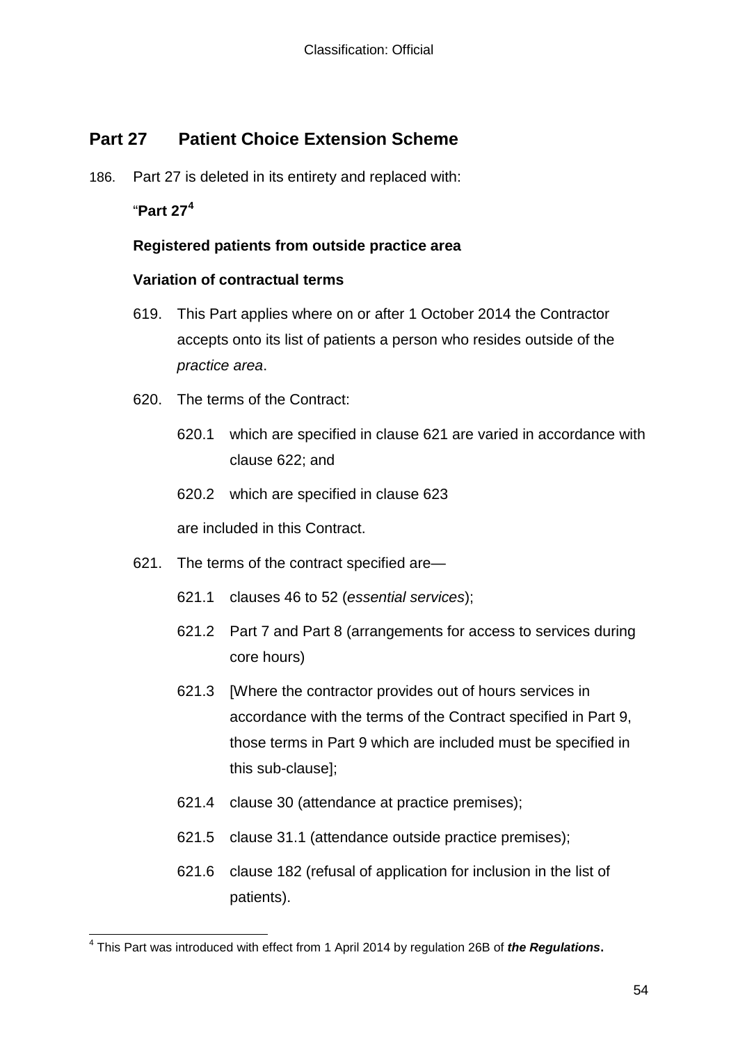## Part 27 Patient Choice Extension Scheme

186. Part 27 is deleted in its entirety and replaced with:

"**Part 27**[4]

**Registered patients from outside practice area**

**Variation of contractual terms**

619. This Part applies where on or after 1 October 2014 the Contractor accepts onto its list of patients a person who resides outside of the *practice area*.

620. The terms of the Contract:

  620.1 which are specified in clause 621 are varied in accordance with clause 622; and

  620.2 which are specified in clause 623

  are included in this Contract.

621. The terms of the contract specified are—

  621.1 clauses 46 to 52 (*essential services*);

  621.2 Part 7 and Part 8 (arrangements for access to services during core hours)

  621.3 [Where the contractor provides out of hours services in accordance with the terms of the Contract specified in Part 9, those terms in Part 9 which are included must be specified in this sub-clause];

  621.4 clause 30 (attendance at practice premises);

  621.5 clause 31.1 (attendance outside practice premises);

  621.6 clause 182 (refusal of application for inclusion in the list of patients).

---

[4] This Part was introduced with effect from 1 April 2014 by regulation 26B of ***the Regulations*****.**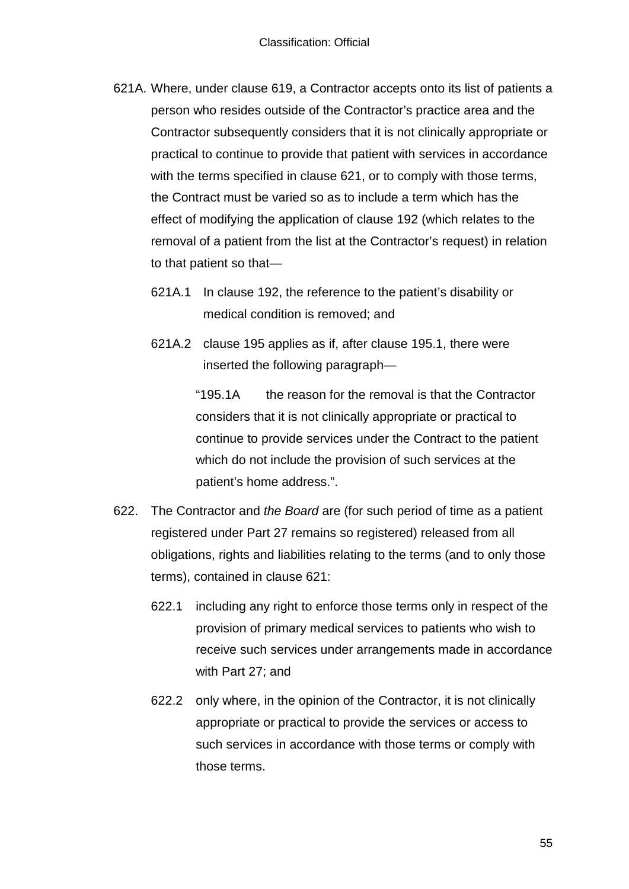621A. Where, under clause 619, a Contractor accepts onto its list of patients a person who resides outside of the Contractor's practice area and the Contractor subsequently considers that it is not clinically appropriate or practical to continue to provide that patient with services in accordance with the terms specified in clause 621, or to comply with those terms, the Contract must be varied so as to include a term which has the effect of modifying the application of clause 192 (which relates to the removal of a patient from the list at the Contractor's request) in relation to that patient so that—

621A.1 In clause 192, the reference to the patient's disability or medical condition is removed; and

621A.2 clause 195 applies as if, after clause 195.1, there were inserted the following paragraph—

> "195.1A the reason for the removal is that the Contractor considers that it is not clinically appropriate or practical to continue to provide services under the Contract to the patient which do not include the provision of such services at the patient's home address.".

622. The Contractor and *the Board* are (for such period of time as a patient registered under Part 27 remains so registered) released from all obligations, rights and liabilities relating to the terms (and to only those terms), contained in clause 621:

622.1 including any right to enforce those terms only in respect of the provision of primary medical services to patients who wish to receive such services under arrangements made in accordance with Part 27; and

622.2 only where, in the opinion of the Contractor, it is not clinically appropriate or practical to provide the services or access to such services in accordance with those terms or comply with those terms.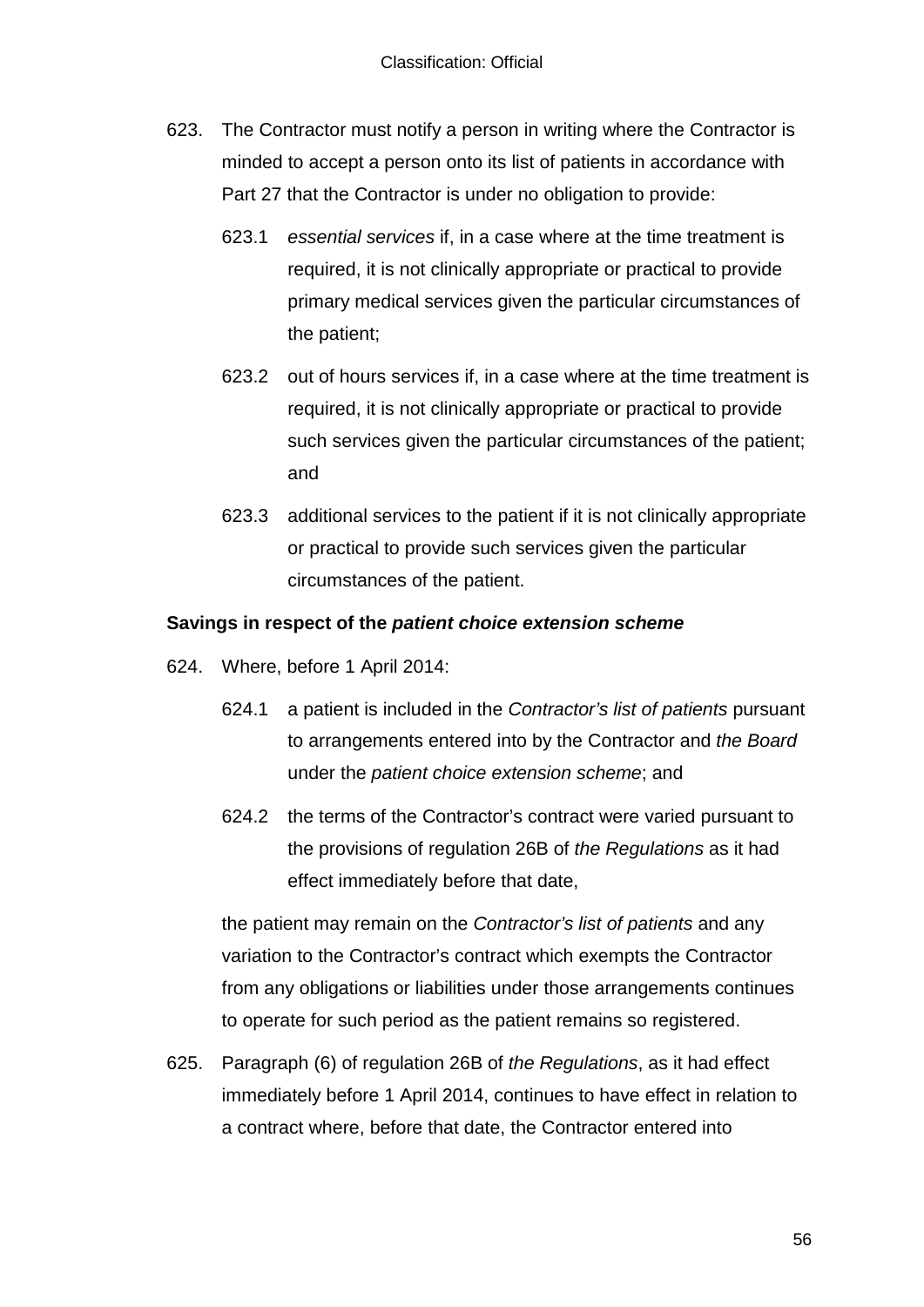623. The Contractor must notify a person in writing where the Contractor is minded to accept a person onto its list of patients in accordance with Part 27 that the Contractor is under no obligation to provide:

    623.1 *essential services* if, in a case where at the time treatment is required, it is not clinically appropriate or practical to provide primary medical services given the particular circumstances of the patient;

    623.2 out of hours services if, in a case where at the time treatment is required, it is not clinically appropriate or practical to provide such services given the particular circumstances of the patient; and

    623.3 additional services to the patient if it is not clinically appropriate or practical to provide such services given the particular circumstances of the patient.

**Savings in respect of the *patient choice extension scheme***

624. Where, before 1 April 2014:

    624.1 a patient is included in the *Contractor's list of patients* pursuant to arrangements entered into by the Contractor and *the Board* under the *patient choice extension scheme*; and

    624.2 the terms of the Contractor's contract were varied pursuant to the provisions of regulation 26B of *the Regulations* as it had effect immediately before that date,

    the patient may remain on the *Contractor's list of patients* and any variation to the Contractor's contract which exempts the Contractor from any obligations or liabilities under those arrangements continues to operate for such period as the patient remains so registered.

625. Paragraph (6) of regulation 26B of *the Regulations*, as it had effect immediately before 1 April 2014, continues to have effect in relation to a contract where, before that date, the Contractor entered into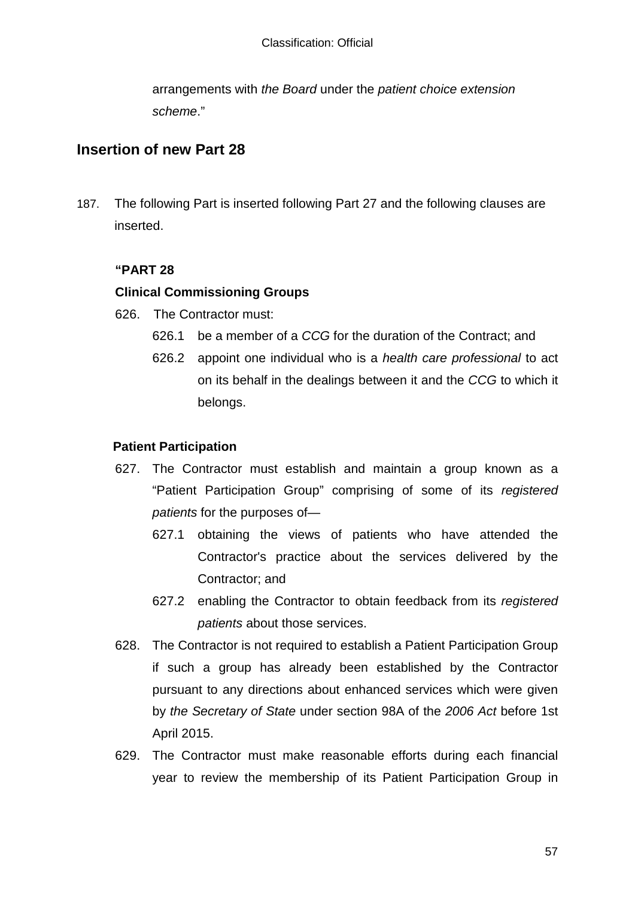arrangements with *the Board* under the *patient choice extension scheme*."

## Insertion of new Part 28

187. The following Part is inserted following Part 27 and the following clauses are inserted.

**"PART 28**

**Clinical Commissioning Groups**

626. The Contractor must:

  626.1 be a member of a *CCG* for the duration of the Contract; and

  626.2 appoint one individual who is a *health care professional* to act on its behalf in the dealings between it and the *CCG* to which it belongs.

**Patient Participation**

627. The Contractor must establish and maintain a group known as a "Patient Participation Group" comprising of some of its *registered patients* for the purposes of—

  627.1 obtaining the views of patients who have attended the Contractor's practice about the services delivered by the Contractor; and

  627.2 enabling the Contractor to obtain feedback from its *registered patients* about those services.

628. The Contractor is not required to establish a Patient Participation Group if such a group has already been established by the Contractor pursuant to any directions about enhanced services which were given by *the Secretary of State* under section 98A of the *2006 Act* before 1st April 2015.

629. The Contractor must make reasonable efforts during each financial year to review the membership of its Patient Participation Group in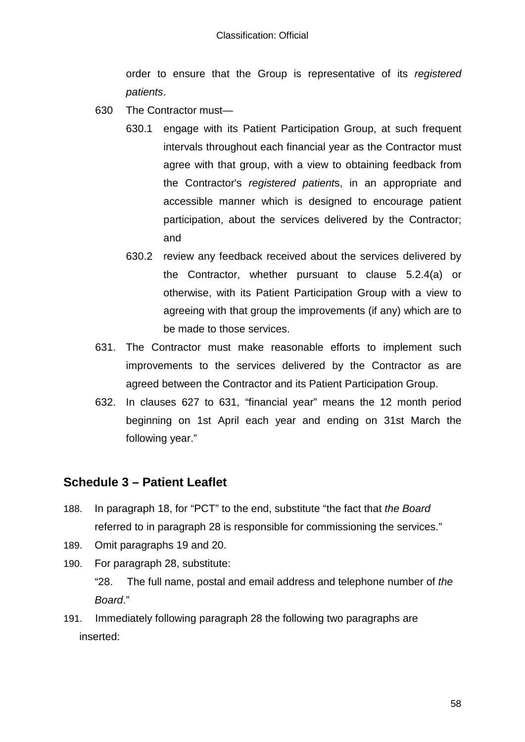order to ensure that the Group is representative of its *registered patients*.

630 The Contractor must—

630.1 engage with its Patient Participation Group, at such frequent intervals throughout each financial year as the Contractor must agree with that group, with a view to obtaining feedback from the Contractor's *registered patient*s, in an appropriate and accessible manner which is designed to encourage patient participation, about the services delivered by the Contractor; and

630.2 review any feedback received about the services delivered by the Contractor, whether pursuant to clause 5.2.4(a) or otherwise, with its Patient Participation Group with a view to agreeing with that group the improvements (if any) which are to be made to those services.

631. The Contractor must make reasonable efforts to implement such improvements to the services delivered by the Contractor as are agreed between the Contractor and its Patient Participation Group.

632. In clauses 627 to 631, "financial year" means the 12 month period beginning on 1st April each year and ending on 31st March the following year."

## Schedule 3 – Patient Leaflet

188. In paragraph 18, for "PCT" to the end, substitute "the fact that *the Board* referred to in paragraph 28 is responsible for commissioning the services."

189. Omit paragraphs 19 and 20.

190. For paragraph 28, substitute:

"28. The full name, postal and email address and telephone number of *the Board*."

191. Immediately following paragraph 28 the following two paragraphs are inserted: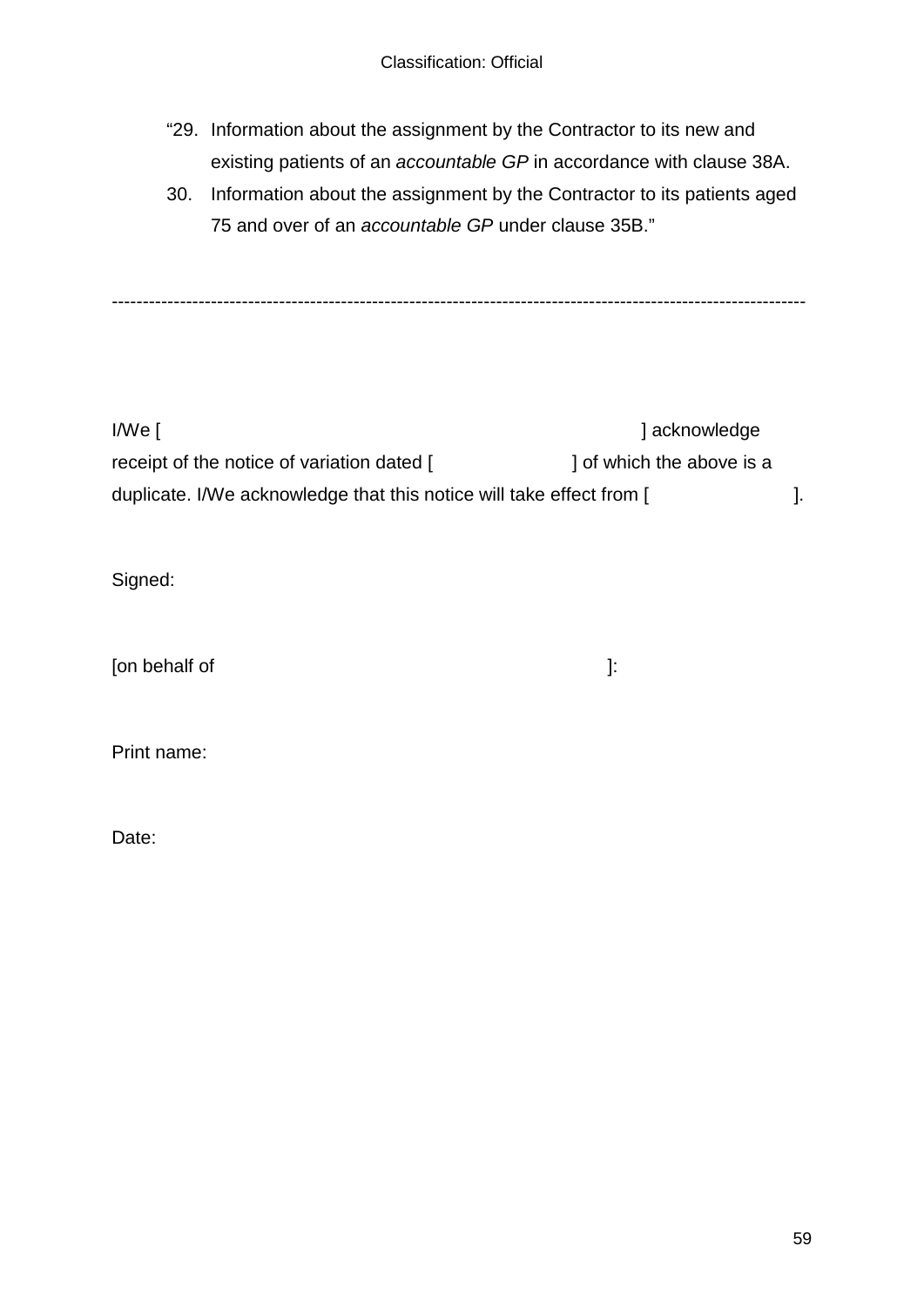"29. Information about the assignment by the Contractor to its new and existing patients of an *accountable GP* in accordance with clause 38A.

30. Information about the assignment by the Contractor to its patients aged 75 and over of an *accountable GP* under clause 35B."

---

I/We [                                                                 ] acknowledge receipt of the notice of variation dated [                    ] of which the above is a duplicate. I/We acknowledge that this notice will take effect from [                    ].

Signed:

[on behalf of                                                    ]:

Print name:

Date: